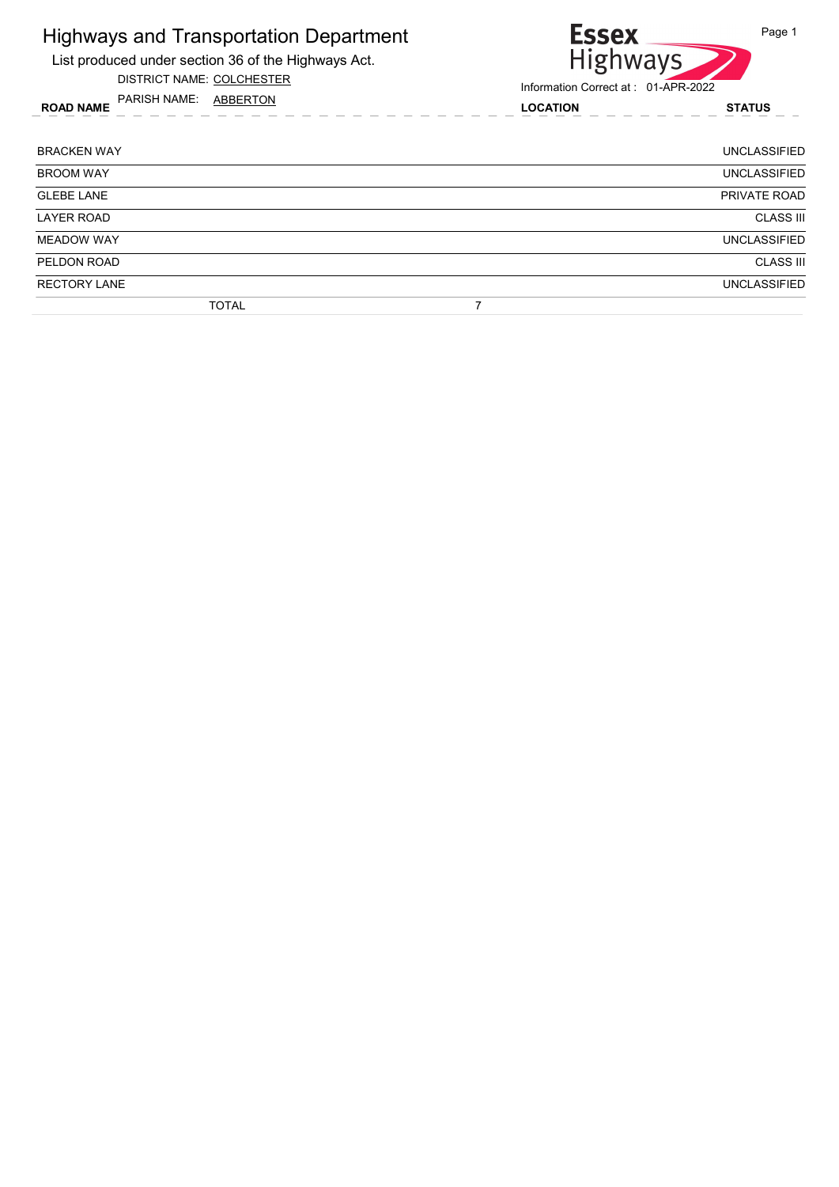# Highways and Transportation Department

List produced under section 36 of the Highways Act.

DISTRICT NAME: COLCHESTER

PARISH NAME: ABBERTON

Essex Highways

Information Correct at : 01-APR-2022

| ROAD NAME | LOCATION | STATUS |
|---|---|---|
| BRACKEN WAY | | UNCLASSIFIED |
| BROOM WAY | | UNCLASSIFIED |
| GLEBE LANE | | PRIVATE ROAD |
| LAYER ROAD | | CLASS III |
| MEADOW WAY | | UNCLASSIFIED |
| PELDON ROAD | | CLASS III |
| RECTORY LANE | | UNCLASSIFIED |
| TOTAL | 7 | |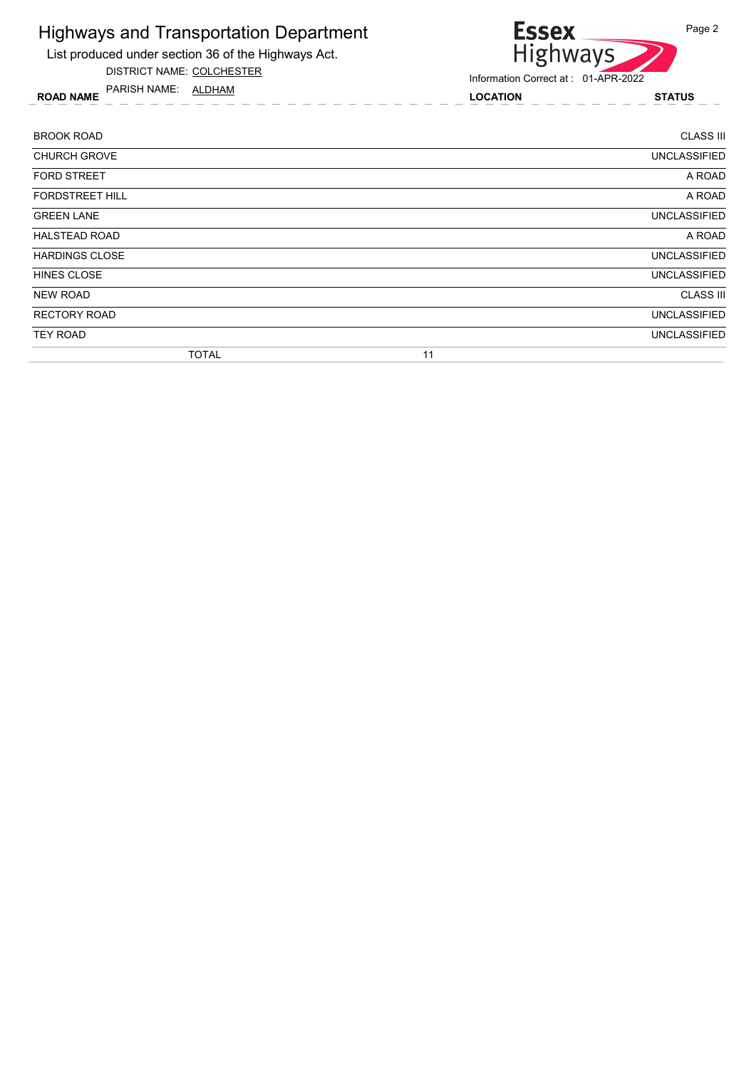# Highways and Transportation Department

List produced under section 36 of the Highways Act.

DISTRICT NAME: COLCHESTER

PARISH NAME: ALDHAM

Information Correct at : 01-APR-2022

| ROAD NAME | LOCATION | STATUS |
|---|---|---|
| BROOK ROAD | | CLASS III |
| CHURCH GROVE | | UNCLASSIFIED |
| FORD STREET | | A ROAD |
| FORDSTREET HILL | | A ROAD |
| GREEN LANE | | UNCLASSIFIED |
| HALSTEAD ROAD | | A ROAD |
| HARDINGS CLOSE | | UNCLASSIFIED |
| HINES CLOSE | | UNCLASSIFIED |
| NEW ROAD | | CLASS III |
| RECTORY ROAD | | UNCLASSIFIED |
| TEY ROAD | | UNCLASSIFIED |
| TOTAL | 11 | |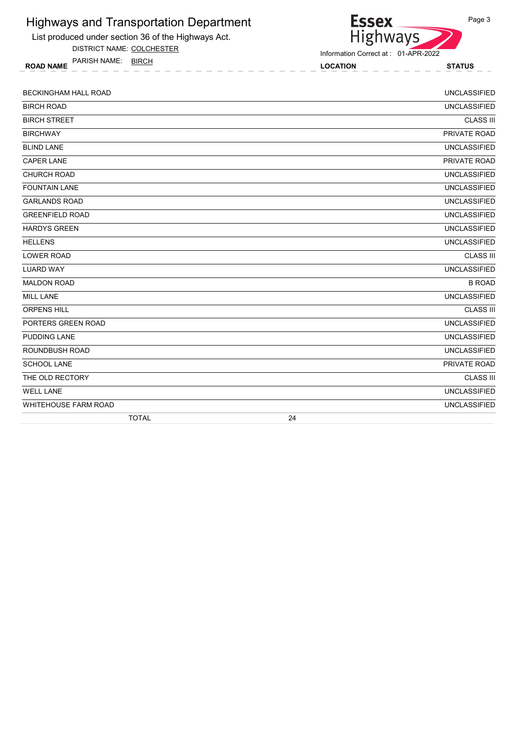# Highways and Transportation Department

List produced under section 36 of the Highways Act.

DISTRICT NAME: COLCHESTER

PARISH NAME: BIRCH

Information Correct at : 01-APR-2022

| ROAD NAME | LOCATION | STATUS |
|---|---|---|
| BECKINGHAM HALL ROAD | | UNCLASSIFIED |
| BIRCH ROAD | | UNCLASSIFIED |
| BIRCH STREET | | CLASS III |
| BIRCHWAY | | PRIVATE ROAD |
| BLIND LANE | | UNCLASSIFIED |
| CAPER LANE | | PRIVATE ROAD |
| CHURCH ROAD | | UNCLASSIFIED |
| FOUNTAIN LANE | | UNCLASSIFIED |
| GARLANDS ROAD | | UNCLASSIFIED |
| GREENFIELD ROAD | | UNCLASSIFIED |
| HARDYS GREEN | | UNCLASSIFIED |
| HELLENS | | UNCLASSIFIED |
| LOWER ROAD | | CLASS III |
| LUARD WAY | | UNCLASSIFIED |
| MALDON ROAD | | B ROAD |
| MILL LANE | | UNCLASSIFIED |
| ORPENS HILL | | CLASS III |
| PORTERS GREEN ROAD | | UNCLASSIFIED |
| PUDDING LANE | | UNCLASSIFIED |
| ROUNDBUSH ROAD | | UNCLASSIFIED |
| SCHOOL LANE | | PRIVATE ROAD |
| THE OLD RECTORY | | CLASS III |
| WELL LANE | | UNCLASSIFIED |
| WHITEHOUSE FARM ROAD | | UNCLASSIFIED |
| TOTAL | 24 | |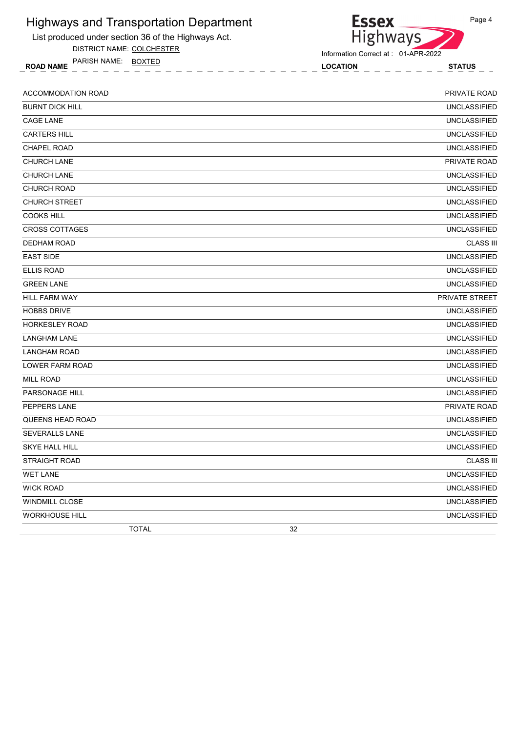# Highways and Transportation Department

List produced under section 36 of the Highways Act.

DISTRICT NAME: COLCHESTER

PARISH NAME: BOXTED

Information Correct at : 01-APR-2022

| ROAD NAME | LOCATION | STATUS |
|---|---|---|
| ACCOMMODATION ROAD | | PRIVATE ROAD |
| BURNT DICK HILL | | UNCLASSIFIED |
| CAGE LANE | | UNCLASSIFIED |
| CARTERS HILL | | UNCLASSIFIED |
| CHAPEL ROAD | | UNCLASSIFIED |
| CHURCH LANE | | PRIVATE ROAD |
| CHURCH LANE | | UNCLASSIFIED |
| CHURCH ROAD | | UNCLASSIFIED |
| CHURCH STREET | | UNCLASSIFIED |
| COOKS HILL | | UNCLASSIFIED |
| CROSS COTTAGES | | UNCLASSIFIED |
| DEDHAM ROAD | | CLASS III |
| EAST SIDE | | UNCLASSIFIED |
| ELLIS ROAD | | UNCLASSIFIED |
| GREEN LANE | | UNCLASSIFIED |
| HILL FARM WAY | | PRIVATE STREET |
| HOBBS DRIVE | | UNCLASSIFIED |
| HORKESLEY ROAD | | UNCLASSIFIED |
| LANGHAM LANE | | UNCLASSIFIED |
| LANGHAM ROAD | | UNCLASSIFIED |
| LOWER FARM ROAD | | UNCLASSIFIED |
| MILL ROAD | | UNCLASSIFIED |
| PARSONAGE HILL | | UNCLASSIFIED |
| PEPPERS LANE | | PRIVATE ROAD |
| QUEENS HEAD ROAD | | UNCLASSIFIED |
| SEVERALLS LANE | | UNCLASSIFIED |
| SKYE HALL HILL | | UNCLASSIFIED |
| STRAIGHT ROAD | | CLASS III |
| WET LANE | | UNCLASSIFIED |
| WICK ROAD | | UNCLASSIFIED |
| WINDMILL CLOSE | | UNCLASSIFIED |
| WORKHOUSE HILL | | UNCLASSIFIED |
| TOTAL | 32 | |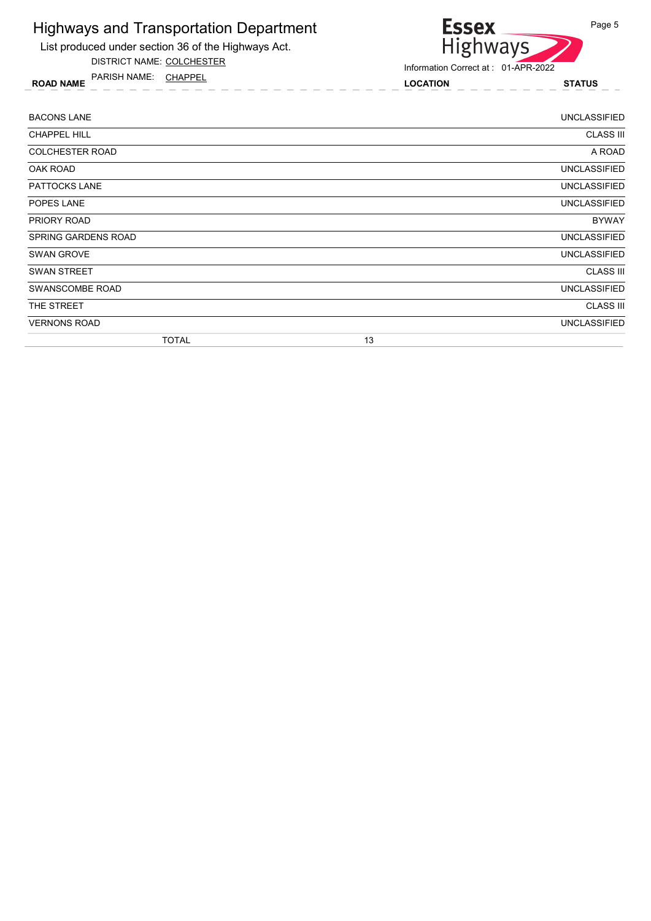# Highways and Transportation Department

List produced under section 36 of the Highways Act.

DISTRICT NAME: COLCHESTER

PARISH NAME: CHAPPEL

Information Correct at : 01-APR-2022

| ROAD NAME | LOCATION | STATUS |
|---|---|---|
| BACONS LANE | | UNCLASSIFIED |
| CHAPPEL HILL | | CLASS III |
| COLCHESTER ROAD | | A ROAD |
| OAK ROAD | | UNCLASSIFIED |
| PATTOCKS LANE | | UNCLASSIFIED |
| POPES LANE | | UNCLASSIFIED |
| PRIORY ROAD | | BYWAY |
| SPRING GARDENS ROAD | | UNCLASSIFIED |
| SWAN GROVE | | UNCLASSIFIED |
| SWAN STREET | | CLASS III |
| SWANSCOMBE ROAD | | UNCLASSIFIED |
| THE STREET | | CLASS III |
| VERNONS ROAD | | UNCLASSIFIED |
| TOTAL | 13 | |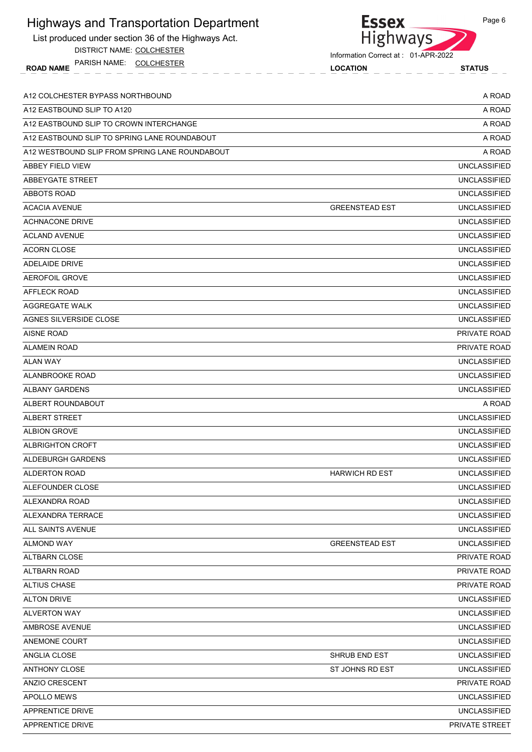# Highways and Transportation Department

List produced under section 36 of the Highways Act.

DISTRICT NAME: COLCHESTER

PARISH NAME: COLCHESTER

Information Correct at : 01-APR-2022

| ROAD NAME | LOCATION | STATUS |
|---|---|---|
| A12 COLCHESTER BYPASS NORTHBOUND | | A ROAD |
| A12 EASTBOUND SLIP TO A120 | | A ROAD |
| A12 EASTBOUND SLIP TO CROWN INTERCHANGE | | A ROAD |
| A12 EASTBOUND SLIP TO SPRING LANE ROUNDABOUT | | A ROAD |
| A12 WESTBOUND SLIP FROM SPRING LANE ROUNDABOUT | | A ROAD |
| ABBEY FIELD VIEW | | UNCLASSIFIED |
| ABBEYGATE STREET | | UNCLASSIFIED |
| ABBOTS ROAD | | UNCLASSIFIED |
| ACACIA AVENUE | GREENSTEAD EST | UNCLASSIFIED |
| ACHNACONE DRIVE | | UNCLASSIFIED |
| ACLAND AVENUE | | UNCLASSIFIED |
| ACORN CLOSE | | UNCLASSIFIED |
| ADELAIDE DRIVE | | UNCLASSIFIED |
| AEROFOIL GROVE | | UNCLASSIFIED |
| AFFLECK ROAD | | UNCLASSIFIED |
| AGGREGATE WALK | | UNCLASSIFIED |
| AGNES SILVERSIDE CLOSE | | UNCLASSIFIED |
| AISNE ROAD | | PRIVATE ROAD |
| ALAMEIN ROAD | | PRIVATE ROAD |
| ALAN WAY | | UNCLASSIFIED |
| ALANBROOKE ROAD | | UNCLASSIFIED |
| ALBANY GARDENS | | UNCLASSIFIED |
| ALBERT ROUNDABOUT | | A ROAD |
| ALBERT STREET | | UNCLASSIFIED |
| ALBION GROVE | | UNCLASSIFIED |
| ALBRIGHTON CROFT | | UNCLASSIFIED |
| ALDEBURGH GARDENS | | UNCLASSIFIED |
| ALDERTON ROAD | HARWICH RD EST | UNCLASSIFIED |
| ALEFOUNDER CLOSE | | UNCLASSIFIED |
| ALEXANDRA ROAD | | UNCLASSIFIED |
| ALEXANDRA TERRACE | | UNCLASSIFIED |
| ALL SAINTS AVENUE | | UNCLASSIFIED |
| ALMOND WAY | GREENSTEAD EST | UNCLASSIFIED |
| ALTBARN CLOSE | | PRIVATE ROAD |
| ALTBARN ROAD | | PRIVATE ROAD |
| ALTIUS CHASE | | PRIVATE ROAD |
| ALTON DRIVE | | UNCLASSIFIED |
| ALVERTON WAY | | UNCLASSIFIED |
| AMBROSE AVENUE | | UNCLASSIFIED |
| ANEMONE COURT | | UNCLASSIFIED |
| ANGLIA CLOSE | SHRUB END EST | UNCLASSIFIED |
| ANTHONY CLOSE | ST JOHNS RD EST | UNCLASSIFIED |
| ANZIO CRESCENT | | PRIVATE ROAD |
| APOLLO MEWS | | UNCLASSIFIED |
| APPRENTICE DRIVE | | UNCLASSIFIED |
| APPRENTICE DRIVE | | PRIVATE STREET |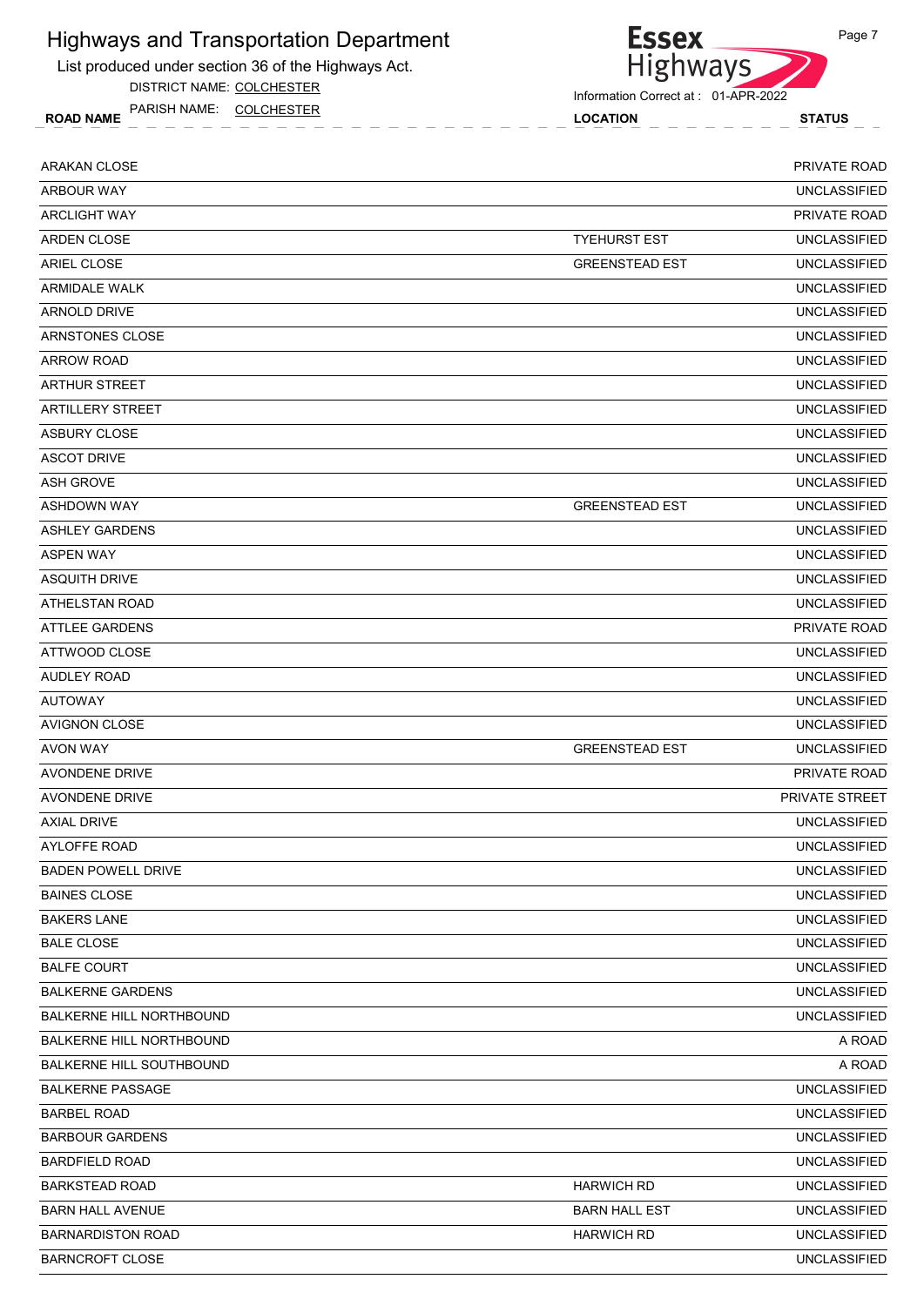# Highways and Transportation Department

List produced under section 36 of the Highways Act.

DISTRICT NAME: COLCHESTER

PARISH NAME: COLCHESTER

Information Correct at : 01-APR-2022

| ROAD NAME | LOCATION | STATUS |
|---|---|---|
| ARAKAN CLOSE | | PRIVATE ROAD |
| ARBOUR WAY | | UNCLASSIFIED |
| ARCLIGHT WAY | | PRIVATE ROAD |
| ARDEN CLOSE | TYEHURST EST | UNCLASSIFIED |
| ARIEL CLOSE | GREENSTEAD EST | UNCLASSIFIED |
| ARMIDALE WALK | | UNCLASSIFIED |
| ARNOLD DRIVE | | UNCLASSIFIED |
| ARNSTONES CLOSE | | UNCLASSIFIED |
| ARROW ROAD | | UNCLASSIFIED |
| ARTHUR STREET | | UNCLASSIFIED |
| ARTILLERY STREET | | UNCLASSIFIED |
| ASBURY CLOSE | | UNCLASSIFIED |
| ASCOT DRIVE | | UNCLASSIFIED |
| ASH GROVE | | UNCLASSIFIED |
| ASHDOWN WAY | GREENSTEAD EST | UNCLASSIFIED |
| ASHLEY GARDENS | | UNCLASSIFIED |
| ASPEN WAY | | UNCLASSIFIED |
| ASQUITH DRIVE | | UNCLASSIFIED |
| ATHELSTAN ROAD | | UNCLASSIFIED |
| ATTLEE GARDENS | | PRIVATE ROAD |
| ATTWOOD CLOSE | | UNCLASSIFIED |
| AUDLEY ROAD | | UNCLASSIFIED |
| AUTOWAY | | UNCLASSIFIED |
| AVIGNON CLOSE | | UNCLASSIFIED |
| AVON WAY | GREENSTEAD EST | UNCLASSIFIED |
| AVONDENE DRIVE | | PRIVATE ROAD |
| AVONDENE DRIVE | | PRIVATE STREET |
| AXIAL DRIVE | | UNCLASSIFIED |
| AYLOFFE ROAD | | UNCLASSIFIED |
| BADEN POWELL DRIVE | | UNCLASSIFIED |
| BAINES CLOSE | | UNCLASSIFIED |
| BAKERS LANE | | UNCLASSIFIED |
| BALE CLOSE | | UNCLASSIFIED |
| BALFE COURT | | UNCLASSIFIED |
| BALKERNE GARDENS | | UNCLASSIFIED |
| BALKERNE HILL NORTHBOUND | | UNCLASSIFIED |
| BALKERNE HILL NORTHBOUND | | A ROAD |
| BALKERNE HILL SOUTHBOUND | | A ROAD |
| BALKERNE PASSAGE | | UNCLASSIFIED |
| BARBEL ROAD | | UNCLASSIFIED |
| BARBOUR GARDENS | | UNCLASSIFIED |
| BARDFIELD ROAD | | UNCLASSIFIED |
| BARKSTEAD ROAD | HARWICH RD | UNCLASSIFIED |
| BARN HALL AVENUE | BARN HALL EST | UNCLASSIFIED |
| BARNARDISTON ROAD | HARWICH RD | UNCLASSIFIED |
| BARNCROFT CLOSE | | UNCLASSIFIED |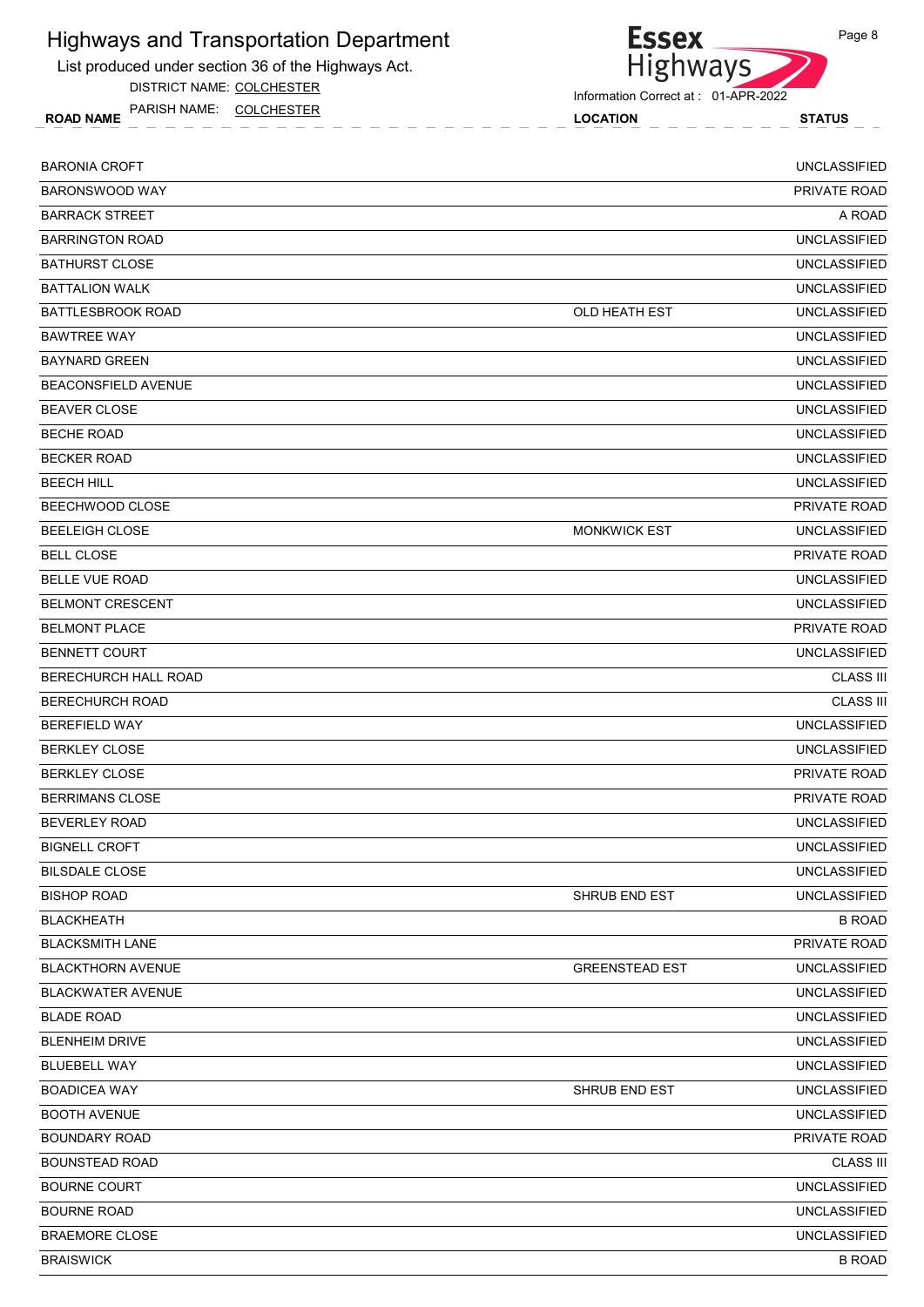# Highways and Transportation Department

List produced under section 36 of the Highways Act.

DISTRICT NAME: COLCHESTER

PARISH NAME: COLCHESTER

Information Correct at : 01-APR-2022

| ROAD NAME | LOCATION | STATUS |
|---|---|---|
| BARONIA CROFT | | UNCLASSIFIED |
| BARONSWOOD WAY | | PRIVATE ROAD |
| BARRACK STREET | | A ROAD |
| BARRINGTON ROAD | | UNCLASSIFIED |
| BATHURST CLOSE | | UNCLASSIFIED |
| BATTALION WALK | | UNCLASSIFIED |
| BATTLESBROOK ROAD | OLD HEATH EST | UNCLASSIFIED |
| BAWTREE WAY | | UNCLASSIFIED |
| BAYNARD GREEN | | UNCLASSIFIED |
| BEACONSFIELD AVENUE | | UNCLASSIFIED |
| BEAVER CLOSE | | UNCLASSIFIED |
| BECHE ROAD | | UNCLASSIFIED |
| BECKER ROAD | | UNCLASSIFIED |
| BEECH HILL | | UNCLASSIFIED |
| BEECHWOOD CLOSE | | PRIVATE ROAD |
| BEELEIGH CLOSE | MONKWICK EST | UNCLASSIFIED |
| BELL CLOSE | | PRIVATE ROAD |
| BELLE VUE ROAD | | UNCLASSIFIED |
| BELMONT CRESCENT | | UNCLASSIFIED |
| BELMONT PLACE | | PRIVATE ROAD |
| BENNETT COURT | | UNCLASSIFIED |
| BERECHURCH HALL ROAD | | CLASS III |
| BERECHURCH ROAD | | CLASS III |
| BEREFIELD WAY | | UNCLASSIFIED |
| BERKLEY CLOSE | | UNCLASSIFIED |
| BERKLEY CLOSE | | PRIVATE ROAD |
| BERRIMANS CLOSE | | PRIVATE ROAD |
| BEVERLEY ROAD | | UNCLASSIFIED |
| BIGNELL CROFT | | UNCLASSIFIED |
| BILSDALE CLOSE | | UNCLASSIFIED |
| BISHOP ROAD | SHRUB END EST | UNCLASSIFIED |
| BLACKHEATH | | B ROAD |
| BLACKSMITH LANE | | PRIVATE ROAD |
| BLACKTHORN AVENUE | GREENSTEAD EST | UNCLASSIFIED |
| BLACKWATER AVENUE | | UNCLASSIFIED |
| BLADE ROAD | | UNCLASSIFIED |
| BLENHEIM DRIVE | | UNCLASSIFIED |
| BLUEBELL WAY | | UNCLASSIFIED |
| BOADICEA WAY | SHRUB END EST | UNCLASSIFIED |
| BOOTH AVENUE | | UNCLASSIFIED |
| BOUNDARY ROAD | | PRIVATE ROAD |
| BOUNSTEAD ROAD | | CLASS III |
| BOURNE COURT | | UNCLASSIFIED |
| BOURNE ROAD | | UNCLASSIFIED |
| BRAEMORE CLOSE | | UNCLASSIFIED |
| BRAISWICK | | B ROAD |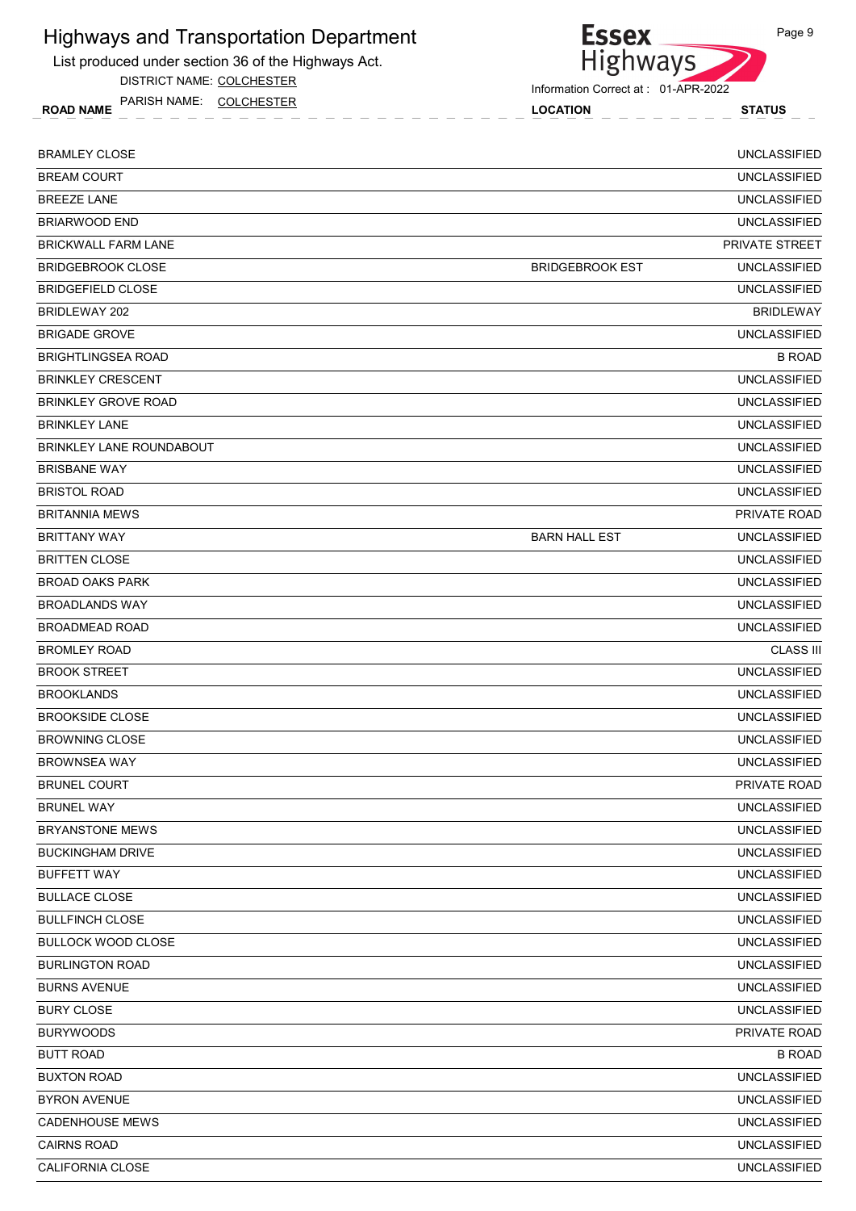# Highways and Transportation Department

List produced under section 36 of the Highways Act.

DISTRICT NAME: COLCHESTER

PARISH NAME: COLCHESTER

Information Correct at : 01-APR-2022

| ROAD NAME | LOCATION | STATUS |
|---|---|---|
| BRAMLEY CLOSE | | UNCLASSIFIED |
| BREAM COURT | | UNCLASSIFIED |
| BREEZE LANE | | UNCLASSIFIED |
| BRIARWOOD END | | UNCLASSIFIED |
| BRICKWALL FARM LANE | | PRIVATE STREET |
| BRIDGEBROOK CLOSE | BRIDGEBROOK EST | UNCLASSIFIED |
| BRIDGEFIELD CLOSE | | UNCLASSIFIED |
| BRIDLEWAY 202 | | BRIDLEWAY |
| BRIGADE GROVE | | UNCLASSIFIED |
| BRIGHTLINGSEA ROAD | | B ROAD |
| BRINKLEY CRESCENT | | UNCLASSIFIED |
| BRINKLEY GROVE ROAD | | UNCLASSIFIED |
| BRINKLEY LANE | | UNCLASSIFIED |
| BRINKLEY LANE ROUNDABOUT | | UNCLASSIFIED |
| BRISBANE WAY | | UNCLASSIFIED |
| BRISTOL ROAD | | UNCLASSIFIED |
| BRITANNIA MEWS | | PRIVATE ROAD |
| BRITTANY WAY | BARN HALL EST | UNCLASSIFIED |
| BRITTEN CLOSE | | UNCLASSIFIED |
| BROAD OAKS PARK | | UNCLASSIFIED |
| BROADLANDS WAY | | UNCLASSIFIED |
| BROADMEAD ROAD | | UNCLASSIFIED |
| BROMLEY ROAD | | CLASS III |
| BROOK STREET | | UNCLASSIFIED |
| BROOKLANDS | | UNCLASSIFIED |
| BROOKSIDE CLOSE | | UNCLASSIFIED |
| BROWNING CLOSE | | UNCLASSIFIED |
| BROWNSEA WAY | | UNCLASSIFIED |
| BRUNEL COURT | | PRIVATE ROAD |
| BRUNEL WAY | | UNCLASSIFIED |
| BRYANSTONE MEWS | | UNCLASSIFIED |
| BUCKINGHAM DRIVE | | UNCLASSIFIED |
| BUFFETT WAY | | UNCLASSIFIED |
| BULLACE CLOSE | | UNCLASSIFIED |
| BULLFINCH CLOSE | | UNCLASSIFIED |
| BULLOCK WOOD CLOSE | | UNCLASSIFIED |
| BURLINGTON ROAD | | UNCLASSIFIED |
| BURNS AVENUE | | UNCLASSIFIED |
| BURY CLOSE | | UNCLASSIFIED |
| BURYWOODS | | PRIVATE ROAD |
| BUTT ROAD | | B ROAD |
| BUXTON ROAD | | UNCLASSIFIED |
| BYRON AVENUE | | UNCLASSIFIED |
| CADENHOUSE MEWS | | UNCLASSIFIED |
| CAIRNS ROAD | | UNCLASSIFIED |
| CALIFORNIA CLOSE | | UNCLASSIFIED |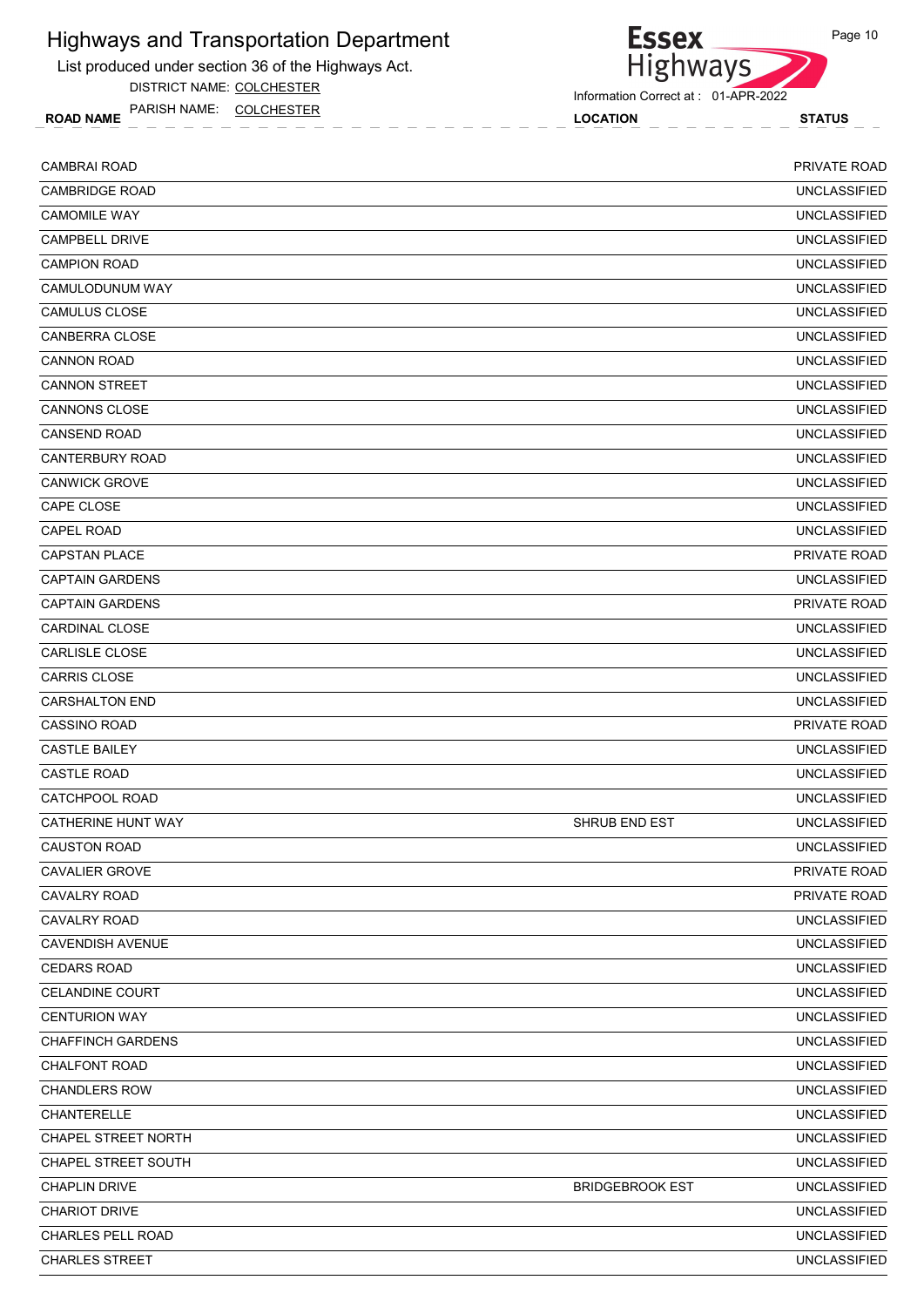# Highways and Transportation Department

List produced under section 36 of the Highways Act.

DISTRICT NAME: COLCHESTER

PARISH NAME: COLCHESTER

Information Correct at : 01-APR-2022

| ROAD NAME | LOCATION | STATUS |
|---|---|---|
| CAMBRAI ROAD | | PRIVATE ROAD |
| CAMBRIDGE ROAD | | UNCLASSIFIED |
| CAMOMILE WAY | | UNCLASSIFIED |
| CAMPBELL DRIVE | | UNCLASSIFIED |
| CAMPION ROAD | | UNCLASSIFIED |
| CAMULODUNUM WAY | | UNCLASSIFIED |
| CAMULUS CLOSE | | UNCLASSIFIED |
| CANBERRA CLOSE | | UNCLASSIFIED |
| CANNON ROAD | | UNCLASSIFIED |
| CANNON STREET | | UNCLASSIFIED |
| CANNONS CLOSE | | UNCLASSIFIED |
| CANSEND ROAD | | UNCLASSIFIED |
| CANTERBURY ROAD | | UNCLASSIFIED |
| CANWICK GROVE | | UNCLASSIFIED |
| CAPE CLOSE | | UNCLASSIFIED |
| CAPEL ROAD | | UNCLASSIFIED |
| CAPSTAN PLACE | | PRIVATE ROAD |
| CAPTAIN GARDENS | | UNCLASSIFIED |
| CAPTAIN GARDENS | | PRIVATE ROAD |
| CARDINAL CLOSE | | UNCLASSIFIED |
| CARLISLE CLOSE | | UNCLASSIFIED |
| CARRIS CLOSE | | UNCLASSIFIED |
| CARSHALTON END | | UNCLASSIFIED |
| CASSINO ROAD | | PRIVATE ROAD |
| CASTLE BAILEY | | UNCLASSIFIED |
| CASTLE ROAD | | UNCLASSIFIED |
| CATCHPOOL ROAD | | UNCLASSIFIED |
| CATHERINE HUNT WAY | SHRUB END EST | UNCLASSIFIED |
| CAUSTON ROAD | | UNCLASSIFIED |
| CAVALIER GROVE | | PRIVATE ROAD |
| CAVALRY ROAD | | PRIVATE ROAD |
| CAVALRY ROAD | | UNCLASSIFIED |
| CAVENDISH AVENUE | | UNCLASSIFIED |
| CEDARS ROAD | | UNCLASSIFIED |
| CELANDINE COURT | | UNCLASSIFIED |
| CENTURION WAY | | UNCLASSIFIED |
| CHAFFINCH GARDENS | | UNCLASSIFIED |
| CHALFONT ROAD | | UNCLASSIFIED |
| CHANDLERS ROW | | UNCLASSIFIED |
| CHANTERELLE | | UNCLASSIFIED |
| CHAPEL STREET NORTH | | UNCLASSIFIED |
| CHAPEL STREET SOUTH | | UNCLASSIFIED |
| CHAPLIN DRIVE | BRIDGEBROOK EST | UNCLASSIFIED |
| CHARIOT DRIVE | | UNCLASSIFIED |
| CHARLES PELL ROAD | | UNCLASSIFIED |
| CHARLES STREET | | UNCLASSIFIED |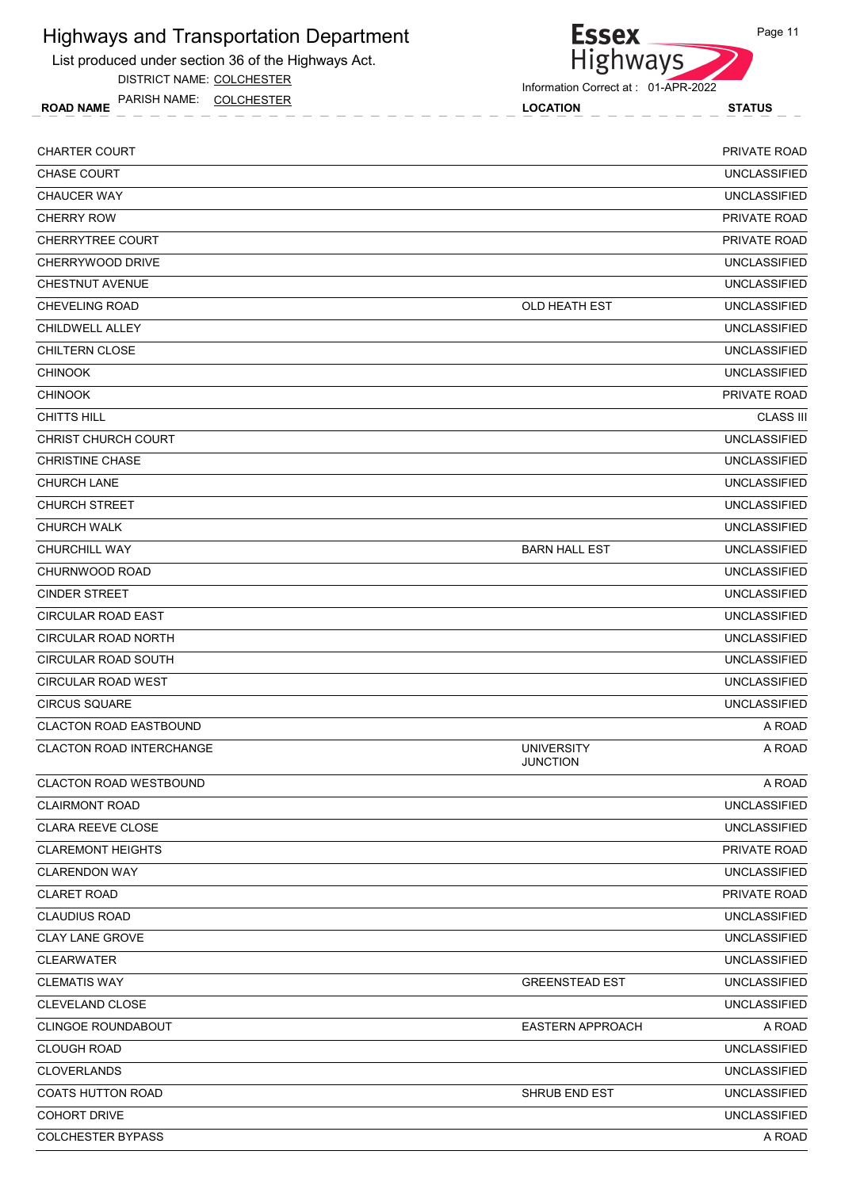# Highways and Transportation Department

List produced under section 36 of the Highways Act.

DISTRICT NAME: COLCHESTER

PARISH NAME: COLCHESTER

Information Correct at : 01-APR-2022

| ROAD NAME | LOCATION | STATUS |
|---|---|---|
| CHARTER COURT | | PRIVATE ROAD |
| CHASE COURT | | UNCLASSIFIED |
| CHAUCER WAY | | UNCLASSIFIED |
| CHERRY ROW | | PRIVATE ROAD |
| CHERRYTREE COURT | | PRIVATE ROAD |
| CHERRYWOOD DRIVE | | UNCLASSIFIED |
| CHESTNUT AVENUE | | UNCLASSIFIED |
| CHEVELING ROAD | OLD HEATH EST | UNCLASSIFIED |
| CHILDWELL ALLEY | | UNCLASSIFIED |
| CHILTERN CLOSE | | UNCLASSIFIED |
| CHINOOK | | UNCLASSIFIED |
| CHINOOK | | PRIVATE ROAD |
| CHITTS HILL | | CLASS III |
| CHRIST CHURCH COURT | | UNCLASSIFIED |
| CHRISTINE CHASE | | UNCLASSIFIED |
| CHURCH LANE | | UNCLASSIFIED |
| CHURCH STREET | | UNCLASSIFIED |
| CHURCH WALK | | UNCLASSIFIED |
| CHURCHILL WAY | BARN HALL EST | UNCLASSIFIED |
| CHURNWOOD ROAD | | UNCLASSIFIED |
| CINDER STREET | | UNCLASSIFIED |
| CIRCULAR ROAD EAST | | UNCLASSIFIED |
| CIRCULAR ROAD NORTH | | UNCLASSIFIED |
| CIRCULAR ROAD SOUTH | | UNCLASSIFIED |
| CIRCULAR ROAD WEST | | UNCLASSIFIED |
| CIRCUS SQUARE | | UNCLASSIFIED |
| CLACTON ROAD EASTBOUND | | A ROAD |
| CLACTON ROAD INTERCHANGE | UNIVERSITY JUNCTION | A ROAD |
| CLACTON ROAD WESTBOUND | | A ROAD |
| CLAIRMONT ROAD | | UNCLASSIFIED |
| CLARA REEVE CLOSE | | UNCLASSIFIED |
| CLAREMONT HEIGHTS | | PRIVATE ROAD |
| CLARENDON WAY | | UNCLASSIFIED |
| CLARET ROAD | | PRIVATE ROAD |
| CLAUDIUS ROAD | | UNCLASSIFIED |
| CLAY LANE GROVE | | UNCLASSIFIED |
| CLEARWATER | | UNCLASSIFIED |
| CLEMATIS WAY | GREENSTEAD EST | UNCLASSIFIED |
| CLEVELAND CLOSE | | UNCLASSIFIED |
| CLINGOE ROUNDABOUT | EASTERN APPROACH | A ROAD |
| CLOUGH ROAD | | UNCLASSIFIED |
| CLOVERLANDS | | UNCLASSIFIED |
| COATS HUTTON ROAD | SHRUB END EST | UNCLASSIFIED |
| COHORT DRIVE | | UNCLASSIFIED |
| COLCHESTER BYPASS | | A ROAD |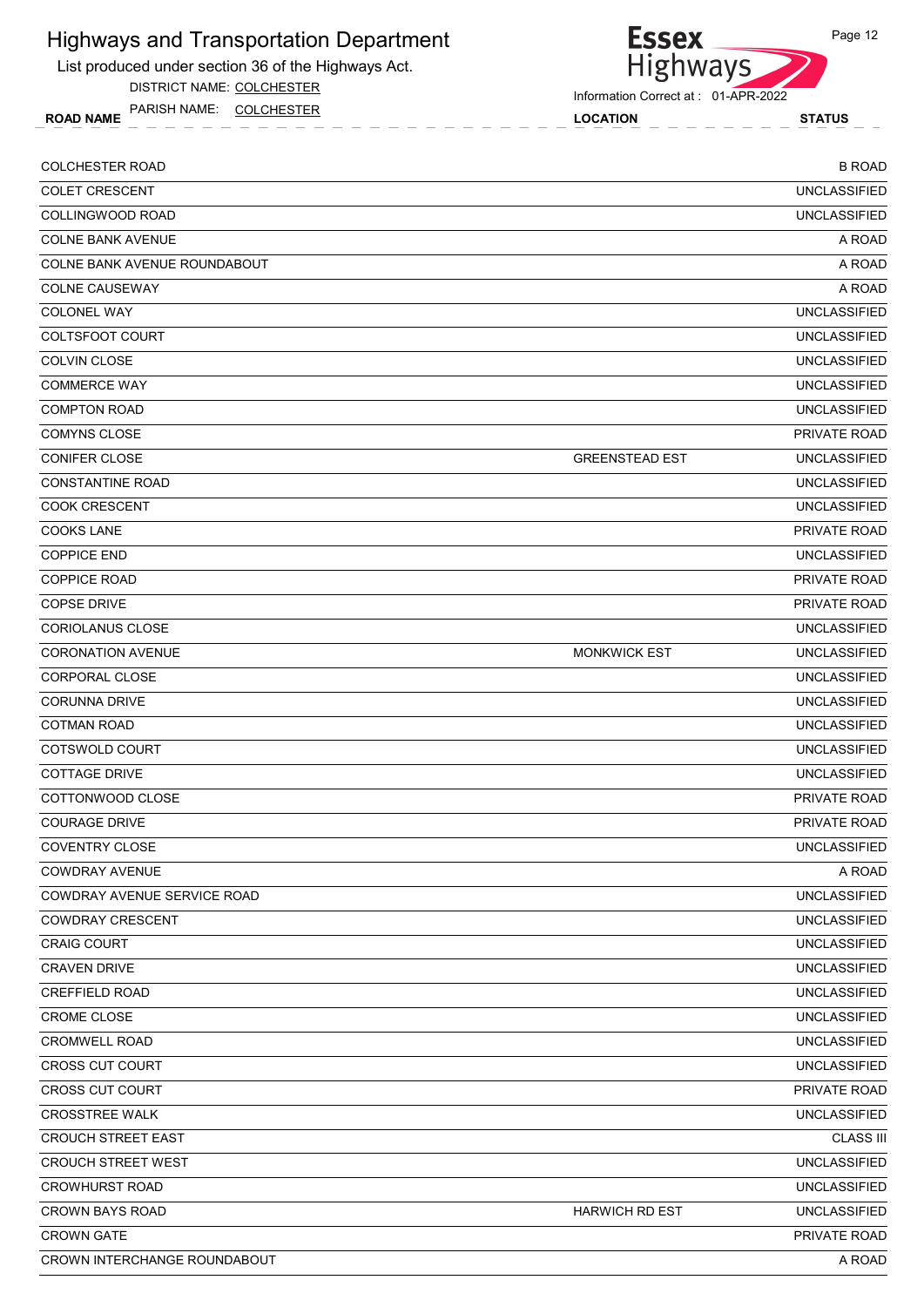# Highways and Transportation Department

List produced under section 36 of the Highways Act.

DISTRICT NAME: COLCHESTER

PARISH NAME: COLCHESTER

Information Correct at : 01-APR-2022

| ROAD NAME | LOCATION | STATUS |
|---|---|---|
| COLCHESTER ROAD | | B ROAD |
| COLET CRESCENT | | UNCLASSIFIED |
| COLLINGWOOD ROAD | | UNCLASSIFIED |
| COLNE BANK AVENUE | | A ROAD |
| COLNE BANK AVENUE ROUNDABOUT | | A ROAD |
| COLNE CAUSEWAY | | A ROAD |
| COLONEL WAY | | UNCLASSIFIED |
| COLTSFOOT COURT | | UNCLASSIFIED |
| COLVIN CLOSE | | UNCLASSIFIED |
| COMMERCE WAY | | UNCLASSIFIED |
| COMPTON ROAD | | UNCLASSIFIED |
| COMYNS CLOSE | | PRIVATE ROAD |
| CONIFER CLOSE | GREENSTEAD EST | UNCLASSIFIED |
| CONSTANTINE ROAD | | UNCLASSIFIED |
| COOK CRESCENT | | UNCLASSIFIED |
| COOKS LANE | | PRIVATE ROAD |
| COPPICE END | | UNCLASSIFIED |
| COPPICE ROAD | | PRIVATE ROAD |
| COPSE DRIVE | | PRIVATE ROAD |
| CORIOLANUS CLOSE | | UNCLASSIFIED |
| CORONATION AVENUE | MONKWICK EST | UNCLASSIFIED |
| CORPORAL CLOSE | | UNCLASSIFIED |
| CORUNNA DRIVE | | UNCLASSIFIED |
| COTMAN ROAD | | UNCLASSIFIED |
| COTSWOLD COURT | | UNCLASSIFIED |
| COTTAGE DRIVE | | UNCLASSIFIED |
| COTTONWOOD CLOSE | | PRIVATE ROAD |
| COURAGE DRIVE | | PRIVATE ROAD |
| COVENTRY CLOSE | | UNCLASSIFIED |
| COWDRAY AVENUE | | A ROAD |
| COWDRAY AVENUE SERVICE ROAD | | UNCLASSIFIED |
| COWDRAY CRESCENT | | UNCLASSIFIED |
| CRAIG COURT | | UNCLASSIFIED |
| CRAVEN DRIVE | | UNCLASSIFIED |
| CREFFIELD ROAD | | UNCLASSIFIED |
| CROME CLOSE | | UNCLASSIFIED |
| CROMWELL ROAD | | UNCLASSIFIED |
| CROSS CUT COURT | | UNCLASSIFIED |
| CROSS CUT COURT | | PRIVATE ROAD |
| CROSSTREE WALK | | UNCLASSIFIED |
| CROUCH STREET EAST | | CLASS III |
| CROUCH STREET WEST | | UNCLASSIFIED |
| CROWHURST ROAD | | UNCLASSIFIED |
| CROWN BAYS ROAD | HARWICH RD EST | UNCLASSIFIED |
| CROWN GATE | | PRIVATE ROAD |
| CROWN INTERCHANGE ROUNDABOUT | | A ROAD |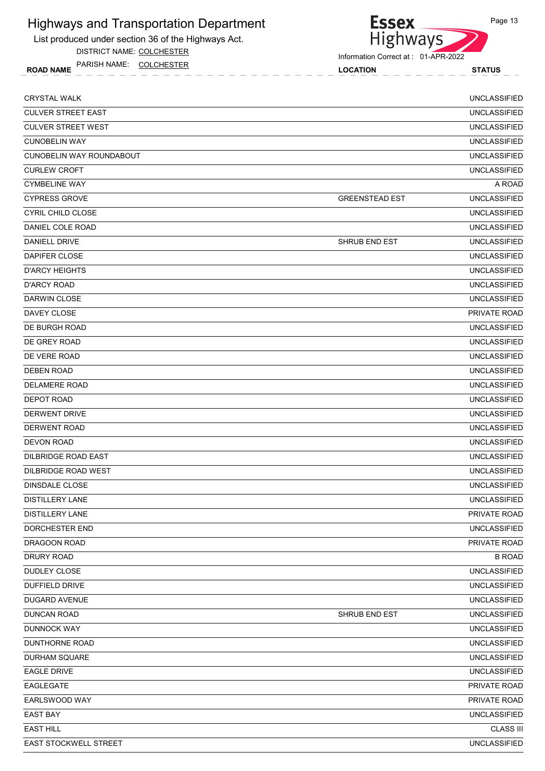# Highways and Transportation Department

List produced under section 36 of the Highways Act.

DISTRICT NAME: COLCHESTER

PARISH NAME: COLCHESTER

Information Correct at : 01-APR-2022

| ROAD NAME | LOCATION | STATUS |
|---|---|---|
| CRYSTAL WALK | | UNCLASSIFIED |
| CULVER STREET EAST | | UNCLASSIFIED |
| CULVER STREET WEST | | UNCLASSIFIED |
| CUNOBELIN WAY | | UNCLASSIFIED |
| CUNOBELIN WAY ROUNDABOUT | | UNCLASSIFIED |
| CURLEW CROFT | | UNCLASSIFIED |
| CYMBELINE WAY | | A ROAD |
| CYPRESS GROVE | GREENSTEAD EST | UNCLASSIFIED |
| CYRIL CHILD CLOSE | | UNCLASSIFIED |
| DANIEL COLE ROAD | | UNCLASSIFIED |
| DANIELL DRIVE | SHRUB END EST | UNCLASSIFIED |
| DAPIFER CLOSE | | UNCLASSIFIED |
| D'ARCY HEIGHTS | | UNCLASSIFIED |
| D'ARCY ROAD | | UNCLASSIFIED |
| DARWIN CLOSE | | UNCLASSIFIED |
| DAVEY CLOSE | | PRIVATE ROAD |
| DE BURGH ROAD | | UNCLASSIFIED |
| DE GREY ROAD | | UNCLASSIFIED |
| DE VERE ROAD | | UNCLASSIFIED |
| DEBEN ROAD | | UNCLASSIFIED |
| DELAMERE ROAD | | UNCLASSIFIED |
| DEPOT ROAD | | UNCLASSIFIED |
| DERWENT DRIVE | | UNCLASSIFIED |
| DERWENT ROAD | | UNCLASSIFIED |
| DEVON ROAD | | UNCLASSIFIED |
| DILBRIDGE ROAD EAST | | UNCLASSIFIED |
| DILBRIDGE ROAD WEST | | UNCLASSIFIED |
| DINSDALE CLOSE | | UNCLASSIFIED |
| DISTILLERY LANE | | UNCLASSIFIED |
| DISTILLERY LANE | | PRIVATE ROAD |
| DORCHESTER END | | UNCLASSIFIED |
| DRAGOON ROAD | | PRIVATE ROAD |
| DRURY ROAD | | B ROAD |
| DUDLEY CLOSE | | UNCLASSIFIED |
| DUFFIELD DRIVE | | UNCLASSIFIED |
| DUGARD AVENUE | | UNCLASSIFIED |
| DUNCAN ROAD | SHRUB END EST | UNCLASSIFIED |
| DUNNOCK WAY | | UNCLASSIFIED |
| DUNTHORNE ROAD | | UNCLASSIFIED |
| DURHAM SQUARE | | UNCLASSIFIED |
| EAGLE DRIVE | | UNCLASSIFIED |
| EAGLEGATE | | PRIVATE ROAD |
| EARLSWOOD WAY | | PRIVATE ROAD |
| EAST BAY | | UNCLASSIFIED |
| EAST HILL | | CLASS III |
| EAST STOCKWELL STREET | | UNCLASSIFIED |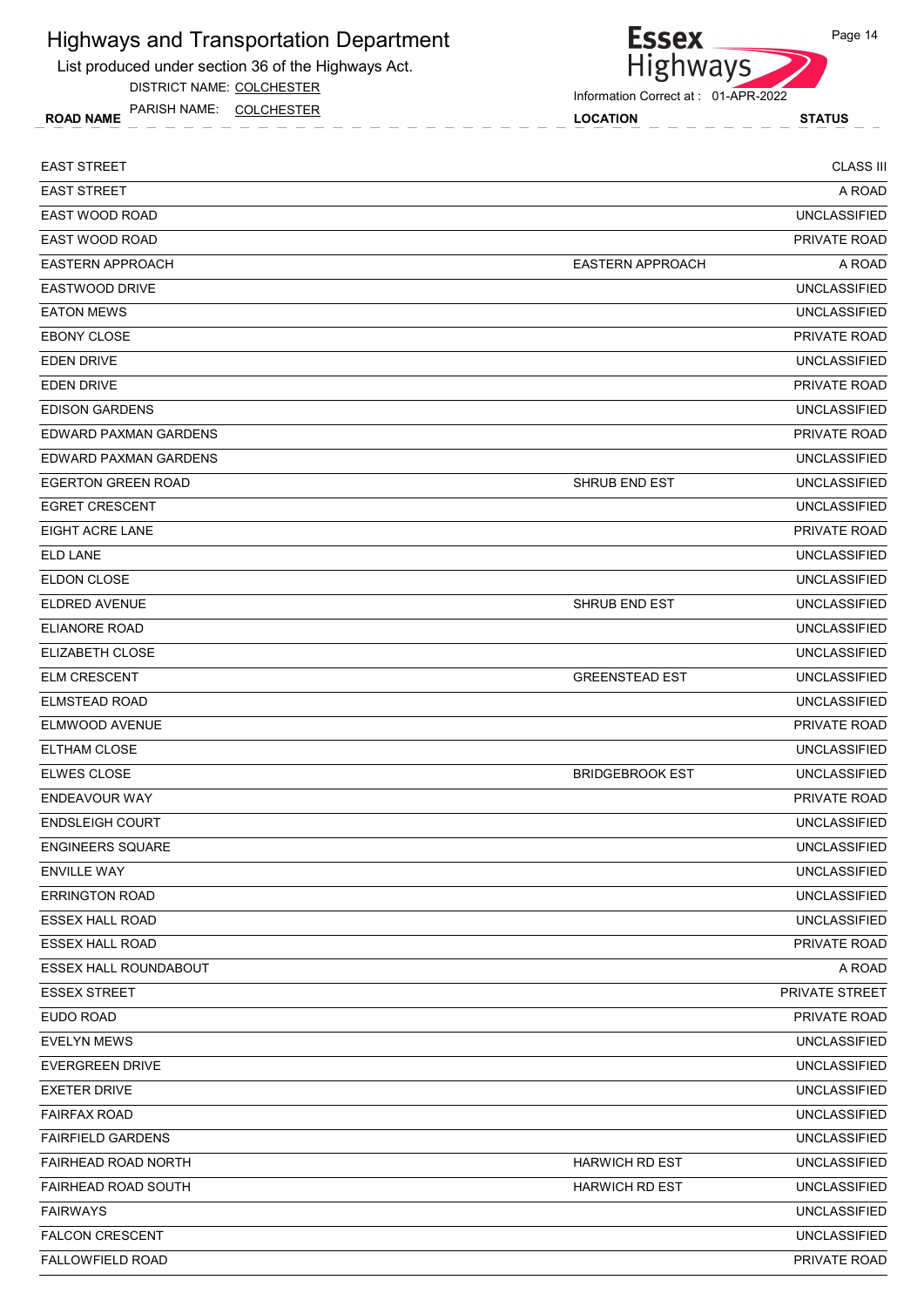# Highways and Transportation Department

List produced under section 36 of the Highways Act.

DISTRICT NAME: COLCHESTER

PARISH NAME: COLCHESTER

Information Correct at : 01-APR-2022

| ROAD NAME | LOCATION | STATUS |
|---|---|---|
| EAST STREET | | CLASS III |
| EAST STREET | | A ROAD |
| EAST WOOD ROAD | | UNCLASSIFIED |
| EAST WOOD ROAD | | PRIVATE ROAD |
| EASTERN APPROACH | EASTERN APPROACH | A ROAD |
| EASTWOOD DRIVE | | UNCLASSIFIED |
| EATON MEWS | | UNCLASSIFIED |
| EBONY CLOSE | | PRIVATE ROAD |
| EDEN DRIVE | | UNCLASSIFIED |
| EDEN DRIVE | | PRIVATE ROAD |
| EDISON GARDENS | | UNCLASSIFIED |
| EDWARD PAXMAN GARDENS | | PRIVATE ROAD |
| EDWARD PAXMAN GARDENS | | UNCLASSIFIED |
| EGERTON GREEN ROAD | SHRUB END EST | UNCLASSIFIED |
| EGRET CRESCENT | | UNCLASSIFIED |
| EIGHT ACRE LANE | | PRIVATE ROAD |
| ELD LANE | | UNCLASSIFIED |
| ELDON CLOSE | | UNCLASSIFIED |
| ELDRED AVENUE | SHRUB END EST | UNCLASSIFIED |
| ELIANORE ROAD | | UNCLASSIFIED |
| ELIZABETH CLOSE | | UNCLASSIFIED |
| ELM CRESCENT | GREENSTEAD EST | UNCLASSIFIED |
| ELMSTEAD ROAD | | UNCLASSIFIED |
| ELMWOOD AVENUE | | PRIVATE ROAD |
| ELTHAM CLOSE | | UNCLASSIFIED |
| ELWES CLOSE | BRIDGEBROOK EST | UNCLASSIFIED |
| ENDEAVOUR WAY | | PRIVATE ROAD |
| ENDSLEIGH COURT | | UNCLASSIFIED |
| ENGINEERS SQUARE | | UNCLASSIFIED |
| ENVILLE WAY | | UNCLASSIFIED |
| ERRINGTON ROAD | | UNCLASSIFIED |
| ESSEX HALL ROAD | | UNCLASSIFIED |
| ESSEX HALL ROAD | | PRIVATE ROAD |
| ESSEX HALL ROUNDABOUT | | A ROAD |
| ESSEX STREET | | PRIVATE STREET |
| EUDO ROAD | | PRIVATE ROAD |
| EVELYN MEWS | | UNCLASSIFIED |
| EVERGREEN DRIVE | | UNCLASSIFIED |
| EXETER DRIVE | | UNCLASSIFIED |
| FAIRFAX ROAD | | UNCLASSIFIED |
| FAIRFIELD GARDENS | | UNCLASSIFIED |
| FAIRHEAD ROAD NORTH | HARWICH RD EST | UNCLASSIFIED |
| FAIRHEAD ROAD SOUTH | HARWICH RD EST | UNCLASSIFIED |
| FAIRWAYS | | UNCLASSIFIED |
| FALCON CRESCENT | | UNCLASSIFIED |
| FALLOWFIELD ROAD | | PRIVATE ROAD |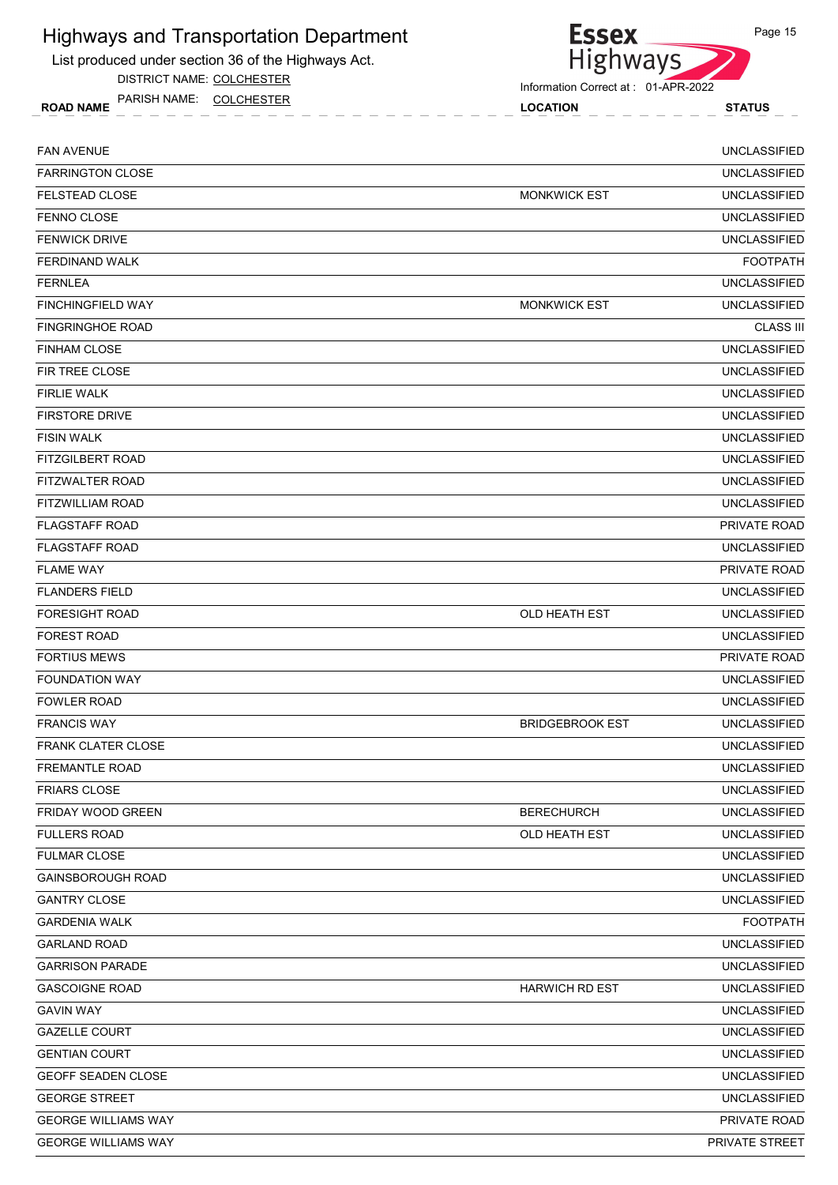# Highways and Transportation Department

List produced under section 36 of the Highways Act.

DISTRICT NAME: COLCHESTER

PARISH NAME: COLCHESTER

Information Correct at : 01-APR-2022

| ROAD NAME | LOCATION | STATUS |
| --- | --- | --- |
| FAN AVENUE | | UNCLASSIFIED |
| FARRINGTON CLOSE | | UNCLASSIFIED |
| FELSTEAD CLOSE | MONKWICK EST | UNCLASSIFIED |
| FENNO CLOSE | | UNCLASSIFIED |
| FENWICK DRIVE | | UNCLASSIFIED |
| FERDINAND WALK | | FOOTPATH |
| FERNLEA | | UNCLASSIFIED |
| FINCHINGFIELD WAY | MONKWICK EST | UNCLASSIFIED |
| FINGRINGHOE ROAD | | CLASS III |
| FINHAM CLOSE | | UNCLASSIFIED |
| FIR TREE CLOSE | | UNCLASSIFIED |
| FIRLIE WALK | | UNCLASSIFIED |
| FIRSTORE DRIVE | | UNCLASSIFIED |
| FISIN WALK | | UNCLASSIFIED |
| FITZGILBERT ROAD | | UNCLASSIFIED |
| FITZWALTER ROAD | | UNCLASSIFIED |
| FITZWILLIAM ROAD | | UNCLASSIFIED |
| FLAGSTAFF ROAD | | PRIVATE ROAD |
| FLAGSTAFF ROAD | | UNCLASSIFIED |
| FLAME WAY | | PRIVATE ROAD |
| FLANDERS FIELD | | UNCLASSIFIED |
| FORESIGHT ROAD | OLD HEATH EST | UNCLASSIFIED |
| FOREST ROAD | | UNCLASSIFIED |
| FORTIUS MEWS | | PRIVATE ROAD |
| FOUNDATION WAY | | UNCLASSIFIED |
| FOWLER ROAD | | UNCLASSIFIED |
| FRANCIS WAY | BRIDGEBROOK EST | UNCLASSIFIED |
| FRANK CLATER CLOSE | | UNCLASSIFIED |
| FREMANTLE ROAD | | UNCLASSIFIED |
| FRIARS CLOSE | | UNCLASSIFIED |
| FRIDAY WOOD GREEN | BERECHURCH | UNCLASSIFIED |
| FULLERS ROAD | OLD HEATH EST | UNCLASSIFIED |
| FULMAR CLOSE | | UNCLASSIFIED |
| GAINSBOROUGH ROAD | | UNCLASSIFIED |
| GANTRY CLOSE | | UNCLASSIFIED |
| GARDENIA WALK | | FOOTPATH |
| GARLAND ROAD | | UNCLASSIFIED |
| GARRISON PARADE | | UNCLASSIFIED |
| GASCOIGNE ROAD | HARWICH RD EST | UNCLASSIFIED |
| GAVIN WAY | | UNCLASSIFIED |
| GAZELLE COURT | | UNCLASSIFIED |
| GENTIAN COURT | | UNCLASSIFIED |
| GEOFF SEADEN CLOSE | | UNCLASSIFIED |
| GEORGE STREET | | UNCLASSIFIED |
| GEORGE WILLIAMS WAY | | PRIVATE ROAD |
| GEORGE WILLIAMS WAY | | PRIVATE STREET |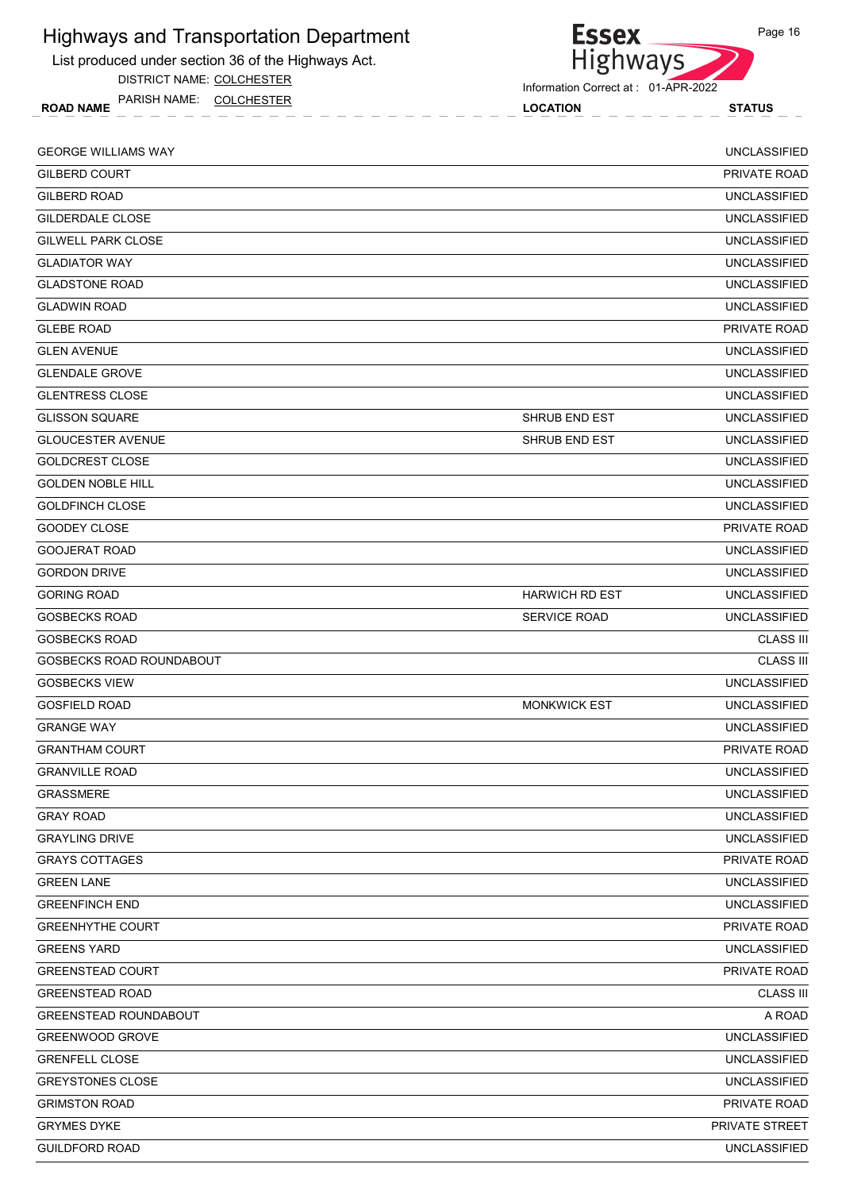# Highways and Transportation Department

List produced under section 36 of the Highways Act.

DISTRICT NAME: COLCHESTER

PARISH NAME: COLCHESTER

Information Correct at : 01-APR-2022

| ROAD NAME | LOCATION | STATUS |
|---|---|---|
| GEORGE WILLIAMS WAY | | UNCLASSIFIED |
| GILBERD COURT | | PRIVATE ROAD |
| GILBERD ROAD | | UNCLASSIFIED |
| GILDERDALE CLOSE | | UNCLASSIFIED |
| GILWELL PARK CLOSE | | UNCLASSIFIED |
| GLADIATOR WAY | | UNCLASSIFIED |
| GLADSTONE ROAD | | UNCLASSIFIED |
| GLADWIN ROAD | | UNCLASSIFIED |
| GLEBE ROAD | | PRIVATE ROAD |
| GLEN AVENUE | | UNCLASSIFIED |
| GLENDALE GROVE | | UNCLASSIFIED |
| GLENTRESS CLOSE | | UNCLASSIFIED |
| GLISSON SQUARE | SHRUB END EST | UNCLASSIFIED |
| GLOUCESTER AVENUE | SHRUB END EST | UNCLASSIFIED |
| GOLDCREST CLOSE | | UNCLASSIFIED |
| GOLDEN NOBLE HILL | | UNCLASSIFIED |
| GOLDFINCH CLOSE | | UNCLASSIFIED |
| GOODEY CLOSE | | PRIVATE ROAD |
| GOOJERAT ROAD | | UNCLASSIFIED |
| GORDON DRIVE | | UNCLASSIFIED |
| GORING ROAD | HARWICH RD EST | UNCLASSIFIED |
| GOSBECKS ROAD | SERVICE ROAD | UNCLASSIFIED |
| GOSBECKS ROAD | | CLASS III |
| GOSBECKS ROAD ROUNDABOUT | | CLASS III |
| GOSBECKS VIEW | | UNCLASSIFIED |
| GOSFIELD ROAD | MONKWICK EST | UNCLASSIFIED |
| GRANGE WAY | | UNCLASSIFIED |
| GRANTHAM COURT | | PRIVATE ROAD |
| GRANVILLE ROAD | | UNCLASSIFIED |
| GRASSMERE | | UNCLASSIFIED |
| GRAY ROAD | | UNCLASSIFIED |
| GRAYLING DRIVE | | UNCLASSIFIED |
| GRAYS COTTAGES | | PRIVATE ROAD |
| GREEN LANE | | UNCLASSIFIED |
| GREENFINCH END | | UNCLASSIFIED |
| GREENHYTHE COURT | | PRIVATE ROAD |
| GREENS YARD | | UNCLASSIFIED |
| GREENSTEAD COURT | | PRIVATE ROAD |
| GREENSTEAD ROAD | | CLASS III |
| GREENSTEAD ROUNDABOUT | | A ROAD |
| GREENWOOD GROVE | | UNCLASSIFIED |
| GRENFELL CLOSE | | UNCLASSIFIED |
| GREYSTONES CLOSE | | UNCLASSIFIED |
| GRIMSTON ROAD | | PRIVATE ROAD |
| GRYMES DYKE | | PRIVATE STREET |
| GUILDFORD ROAD | | UNCLASSIFIED |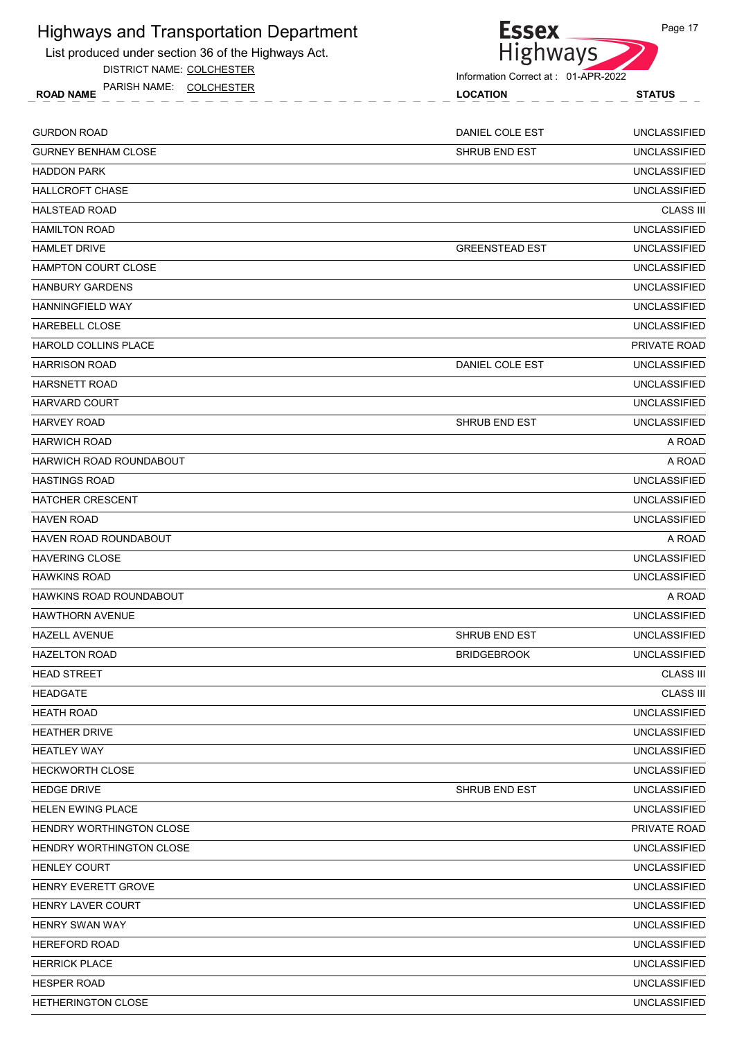# Highways and Transportation Department

List produced under section 36 of the Highways Act.

DISTRICT NAME: COLCHESTER

PARISH NAME: COLCHESTER

Information Correct at : 01-APR-2022

| ROAD NAME | LOCATION | STATUS |
|---|---|---|
| GURDON ROAD | DANIEL COLE EST | UNCLASSIFIED |
| GURNEY BENHAM CLOSE | SHRUB END EST | UNCLASSIFIED |
| HADDON PARK | | UNCLASSIFIED |
| HALLCROFT CHASE | | UNCLASSIFIED |
| HALSTEAD ROAD | | CLASS III |
| HAMILTON ROAD | | UNCLASSIFIED |
| HAMLET DRIVE | GREENSTEAD EST | UNCLASSIFIED |
| HAMPTON COURT CLOSE | | UNCLASSIFIED |
| HANBURY GARDENS | | UNCLASSIFIED |
| HANNINGFIELD WAY | | UNCLASSIFIED |
| HAREBELL CLOSE | | UNCLASSIFIED |
| HAROLD COLLINS PLACE | | PRIVATE ROAD |
| HARRISON ROAD | DANIEL COLE EST | UNCLASSIFIED |
| HARSNETT ROAD | | UNCLASSIFIED |
| HARVARD COURT | | UNCLASSIFIED |
| HARVEY ROAD | SHRUB END EST | UNCLASSIFIED |
| HARWICH ROAD | | A ROAD |
| HARWICH ROAD ROUNDABOUT | | A ROAD |
| HASTINGS ROAD | | UNCLASSIFIED |
| HATCHER CRESCENT | | UNCLASSIFIED |
| HAVEN ROAD | | UNCLASSIFIED |
| HAVEN ROAD ROUNDABOUT | | A ROAD |
| HAVERING CLOSE | | UNCLASSIFIED |
| HAWKINS ROAD | | UNCLASSIFIED |
| HAWKINS ROAD ROUNDABOUT | | A ROAD |
| HAWTHORN AVENUE | | UNCLASSIFIED |
| HAZELL AVENUE | SHRUB END EST | UNCLASSIFIED |
| HAZELTON ROAD | BRIDGEBROOK | UNCLASSIFIED |
| HEAD STREET | | CLASS III |
| HEADGATE | | CLASS III |
| HEATH ROAD | | UNCLASSIFIED |
| HEATHER DRIVE | | UNCLASSIFIED |
| HEATLEY WAY | | UNCLASSIFIED |
| HECKWORTH CLOSE | | UNCLASSIFIED |
| HEDGE DRIVE | SHRUB END EST | UNCLASSIFIED |
| HELEN EWING PLACE | | UNCLASSIFIED |
| HENDRY WORTHINGTON CLOSE | | PRIVATE ROAD |
| HENDRY WORTHINGTON CLOSE | | UNCLASSIFIED |
| HENLEY COURT | | UNCLASSIFIED |
| HENRY EVERETT GROVE | | UNCLASSIFIED |
| HENRY LAVER COURT | | UNCLASSIFIED |
| HENRY SWAN WAY | | UNCLASSIFIED |
| HEREFORD ROAD | | UNCLASSIFIED |
| HERRICK PLACE | | UNCLASSIFIED |
| HESPER ROAD | | UNCLASSIFIED |
| HETHERINGTON CLOSE | | UNCLASSIFIED |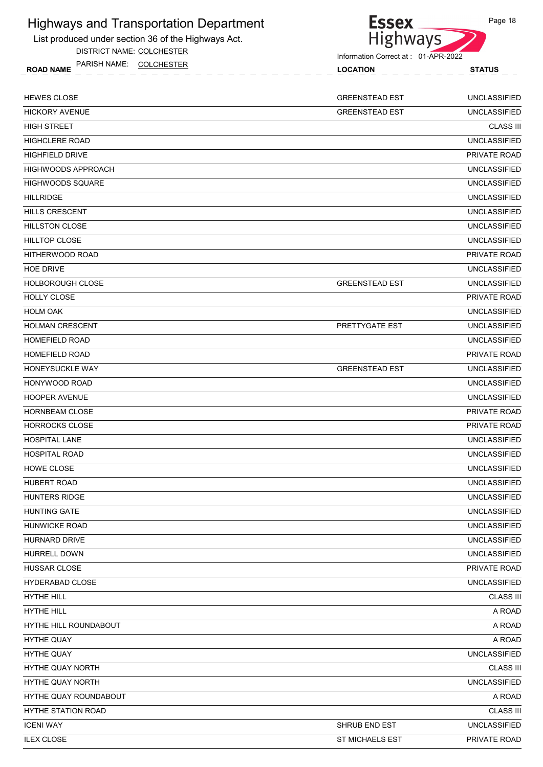# Highways and Transportation Department

List produced under section 36 of the Highways Act.

DISTRICT NAME: COLCHESTER

PARISH NAME: COLCHESTER

Information Correct at : 01-APR-2022

| ROAD NAME | LOCATION | STATUS |
|---|---|---|
| HEWES CLOSE | GREENSTEAD EST | UNCLASSIFIED |
| HICKORY AVENUE | GREENSTEAD EST | UNCLASSIFIED |
| HIGH STREET | | CLASS III |
| HIGHCLERE ROAD | | UNCLASSIFIED |
| HIGHFIELD DRIVE | | PRIVATE ROAD |
| HIGHWOODS APPROACH | | UNCLASSIFIED |
| HIGHWOODS SQUARE | | UNCLASSIFIED |
| HILLRIDGE | | UNCLASSIFIED |
| HILLS CRESCENT | | UNCLASSIFIED |
| HILLSTON CLOSE | | UNCLASSIFIED |
| HILLTOP CLOSE | | UNCLASSIFIED |
| HITHERWOOD ROAD | | PRIVATE ROAD |
| HOE DRIVE | | UNCLASSIFIED |
| HOLBOROUGH CLOSE | GREENSTEAD EST | UNCLASSIFIED |
| HOLLY CLOSE | | PRIVATE ROAD |
| HOLM OAK | | UNCLASSIFIED |
| HOLMAN CRESCENT | PRETTYGATE EST | UNCLASSIFIED |
| HOMEFIELD ROAD | | UNCLASSIFIED |
| HOMEFIELD ROAD | | PRIVATE ROAD |
| HONEYSUCKLE WAY | GREENSTEAD EST | UNCLASSIFIED |
| HONYWOOD ROAD | | UNCLASSIFIED |
| HOOPER AVENUE | | UNCLASSIFIED |
| HORNBEAM CLOSE | | PRIVATE ROAD |
| HORROCKS CLOSE | | PRIVATE ROAD |
| HOSPITAL LANE | | UNCLASSIFIED |
| HOSPITAL ROAD | | UNCLASSIFIED |
| HOWE CLOSE | | UNCLASSIFIED |
| HUBERT ROAD | | UNCLASSIFIED |
| HUNTERS RIDGE | | UNCLASSIFIED |
| HUNTING GATE | | UNCLASSIFIED |
| HUNWICKE ROAD | | UNCLASSIFIED |
| HURNARD DRIVE | | UNCLASSIFIED |
| HURRELL DOWN | | UNCLASSIFIED |
| HUSSAR CLOSE | | PRIVATE ROAD |
| HYDERABAD CLOSE | | UNCLASSIFIED |
| HYTHE HILL | | CLASS III |
| HYTHE HILL | | A ROAD |
| HYTHE HILL ROUNDABOUT | | A ROAD |
| HYTHE QUAY | | A ROAD |
| HYTHE QUAY | | UNCLASSIFIED |
| HYTHE QUAY NORTH | | CLASS III |
| HYTHE QUAY NORTH | | UNCLASSIFIED |
| HYTHE QUAY ROUNDABOUT | | A ROAD |
| HYTHE STATION ROAD | | CLASS III |
| ICENI WAY | SHRUB END EST | UNCLASSIFIED |
| ILEX CLOSE | ST MICHAELS EST | PRIVATE ROAD |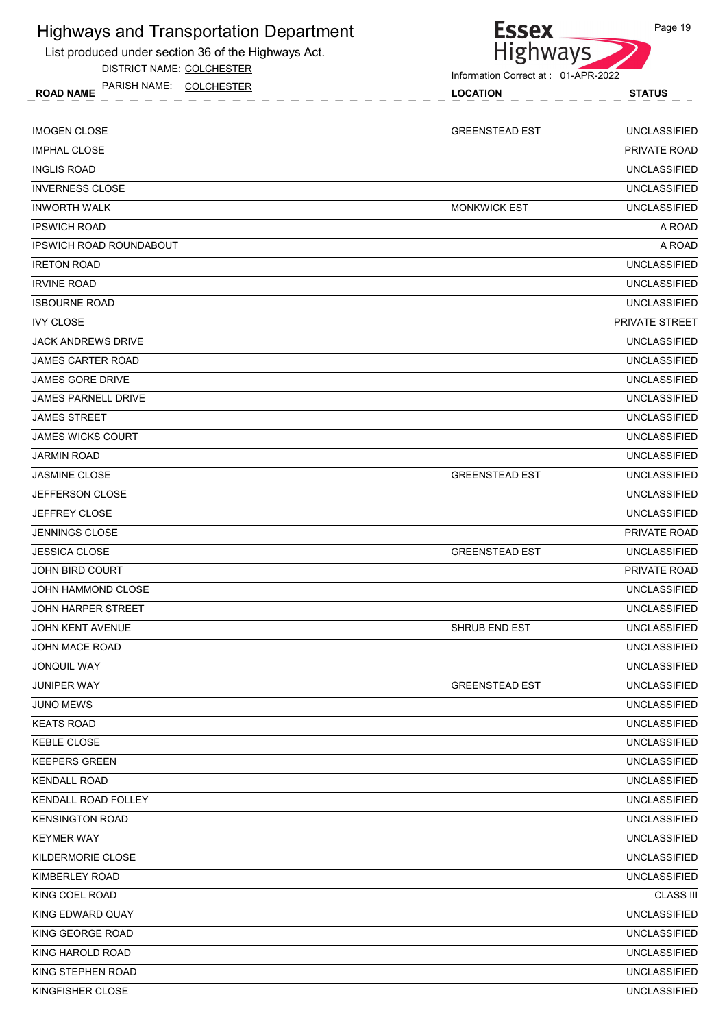# Highways and Transportation Department

List produced under section 36 of the Highways Act.

DISTRICT NAME: COLCHESTER

PARISH NAME: COLCHESTER

Information Correct at : 01-APR-2022

| ROAD NAME | LOCATION | STATUS |
|---|---|---|
| IMOGEN CLOSE | GREENSTEAD EST | UNCLASSIFIED |
| IMPHAL CLOSE | | PRIVATE ROAD |
| INGLIS ROAD | | UNCLASSIFIED |
| INVERNESS CLOSE | | UNCLASSIFIED |
| INWORTH WALK | MONKWICK EST | UNCLASSIFIED |
| IPSWICH ROAD | | A ROAD |
| IPSWICH ROAD ROUNDABOUT | | A ROAD |
| IRETON ROAD | | UNCLASSIFIED |
| IRVINE ROAD | | UNCLASSIFIED |
| ISBOURNE ROAD | | UNCLASSIFIED |
| IVY CLOSE | | PRIVATE STREET |
| JACK ANDREWS DRIVE | | UNCLASSIFIED |
| JAMES CARTER ROAD | | UNCLASSIFIED |
| JAMES GORE DRIVE | | UNCLASSIFIED |
| JAMES PARNELL DRIVE | | UNCLASSIFIED |
| JAMES STREET | | UNCLASSIFIED |
| JAMES WICKS COURT | | UNCLASSIFIED |
| JARMIN ROAD | | UNCLASSIFIED |
| JASMINE CLOSE | GREENSTEAD EST | UNCLASSIFIED |
| JEFFERSON CLOSE | | UNCLASSIFIED |
| JEFFREY CLOSE | | UNCLASSIFIED |
| JENNINGS CLOSE | | PRIVATE ROAD |
| JESSICA CLOSE | GREENSTEAD EST | UNCLASSIFIED |
| JOHN BIRD COURT | | PRIVATE ROAD |
| JOHN HAMMOND CLOSE | | UNCLASSIFIED |
| JOHN HARPER STREET | | UNCLASSIFIED |
| JOHN KENT AVENUE | SHRUB END EST | UNCLASSIFIED |
| JOHN MACE ROAD | | UNCLASSIFIED |
| JONQUIL WAY | | UNCLASSIFIED |
| JUNIPER WAY | GREENSTEAD EST | UNCLASSIFIED |
| JUNO MEWS | | UNCLASSIFIED |
| KEATS ROAD | | UNCLASSIFIED |
| KEBLE CLOSE | | UNCLASSIFIED |
| KEEPERS GREEN | | UNCLASSIFIED |
| KENDALL ROAD | | UNCLASSIFIED |
| KENDALL ROAD FOLLEY | | UNCLASSIFIED |
| KENSINGTON ROAD | | UNCLASSIFIED |
| KEYMER WAY | | UNCLASSIFIED |
| KILDERMORIE CLOSE | | UNCLASSIFIED |
| KIMBERLEY ROAD | | UNCLASSIFIED |
| KING COEL ROAD | | CLASS III |
| KING EDWARD QUAY | | UNCLASSIFIED |
| KING GEORGE ROAD | | UNCLASSIFIED |
| KING HAROLD ROAD | | UNCLASSIFIED |
| KING STEPHEN ROAD | | UNCLASSIFIED |
| KINGFISHER CLOSE | | UNCLASSIFIED |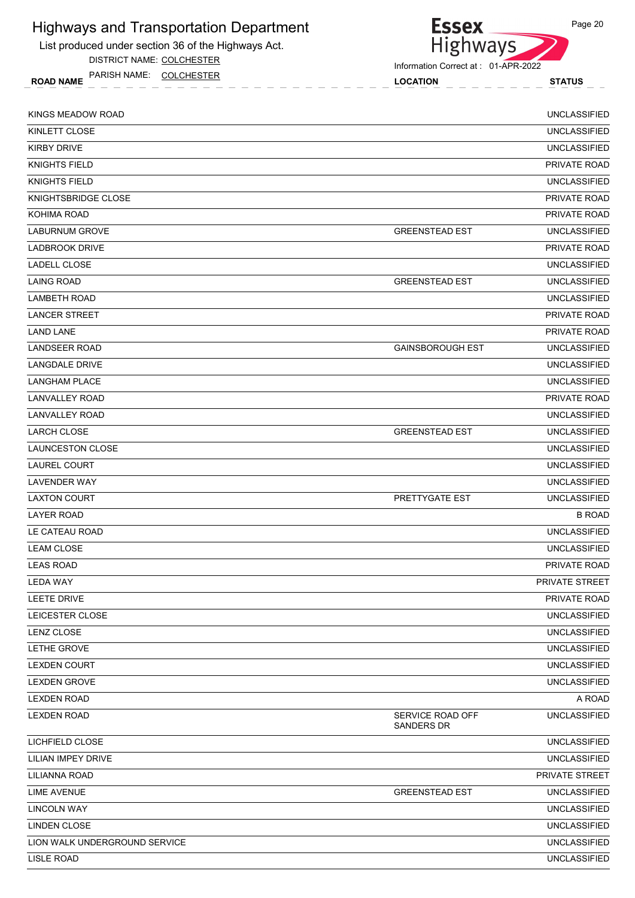# Highways and Transportation Department

List produced under section 36 of the Highways Act.

DISTRICT NAME: COLCHESTER

PARISH NAME: COLCHESTER

Information Correct at : 01-APR-2022

| ROAD NAME | LOCATION | STATUS |
|---|---|---|
| KINGS MEADOW ROAD | | UNCLASSIFIED |
| KINLETT CLOSE | | UNCLASSIFIED |
| KIRBY DRIVE | | UNCLASSIFIED |
| KNIGHTS FIELD | | PRIVATE ROAD |
| KNIGHTS FIELD | | UNCLASSIFIED |
| KNIGHTSBRIDGE CLOSE | | PRIVATE ROAD |
| KOHIMA ROAD | | PRIVATE ROAD |
| LABURNUM GROVE | GREENSTEAD EST | UNCLASSIFIED |
| LADBROOK DRIVE | | PRIVATE ROAD |
| LADELL CLOSE | | UNCLASSIFIED |
| LAING ROAD | GREENSTEAD EST | UNCLASSIFIED |
| LAMBETH ROAD | | UNCLASSIFIED |
| LANCER STREET | | PRIVATE ROAD |
| LAND LANE | | PRIVATE ROAD |
| LANDSEER ROAD | GAINSBOROUGH EST | UNCLASSIFIED |
| LANGDALE DRIVE | | UNCLASSIFIED |
| LANGHAM PLACE | | UNCLASSIFIED |
| LANVALLEY ROAD | | PRIVATE ROAD |
| LANVALLEY ROAD | | UNCLASSIFIED |
| LARCH CLOSE | GREENSTEAD EST | UNCLASSIFIED |
| LAUNCESTON CLOSE | | UNCLASSIFIED |
| LAUREL COURT | | UNCLASSIFIED |
| LAVENDER WAY | | UNCLASSIFIED |
| LAXTON COURT | PRETTYGATE EST | UNCLASSIFIED |
| LAYER ROAD | | B ROAD |
| LE CATEAU ROAD | | UNCLASSIFIED |
| LEAM CLOSE | | UNCLASSIFIED |
| LEAS ROAD | | PRIVATE ROAD |
| LEDA WAY | | PRIVATE STREET |
| LEETE DRIVE | | PRIVATE ROAD |
| LEICESTER CLOSE | | UNCLASSIFIED |
| LENZ CLOSE | | UNCLASSIFIED |
| LETHE GROVE | | UNCLASSIFIED |
| LEXDEN COURT | | UNCLASSIFIED |
| LEXDEN GROVE | | UNCLASSIFIED |
| LEXDEN ROAD | | A ROAD |
| LEXDEN ROAD | SERVICE ROAD OFF SANDERS DR | UNCLASSIFIED |
| LICHFIELD CLOSE | | UNCLASSIFIED |
| LILIAN IMPEY DRIVE | | UNCLASSIFIED |
| LILIANNA ROAD | | PRIVATE STREET |
| LIME AVENUE | GREENSTEAD EST | UNCLASSIFIED |
| LINCOLN WAY | | UNCLASSIFIED |
| LINDEN CLOSE | | UNCLASSIFIED |
| LION WALK UNDERGROUND SERVICE | | UNCLASSIFIED |
| LISLE ROAD | | UNCLASSIFIED |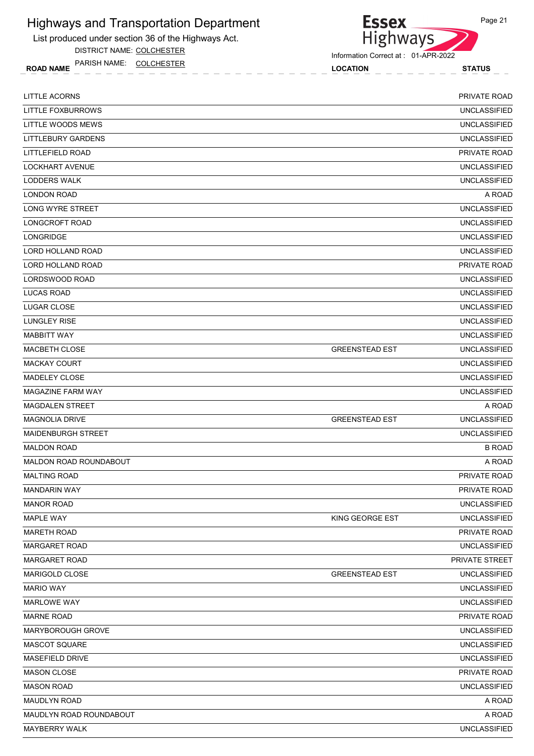# Highways and Transportation Department

List produced under section 36 of the Highways Act.

DISTRICT NAME: COLCHESTER

PARISH NAME: COLCHESTER

Information Correct at : 01-APR-2022

| ROAD NAME | LOCATION | STATUS |
|---|---|---|
| LITTLE ACORNS | | PRIVATE ROAD |
| LITTLE FOXBURROWS | | UNCLASSIFIED |
| LITTLE WOODS MEWS | | UNCLASSIFIED |
| LITTLEBURY GARDENS | | UNCLASSIFIED |
| LITTLEFIELD ROAD | | PRIVATE ROAD |
| LOCKHART AVENUE | | UNCLASSIFIED |
| LODDERS WALK | | UNCLASSIFIED |
| LONDON ROAD | | A ROAD |
| LONG WYRE STREET | | UNCLASSIFIED |
| LONGCROFT ROAD | | UNCLASSIFIED |
| LONGRIDGE | | UNCLASSIFIED |
| LORD HOLLAND ROAD | | UNCLASSIFIED |
| LORD HOLLAND ROAD | | PRIVATE ROAD |
| LORDSWOOD ROAD | | UNCLASSIFIED |
| LUCAS ROAD | | UNCLASSIFIED |
| LUGAR CLOSE | | UNCLASSIFIED |
| LUNGLEY RISE | | UNCLASSIFIED |
| MABBITT WAY | | UNCLASSIFIED |
| MACBETH CLOSE | GREENSTEAD EST | UNCLASSIFIED |
| MACKAY COURT | | UNCLASSIFIED |
| MADELEY CLOSE | | UNCLASSIFIED |
| MAGAZINE FARM WAY | | UNCLASSIFIED |
| MAGDALEN STREET | | A ROAD |
| MAGNOLIA DRIVE | GREENSTEAD EST | UNCLASSIFIED |
| MAIDENBURGH STREET | | UNCLASSIFIED |
| MALDON ROAD | | B ROAD |
| MALDON ROAD ROUNDABOUT | | A ROAD |
| MALTING ROAD | | PRIVATE ROAD |
| MANDARIN WAY | | PRIVATE ROAD |
| MANOR ROAD | | UNCLASSIFIED |
| MAPLE WAY | KING GEORGE EST | UNCLASSIFIED |
| MARETH ROAD | | PRIVATE ROAD |
| MARGARET ROAD | | UNCLASSIFIED |
| MARGARET ROAD | | PRIVATE STREET |
| MARIGOLD CLOSE | GREENSTEAD EST | UNCLASSIFIED |
| MARIO WAY | | UNCLASSIFIED |
| MARLOWE WAY | | UNCLASSIFIED |
| MARNE ROAD | | PRIVATE ROAD |
| MARYBOROUGH GROVE | | UNCLASSIFIED |
| MASCOT SQUARE | | UNCLASSIFIED |
| MASEFIELD DRIVE | | UNCLASSIFIED |
| MASON CLOSE | | PRIVATE ROAD |
| MASON ROAD | | UNCLASSIFIED |
| MAUDLYN ROAD | | A ROAD |
| MAUDLYN ROAD ROUNDABOUT | | A ROAD |
| MAYBERRY WALK | | UNCLASSIFIED |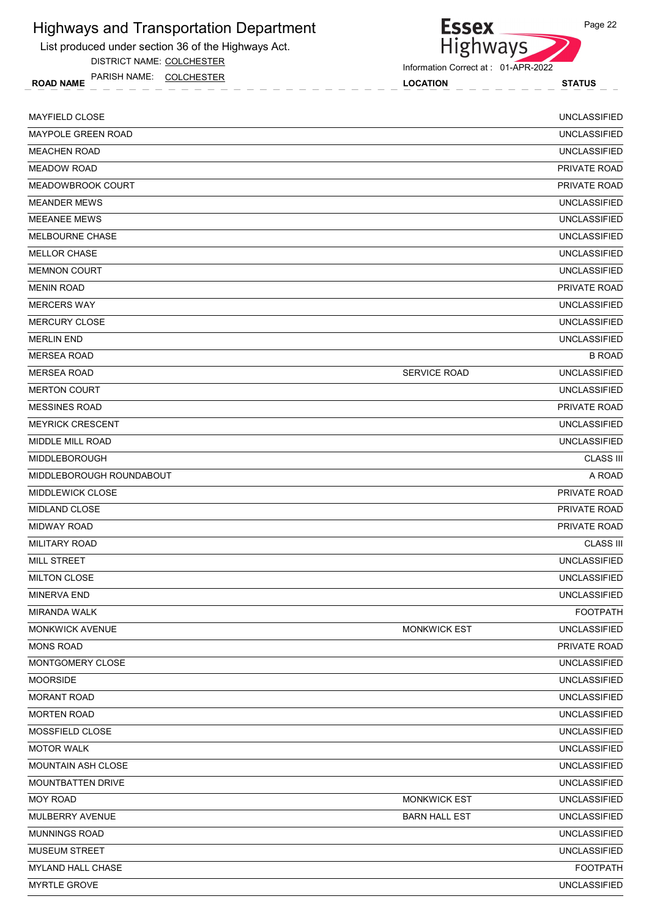# Highways and Transportation Department

List produced under section 36 of the Highways Act.

DISTRICT NAME: COLCHESTER

PARISH NAME: COLCHESTER

Information Correct at : 01-APR-2022

| ROAD NAME | LOCATION | STATUS |
|---|---|---|
| MAYFIELD CLOSE | | UNCLASSIFIED |
| MAYPOLE GREEN ROAD | | UNCLASSIFIED |
| MEACHEN ROAD | | UNCLASSIFIED |
| MEADOW ROAD | | PRIVATE ROAD |
| MEADOWBROOK COURT | | PRIVATE ROAD |
| MEANDER MEWS | | UNCLASSIFIED |
| MEEANEE MEWS | | UNCLASSIFIED |
| MELBOURNE CHASE | | UNCLASSIFIED |
| MELLOR CHASE | | UNCLASSIFIED |
| MEMNON COURT | | UNCLASSIFIED |
| MENIN ROAD | | PRIVATE ROAD |
| MERCERS WAY | | UNCLASSIFIED |
| MERCURY CLOSE | | UNCLASSIFIED |
| MERLIN END | | UNCLASSIFIED |
| MERSEA ROAD | | B ROAD |
| MERSEA ROAD | SERVICE ROAD | UNCLASSIFIED |
| MERTON COURT | | UNCLASSIFIED |
| MESSINES ROAD | | PRIVATE ROAD |
| MEYRICK CRESCENT | | UNCLASSIFIED |
| MIDDLE MILL ROAD | | UNCLASSIFIED |
| MIDDLEBOROUGH | | CLASS III |
| MIDDLEBOROUGH ROUNDABOUT | | A ROAD |
| MIDDLEWICK CLOSE | | PRIVATE ROAD |
| MIDLAND CLOSE | | PRIVATE ROAD |
| MIDWAY ROAD | | PRIVATE ROAD |
| MILITARY ROAD | | CLASS III |
| MILL STREET | | UNCLASSIFIED |
| MILTON CLOSE | | UNCLASSIFIED |
| MINERVA END | | UNCLASSIFIED |
| MIRANDA WALK | | FOOTPATH |
| MONKWICK AVENUE | MONKWICK EST | UNCLASSIFIED |
| MONS ROAD | | PRIVATE ROAD |
| MONTGOMERY CLOSE | | UNCLASSIFIED |
| MOORSIDE | | UNCLASSIFIED |
| MORANT ROAD | | UNCLASSIFIED |
| MORTEN ROAD | | UNCLASSIFIED |
| MOSSFIELD CLOSE | | UNCLASSIFIED |
| MOTOR WALK | | UNCLASSIFIED |
| MOUNTAIN ASH CLOSE | | UNCLASSIFIED |
| MOUNTBATTEN DRIVE | | UNCLASSIFIED |
| MOY ROAD | MONKWICK EST | UNCLASSIFIED |
| MULBERRY AVENUE | BARN HALL EST | UNCLASSIFIED |
| MUNNINGS ROAD | | UNCLASSIFIED |
| MUSEUM STREET | | UNCLASSIFIED |
| MYLAND HALL CHASE | | FOOTPATH |
| MYRTLE GROVE | | UNCLASSIFIED |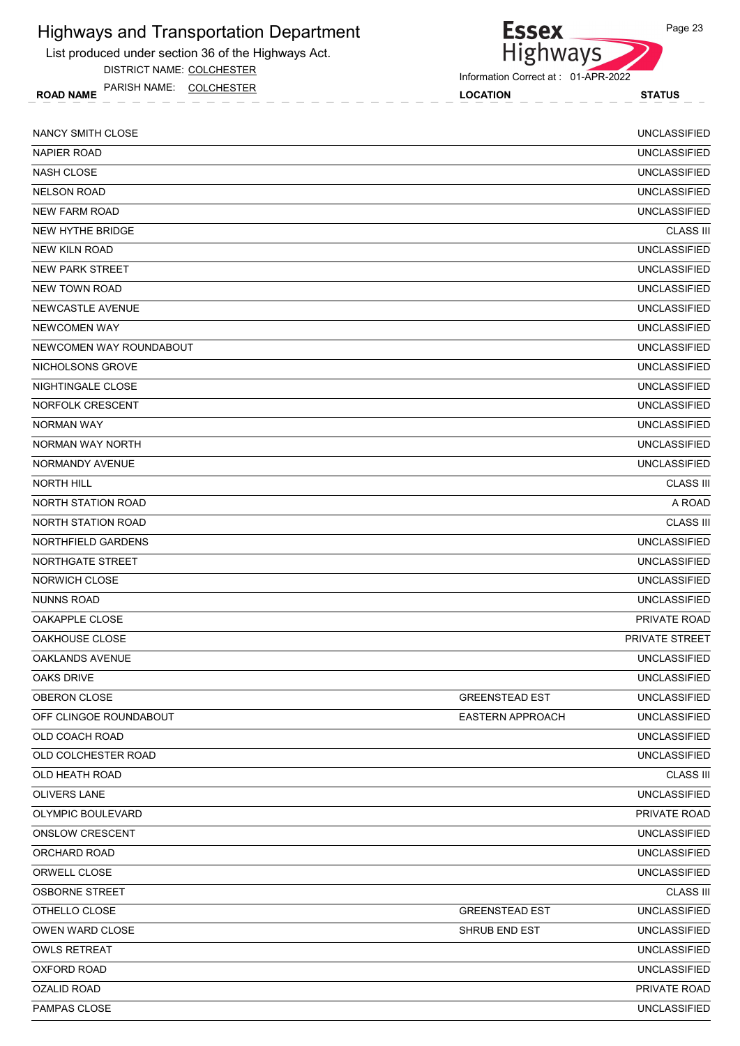# Highways and Transportation Department

List produced under section 36 of the Highways Act.

DISTRICT NAME: COLCHESTER

PARISH NAME: COLCHESTER

Information Correct at : 01-APR-2022

| ROAD NAME | LOCATION | STATUS |
|---|---|---|
| NANCY SMITH CLOSE | | UNCLASSIFIED |
| NAPIER ROAD | | UNCLASSIFIED |
| NASH CLOSE | | UNCLASSIFIED |
| NELSON ROAD | | UNCLASSIFIED |
| NEW FARM ROAD | | UNCLASSIFIED |
| NEW HYTHE BRIDGE | | CLASS III |
| NEW KILN ROAD | | UNCLASSIFIED |
| NEW PARK STREET | | UNCLASSIFIED |
| NEW TOWN ROAD | | UNCLASSIFIED |
| NEWCASTLE AVENUE | | UNCLASSIFIED |
| NEWCOMEN WAY | | UNCLASSIFIED |
| NEWCOMEN WAY ROUNDABOUT | | UNCLASSIFIED |
| NICHOLSONS GROVE | | UNCLASSIFIED |
| NIGHTINGALE CLOSE | | UNCLASSIFIED |
| NORFOLK CRESCENT | | UNCLASSIFIED |
| NORMAN WAY | | UNCLASSIFIED |
| NORMAN WAY NORTH | | UNCLASSIFIED |
| NORMANDY AVENUE | | UNCLASSIFIED |
| NORTH HILL | | CLASS III |
| NORTH STATION ROAD | | A ROAD |
| NORTH STATION ROAD | | CLASS III |
| NORTHFIELD GARDENS | | UNCLASSIFIED |
| NORTHGATE STREET | | UNCLASSIFIED |
| NORWICH CLOSE | | UNCLASSIFIED |
| NUNNS ROAD | | UNCLASSIFIED |
| OAKAPPLE CLOSE | | PRIVATE ROAD |
| OAKHOUSE CLOSE | | PRIVATE STREET |
| OAKLANDS AVENUE | | UNCLASSIFIED |
| OAKS DRIVE | | UNCLASSIFIED |
| OBERON CLOSE | GREENSTEAD EST | UNCLASSIFIED |
| OFF CLINGOE ROUNDABOUT | EASTERN APPROACH | UNCLASSIFIED |
| OLD COACH ROAD | | UNCLASSIFIED |
| OLD COLCHESTER ROAD | | UNCLASSIFIED |
| OLD HEATH ROAD | | CLASS III |
| OLIVERS LANE | | UNCLASSIFIED |
| OLYMPIC BOULEVARD | | PRIVATE ROAD |
| ONSLOW CRESCENT | | UNCLASSIFIED |
| ORCHARD ROAD | | UNCLASSIFIED |
| ORWELL CLOSE | | UNCLASSIFIED |
| OSBORNE STREET | | CLASS III |
| OTHELLO CLOSE | GREENSTEAD EST | UNCLASSIFIED |
| OWEN WARD CLOSE | SHRUB END EST | UNCLASSIFIED |
| OWLS RETREAT | | UNCLASSIFIED |
| OXFORD ROAD | | UNCLASSIFIED |
| OZALID ROAD | | PRIVATE ROAD |
| PAMPAS CLOSE | | UNCLASSIFIED |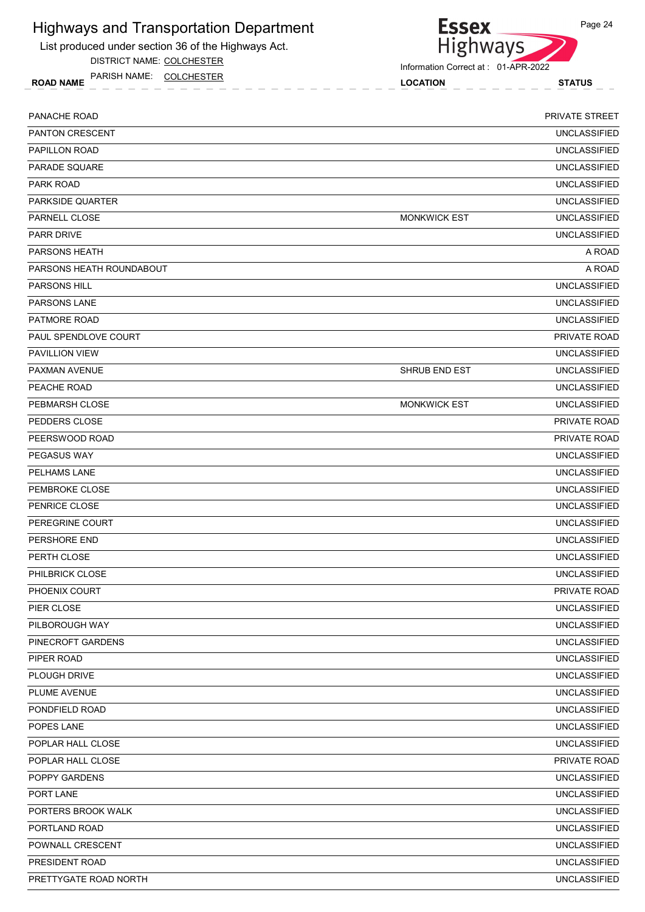# Highways and Transportation Department

List produced under section 36 of the Highways Act.

DISTRICT NAME: COLCHESTER

PARISH NAME: COLCHESTER

Information Correct at : 01-APR-2022

| ROAD NAME | LOCATION | STATUS |
|---|---|---|
| PANACHE ROAD | | PRIVATE STREET |
| PANTON CRESCENT | | UNCLASSIFIED |
| PAPILLON ROAD | | UNCLASSIFIED |
| PARADE SQUARE | | UNCLASSIFIED |
| PARK ROAD | | UNCLASSIFIED |
| PARKSIDE QUARTER | | UNCLASSIFIED |
| PARNELL CLOSE | MONKWICK EST | UNCLASSIFIED |
| PARR DRIVE | | UNCLASSIFIED |
| PARSONS HEATH | | A ROAD |
| PARSONS HEATH ROUNDABOUT | | A ROAD |
| PARSONS HILL | | UNCLASSIFIED |
| PARSONS LANE | | UNCLASSIFIED |
| PATMORE ROAD | | UNCLASSIFIED |
| PAUL SPENDLOVE COURT | | PRIVATE ROAD |
| PAVILLION VIEW | | UNCLASSIFIED |
| PAXMAN AVENUE | SHRUB END EST | UNCLASSIFIED |
| PEACHE ROAD | | UNCLASSIFIED |
| PEBMARSH CLOSE | MONKWICK EST | UNCLASSIFIED |
| PEDDERS CLOSE | | PRIVATE ROAD |
| PEERSWOOD ROAD | | PRIVATE ROAD |
| PEGASUS WAY | | UNCLASSIFIED |
| PELHAMS LANE | | UNCLASSIFIED |
| PEMBROKE CLOSE | | UNCLASSIFIED |
| PENRICE CLOSE | | UNCLASSIFIED |
| PEREGRINE COURT | | UNCLASSIFIED |
| PERSHORE END | | UNCLASSIFIED |
| PERTH CLOSE | | UNCLASSIFIED |
| PHILBRICK CLOSE | | UNCLASSIFIED |
| PHOENIX COURT | | PRIVATE ROAD |
| PIER CLOSE | | UNCLASSIFIED |
| PILBOROUGH WAY | | UNCLASSIFIED |
| PINECROFT GARDENS | | UNCLASSIFIED |
| PIPER ROAD | | UNCLASSIFIED |
| PLOUGH DRIVE | | UNCLASSIFIED |
| PLUME AVENUE | | UNCLASSIFIED |
| PONDFIELD ROAD | | UNCLASSIFIED |
| POPES LANE | | UNCLASSIFIED |
| POPLAR HALL CLOSE | | UNCLASSIFIED |
| POPLAR HALL CLOSE | | PRIVATE ROAD |
| POPPY GARDENS | | UNCLASSIFIED |
| PORT LANE | | UNCLASSIFIED |
| PORTERS BROOK WALK | | UNCLASSIFIED |
| PORTLAND ROAD | | UNCLASSIFIED |
| POWNALL CRESCENT | | UNCLASSIFIED |
| PRESIDENT ROAD | | UNCLASSIFIED |
| PRETTYGATE ROAD NORTH | | UNCLASSIFIED |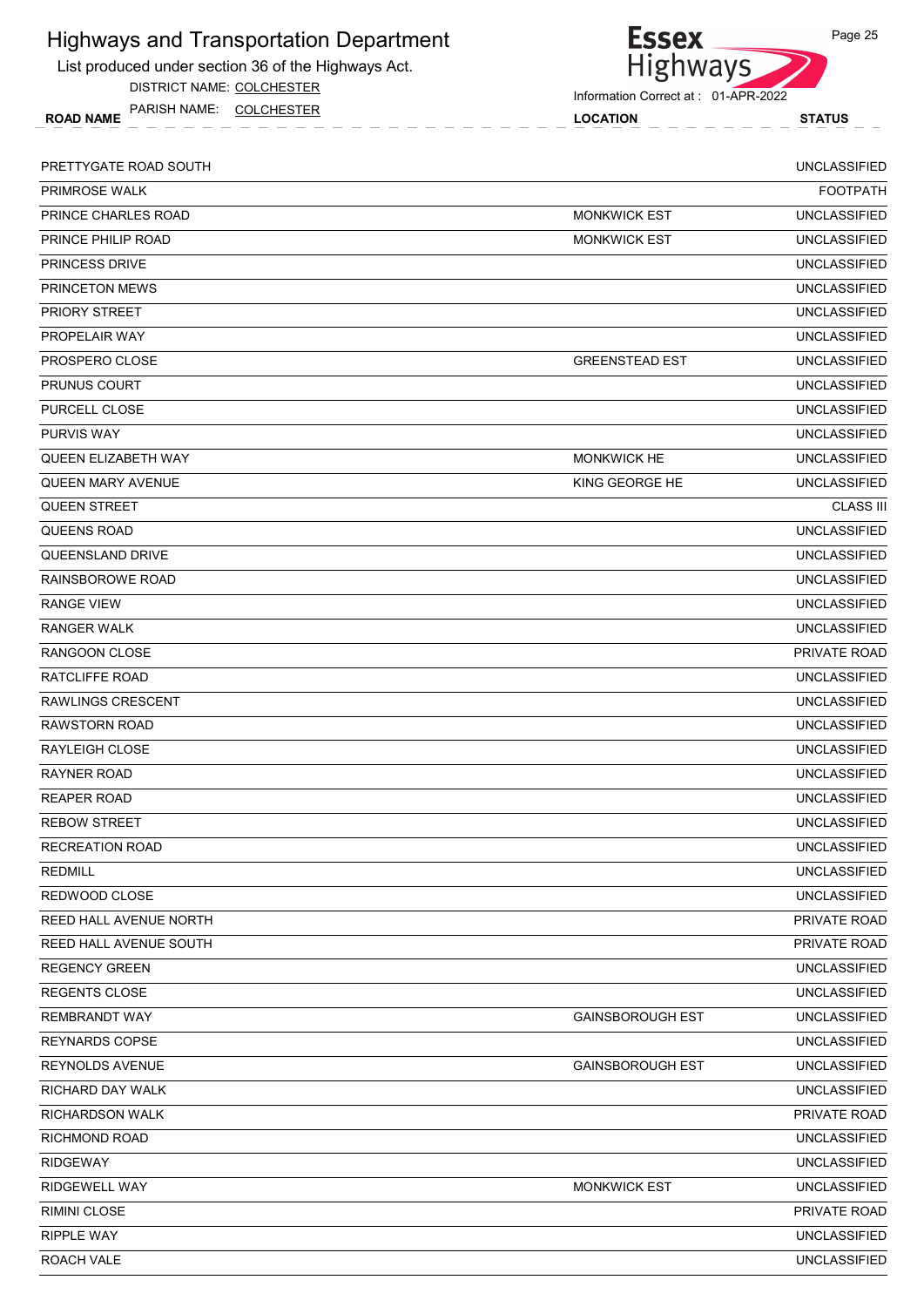# Highways and Transportation Department

List produced under section 36 of the Highways Act.

DISTRICT NAME: COLCHESTER

PARISH NAME: COLCHESTER

Information Correct at : 01-APR-2022

| ROAD NAME | LOCATION | STATUS |
|---|---|---|
| PRETTYGATE ROAD SOUTH | | UNCLASSIFIED |
| PRIMROSE WALK | | FOOTPATH |
| PRINCE CHARLES ROAD | MONKWICK EST | UNCLASSIFIED |
| PRINCE PHILIP ROAD | MONKWICK EST | UNCLASSIFIED |
| PRINCESS DRIVE | | UNCLASSIFIED |
| PRINCETON MEWS | | UNCLASSIFIED |
| PRIORY STREET | | UNCLASSIFIED |
| PROPELAIR WAY | | UNCLASSIFIED |
| PROSPERO CLOSE | GREENSTEAD EST | UNCLASSIFIED |
| PRUNUS COURT | | UNCLASSIFIED |
| PURCELL CLOSE | | UNCLASSIFIED |
| PURVIS WAY | | UNCLASSIFIED |
| QUEEN ELIZABETH WAY | MONKWICK HE | UNCLASSIFIED |
| QUEEN MARY AVENUE | KING GEORGE HE | UNCLASSIFIED |
| QUEEN STREET | | CLASS III |
| QUEENS ROAD | | UNCLASSIFIED |
| QUEENSLAND DRIVE | | UNCLASSIFIED |
| RAINSBOROWE ROAD | | UNCLASSIFIED |
| RANGE VIEW | | UNCLASSIFIED |
| RANGER WALK | | UNCLASSIFIED |
| RANGOON CLOSE | | PRIVATE ROAD |
| RATCLIFFE ROAD | | UNCLASSIFIED |
| RAWLINGS CRESCENT | | UNCLASSIFIED |
| RAWSTORN ROAD | | UNCLASSIFIED |
| RAYLEIGH CLOSE | | UNCLASSIFIED |
| RAYNER ROAD | | UNCLASSIFIED |
| REAPER ROAD | | UNCLASSIFIED |
| REBOW STREET | | UNCLASSIFIED |
| RECREATION ROAD | | UNCLASSIFIED |
| REDMILL | | UNCLASSIFIED |
| REDWOOD CLOSE | | UNCLASSIFIED |
| REED HALL AVENUE NORTH | | PRIVATE ROAD |
| REED HALL AVENUE SOUTH | | PRIVATE ROAD |
| REGENCY GREEN | | UNCLASSIFIED |
| REGENTS CLOSE | | UNCLASSIFIED |
| REMBRANDT WAY | GAINSBOROUGH EST | UNCLASSIFIED |
| REYNARDS COPSE | | UNCLASSIFIED |
| REYNOLDS AVENUE | GAINSBOROUGH EST | UNCLASSIFIED |
| RICHARD DAY WALK | | UNCLASSIFIED |
| RICHARDSON WALK | | PRIVATE ROAD |
| RICHMOND ROAD | | UNCLASSIFIED |
| RIDGEWAY | | UNCLASSIFIED |
| RIDGEWELL WAY | MONKWICK EST | UNCLASSIFIED |
| RIMINI CLOSE | | PRIVATE ROAD |
| RIPPLE WAY | | UNCLASSIFIED |
| ROACH VALE | | UNCLASSIFIED |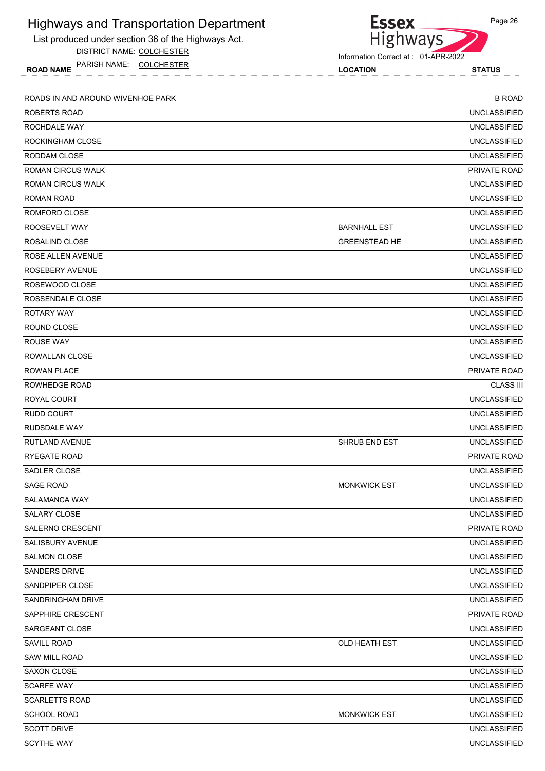# Highways and Transportation Department

List produced under section 36 of the Highways Act.

DISTRICT NAME: COLCHESTER

PARISH NAME: COLCHESTER

Information Correct at : 01-APR-2022

| ROAD NAME | LOCATION | STATUS |
|---|---|---|
| ROADS IN AND AROUND WIVENHOE PARK | | B ROAD |
| ROBERTS ROAD | | UNCLASSIFIED |
| ROCHDALE WAY | | UNCLASSIFIED |
| ROCKINGHAM CLOSE | | UNCLASSIFIED |
| RODDAM CLOSE | | UNCLASSIFIED |
| ROMAN CIRCUS WALK | | PRIVATE ROAD |
| ROMAN CIRCUS WALK | | UNCLASSIFIED |
| ROMAN ROAD | | UNCLASSIFIED |
| ROMFORD CLOSE | | UNCLASSIFIED |
| ROOSEVELT WAY | BARNHALL EST | UNCLASSIFIED |
| ROSALIND CLOSE | GREENSTEAD HE | UNCLASSIFIED |
| ROSE ALLEN AVENUE | | UNCLASSIFIED |
| ROSEBERY AVENUE | | UNCLASSIFIED |
| ROSEWOOD CLOSE | | UNCLASSIFIED |
| ROSSENDALE CLOSE | | UNCLASSIFIED |
| ROTARY WAY | | UNCLASSIFIED |
| ROUND CLOSE | | UNCLASSIFIED |
| ROUSE WAY | | UNCLASSIFIED |
| ROWALLAN CLOSE | | UNCLASSIFIED |
| ROWAN PLACE | | PRIVATE ROAD |
| ROWHEDGE ROAD | | CLASS III |
| ROYAL COURT | | UNCLASSIFIED |
| RUDD COURT | | UNCLASSIFIED |
| RUDSDALE WAY | | UNCLASSIFIED |
| RUTLAND AVENUE | SHRUB END EST | UNCLASSIFIED |
| RYEGATE ROAD | | PRIVATE ROAD |
| SADLER CLOSE | | UNCLASSIFIED |
| SAGE ROAD | MONKWICK EST | UNCLASSIFIED |
| SALAMANCA WAY | | UNCLASSIFIED |
| SALARY CLOSE | | UNCLASSIFIED |
| SALERNO CRESCENT | | PRIVATE ROAD |
| SALISBURY AVENUE | | UNCLASSIFIED |
| SALMON CLOSE | | UNCLASSIFIED |
| SANDERS DRIVE | | UNCLASSIFIED |
| SANDPIPER CLOSE | | UNCLASSIFIED |
| SANDRINGHAM DRIVE | | UNCLASSIFIED |
| SAPPHIRE CRESCENT | | PRIVATE ROAD |
| SARGEANT CLOSE | | UNCLASSIFIED |
| SAVILL ROAD | OLD HEATH EST | UNCLASSIFIED |
| SAW MILL ROAD | | UNCLASSIFIED |
| SAXON CLOSE | | UNCLASSIFIED |
| SCARFE WAY | | UNCLASSIFIED |
| SCARLETTS ROAD | | UNCLASSIFIED |
| SCHOOL ROAD | MONKWICK EST | UNCLASSIFIED |
| SCOTT DRIVE | | UNCLASSIFIED |
| SCYTHE WAY | | UNCLASSIFIED |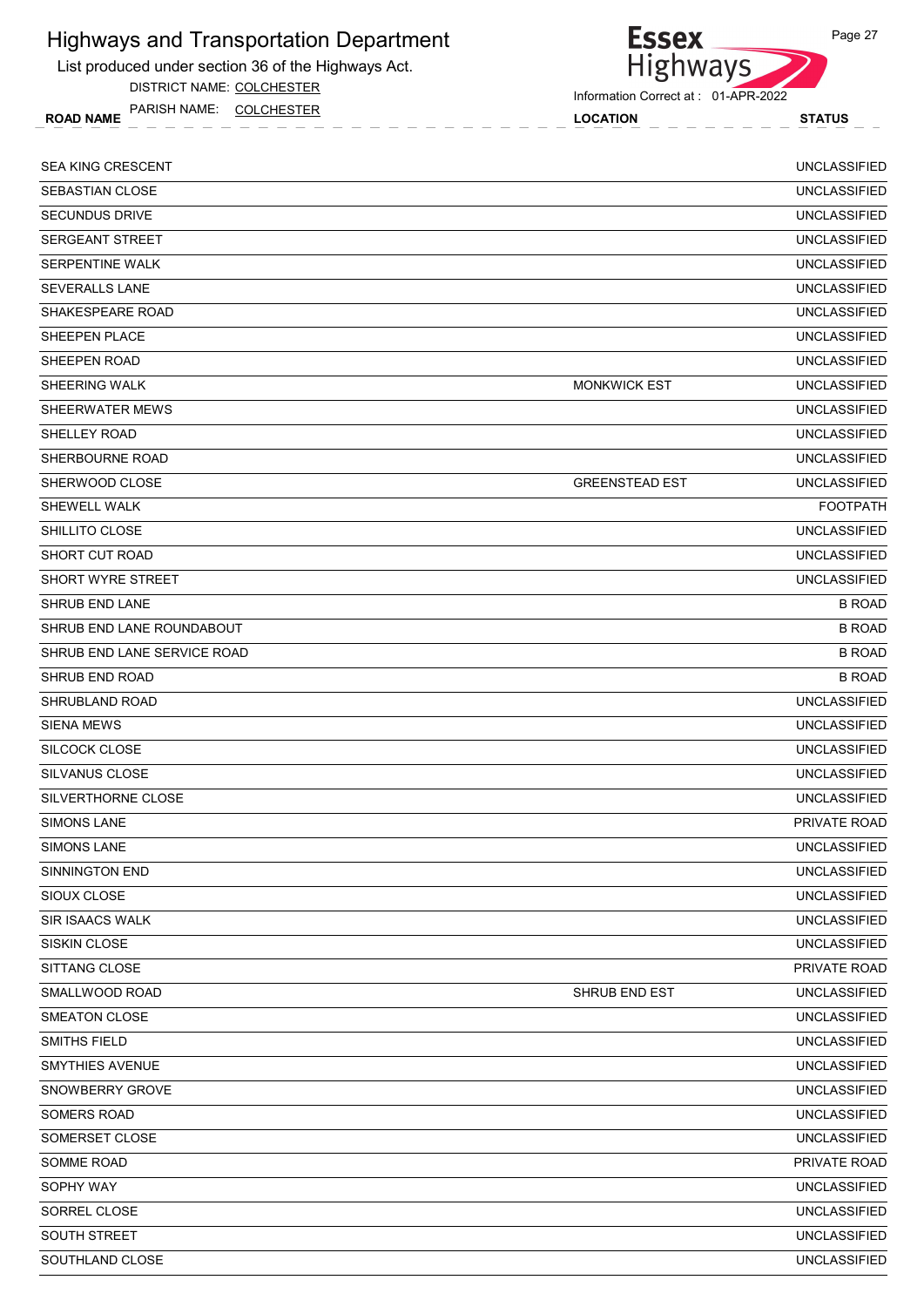# Highways and Transportation Department

List produced under section 36 of the Highways Act.

DISTRICT NAME: COLCHESTER

PARISH NAME: COLCHESTER

Information Correct at : 01-APR-2022

| ROAD NAME | LOCATION | STATUS |
|---|---|---|
| SEA KING CRESCENT | | UNCLASSIFIED |
| SEBASTIAN CLOSE | | UNCLASSIFIED |
| SECUNDUS DRIVE | | UNCLASSIFIED |
| SERGEANT STREET | | UNCLASSIFIED |
| SERPENTINE WALK | | UNCLASSIFIED |
| SEVERALLS LANE | | UNCLASSIFIED |
| SHAKESPEARE ROAD | | UNCLASSIFIED |
| SHEEPEN PLACE | | UNCLASSIFIED |
| SHEEPEN ROAD | | UNCLASSIFIED |
| SHEERING WALK | MONKWICK EST | UNCLASSIFIED |
| SHEERWATER MEWS | | UNCLASSIFIED |
| SHELLEY ROAD | | UNCLASSIFIED |
| SHERBOURNE ROAD | | UNCLASSIFIED |
| SHERWOOD CLOSE | GREENSTEAD EST | UNCLASSIFIED |
| SHEWELL WALK | | FOOTPATH |
| SHILLITO CLOSE | | UNCLASSIFIED |
| SHORT CUT ROAD | | UNCLASSIFIED |
| SHORT WYRE STREET | | UNCLASSIFIED |
| SHRUB END LANE | | B ROAD |
| SHRUB END LANE ROUNDABOUT | | B ROAD |
| SHRUB END LANE SERVICE ROAD | | B ROAD |
| SHRUB END ROAD | | B ROAD |
| SHRUBLAND ROAD | | UNCLASSIFIED |
| SIENA MEWS | | UNCLASSIFIED |
| SILCOCK CLOSE | | UNCLASSIFIED |
| SILVANUS CLOSE | | UNCLASSIFIED |
| SILVERTHORNE CLOSE | | UNCLASSIFIED |
| SIMONS LANE | | PRIVATE ROAD |
| SIMONS LANE | | UNCLASSIFIED |
| SINNINGTON END | | UNCLASSIFIED |
| SIOUX CLOSE | | UNCLASSIFIED |
| SIR ISAACS WALK | | UNCLASSIFIED |
| SISKIN CLOSE | | UNCLASSIFIED |
| SITTANG CLOSE | | PRIVATE ROAD |
| SMALLWOOD ROAD | SHRUB END EST | UNCLASSIFIED |
| SMEATON CLOSE | | UNCLASSIFIED |
| SMITHS FIELD | | UNCLASSIFIED |
| SMYTHIES AVENUE | | UNCLASSIFIED |
| SNOWBERRY GROVE | | UNCLASSIFIED |
| SOMERS ROAD | | UNCLASSIFIED |
| SOMERSET CLOSE | | UNCLASSIFIED |
| SOMME ROAD | | PRIVATE ROAD |
| SOPHY WAY | | UNCLASSIFIED |
| SORREL CLOSE | | UNCLASSIFIED |
| SOUTH STREET | | UNCLASSIFIED |
| SOUTHLAND CLOSE | | UNCLASSIFIED |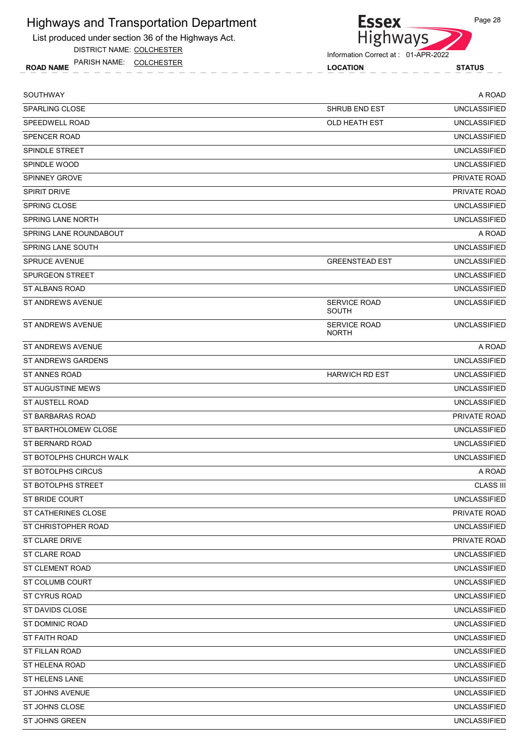# Highways and Transportation Department

List produced under section 36 of the Highways Act.

DISTRICT NAME: COLCHESTER

PARISH NAME: COLCHESTER

Information Correct at : 01-APR-2022

| ROAD NAME | LOCATION | STATUS |
|---|---|---|
| SOUTHWAY | | A ROAD |
| SPARLING CLOSE | SHRUB END EST | UNCLASSIFIED |
| SPEEDWELL ROAD | OLD HEATH EST | UNCLASSIFIED |
| SPENCER ROAD | | UNCLASSIFIED |
| SPINDLE STREET | | UNCLASSIFIED |
| SPINDLE WOOD | | UNCLASSIFIED |
| SPINNEY GROVE | | PRIVATE ROAD |
| SPIRIT DRIVE | | PRIVATE ROAD |
| SPRING CLOSE | | UNCLASSIFIED |
| SPRING LANE NORTH | | UNCLASSIFIED |
| SPRING LANE ROUNDABOUT | | A ROAD |
| SPRING LANE SOUTH | | UNCLASSIFIED |
| SPRUCE AVENUE | GREENSTEAD EST | UNCLASSIFIED |
| SPURGEON STREET | | UNCLASSIFIED |
| ST ALBANS ROAD | | UNCLASSIFIED |
| ST ANDREWS AVENUE | SERVICE ROAD SOUTH | UNCLASSIFIED |
| ST ANDREWS AVENUE | SERVICE ROAD NORTH | UNCLASSIFIED |
| ST ANDREWS AVENUE | | A ROAD |
| ST ANDREWS GARDENS | | UNCLASSIFIED |
| ST ANNES ROAD | HARWICH RD EST | UNCLASSIFIED |
| ST AUGUSTINE MEWS | | UNCLASSIFIED |
| ST AUSTELL ROAD | | UNCLASSIFIED |
| ST BARBARAS ROAD | | PRIVATE ROAD |
| ST BARTHOLOMEW CLOSE | | UNCLASSIFIED |
| ST BERNARD ROAD | | UNCLASSIFIED |
| ST BOTOLPHS CHURCH WALK | | UNCLASSIFIED |
| ST BOTOLPHS CIRCUS | | A ROAD |
| ST BOTOLPHS STREET | | CLASS III |
| ST BRIDE COURT | | UNCLASSIFIED |
| ST CATHERINES CLOSE | | PRIVATE ROAD |
| ST CHRISTOPHER ROAD | | UNCLASSIFIED |
| ST CLARE DRIVE | | PRIVATE ROAD |
| ST CLARE ROAD | | UNCLASSIFIED |
| ST CLEMENT ROAD | | UNCLASSIFIED |
| ST COLUMB COURT | | UNCLASSIFIED |
| ST CYRUS ROAD | | UNCLASSIFIED |
| ST DAVIDS CLOSE | | UNCLASSIFIED |
| ST DOMINIC ROAD | | UNCLASSIFIED |
| ST FAITH ROAD | | UNCLASSIFIED |
| ST FILLAN ROAD | | UNCLASSIFIED |
| ST HELENA ROAD | | UNCLASSIFIED |
| ST HELENS LANE | | UNCLASSIFIED |
| ST JOHNS AVENUE | | UNCLASSIFIED |
| ST JOHNS CLOSE | | UNCLASSIFIED |
| ST JOHNS GREEN | | UNCLASSIFIED |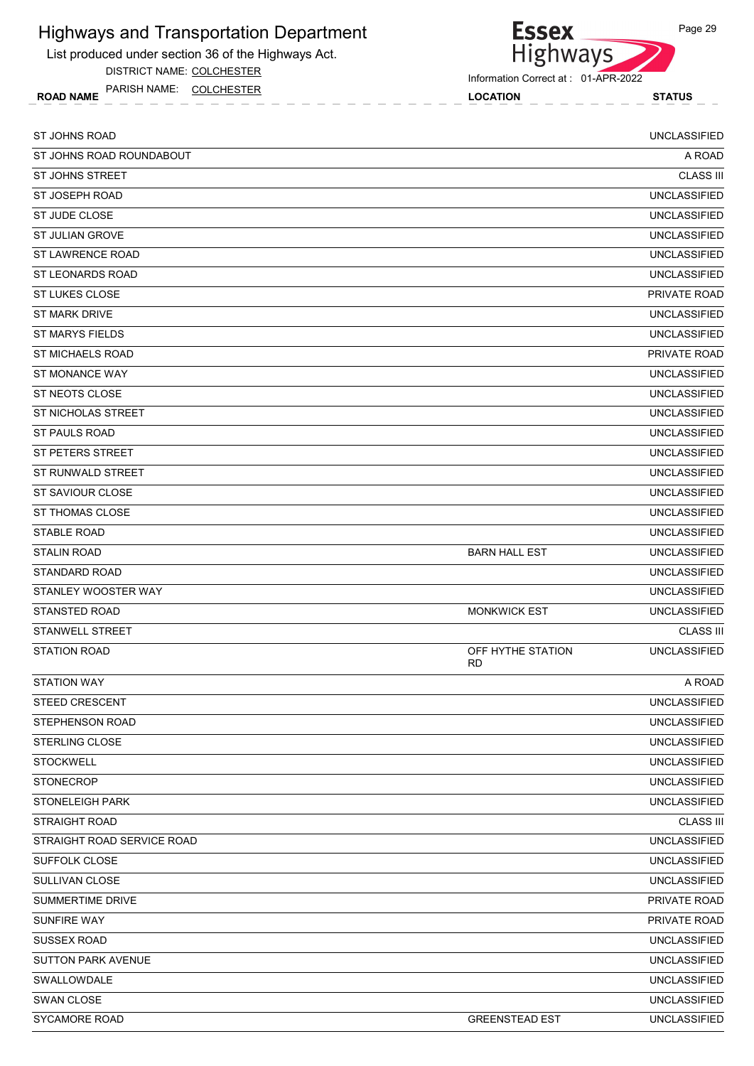# Highways and Transportation Department

List produced under section 36 of the Highways Act.

DISTRICT NAME: COLCHESTER

PARISH NAME: COLCHESTER

Information Correct at : 01-APR-2022

| ROAD NAME | LOCATION | STATUS |
|---|---|---|
| ST JOHNS ROAD | | UNCLASSIFIED |
| ST JOHNS ROAD ROUNDABOUT | | A ROAD |
| ST JOHNS STREET | | CLASS III |
| ST JOSEPH ROAD | | UNCLASSIFIED |
| ST JUDE CLOSE | | UNCLASSIFIED |
| ST JULIAN GROVE | | UNCLASSIFIED |
| ST LAWRENCE ROAD | | UNCLASSIFIED |
| ST LEONARDS ROAD | | UNCLASSIFIED |
| ST LUKES CLOSE | | PRIVATE ROAD |
| ST MARK DRIVE | | UNCLASSIFIED |
| ST MARYS FIELDS | | UNCLASSIFIED |
| ST MICHAELS ROAD | | PRIVATE ROAD |
| ST MONANCE WAY | | UNCLASSIFIED |
| ST NEOTS CLOSE | | UNCLASSIFIED |
| ST NICHOLAS STREET | | UNCLASSIFIED |
| ST PAULS ROAD | | UNCLASSIFIED |
| ST PETERS STREET | | UNCLASSIFIED |
| ST RUNWALD STREET | | UNCLASSIFIED |
| ST SAVIOUR CLOSE | | UNCLASSIFIED |
| ST THOMAS CLOSE | | UNCLASSIFIED |
| STABLE ROAD | | UNCLASSIFIED |
| STALIN ROAD | BARN HALL EST | UNCLASSIFIED |
| STANDARD ROAD | | UNCLASSIFIED |
| STANLEY WOOSTER WAY | | UNCLASSIFIED |
| STANSTED ROAD | MONKWICK EST | UNCLASSIFIED |
| STANWELL STREET | | CLASS III |
| STATION ROAD | OFF HYTHE STATION RD | UNCLASSIFIED |
| STATION WAY | | A ROAD |
| STEED CRESCENT | | UNCLASSIFIED |
| STEPHENSON ROAD | | UNCLASSIFIED |
| STERLING CLOSE | | UNCLASSIFIED |
| STOCKWELL | | UNCLASSIFIED |
| STONECROP | | UNCLASSIFIED |
| STONELEIGH PARK | | UNCLASSIFIED |
| STRAIGHT ROAD | | CLASS III |
| STRAIGHT ROAD SERVICE ROAD | | UNCLASSIFIED |
| SUFFOLK CLOSE | | UNCLASSIFIED |
| SULLIVAN CLOSE | | UNCLASSIFIED |
| SUMMERTIME DRIVE | | PRIVATE ROAD |
| SUNFIRE WAY | | PRIVATE ROAD |
| SUSSEX ROAD | | UNCLASSIFIED |
| SUTTON PARK AVENUE | | UNCLASSIFIED |
| SWALLOWDALE | | UNCLASSIFIED |
| SWAN CLOSE | | UNCLASSIFIED |
| SYCAMORE ROAD | GREENSTEAD EST | UNCLASSIFIED |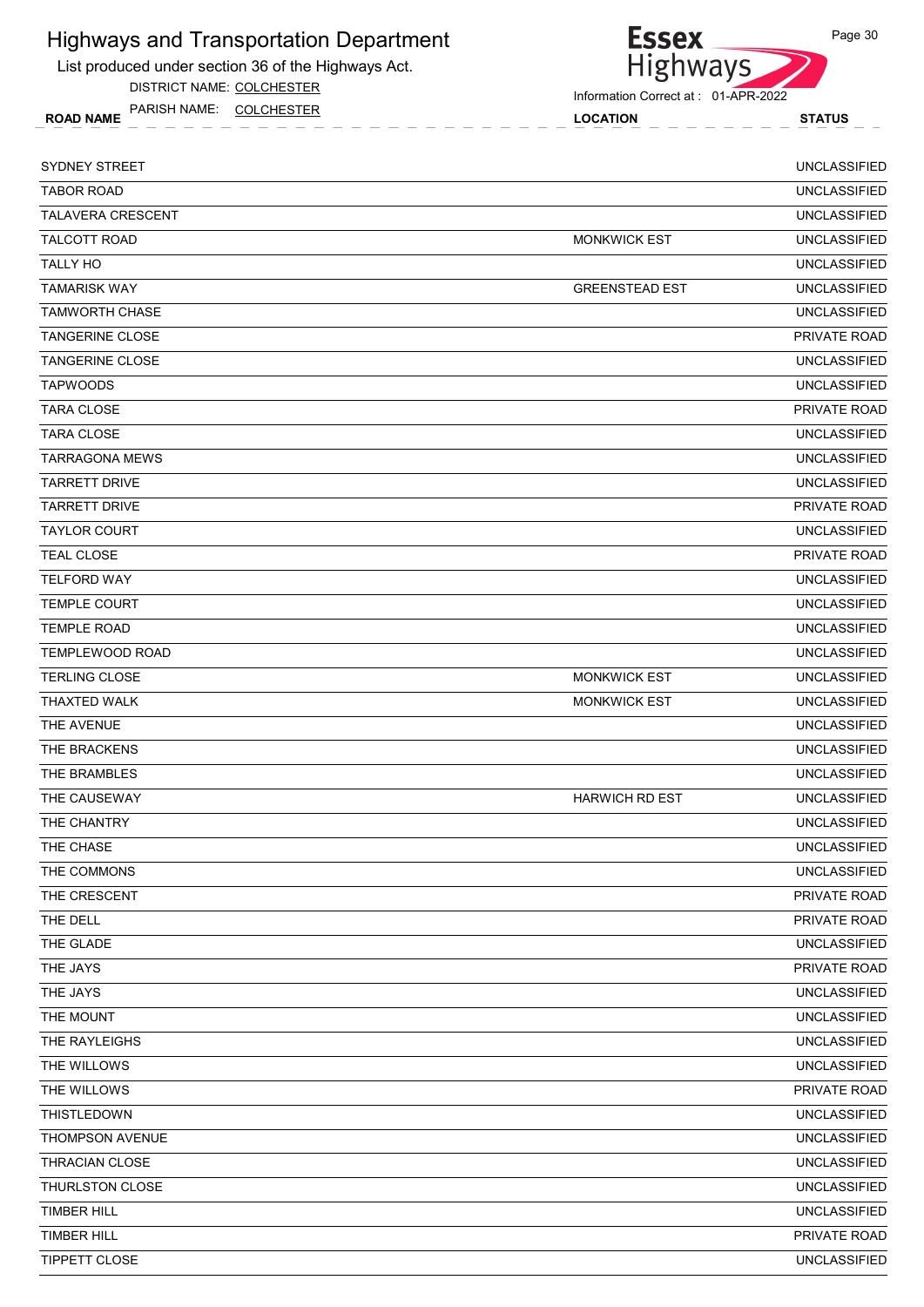# Highways and Transportation Department

List produced under section 36 of the Highways Act.

DISTRICT NAME: COLCHESTER

PARISH NAME: COLCHESTER

Information Correct at : 01-APR-2022

| ROAD NAME | LOCATION | STATUS |
|---|---|---|
| SYDNEY STREET | | UNCLASSIFIED |
| TABOR ROAD | | UNCLASSIFIED |
| TALAVERA CRESCENT | | UNCLASSIFIED |
| TALCOTT ROAD | MONKWICK EST | UNCLASSIFIED |
| TALLY HO | | UNCLASSIFIED |
| TAMARISK WAY | GREENSTEAD EST | UNCLASSIFIED |
| TAMWORTH CHASE | | UNCLASSIFIED |
| TANGERINE CLOSE | | PRIVATE ROAD |
| TANGERINE CLOSE | | UNCLASSIFIED |
| TAPWOODS | | UNCLASSIFIED |
| TARA CLOSE | | PRIVATE ROAD |
| TARA CLOSE | | UNCLASSIFIED |
| TARRAGONA MEWS | | UNCLASSIFIED |
| TARRETT DRIVE | | UNCLASSIFIED |
| TARRETT DRIVE | | PRIVATE ROAD |
| TAYLOR COURT | | UNCLASSIFIED |
| TEAL CLOSE | | PRIVATE ROAD |
| TELFORD WAY | | UNCLASSIFIED |
| TEMPLE COURT | | UNCLASSIFIED |
| TEMPLE ROAD | | UNCLASSIFIED |
| TEMPLEWOOD ROAD | | UNCLASSIFIED |
| TERLING CLOSE | MONKWICK EST | UNCLASSIFIED |
| THAXTED WALK | MONKWICK EST | UNCLASSIFIED |
| THE AVENUE | | UNCLASSIFIED |
| THE BRACKENS | | UNCLASSIFIED |
| THE BRAMBLES | | UNCLASSIFIED |
| THE CAUSEWAY | HARWICH RD EST | UNCLASSIFIED |
| THE CHANTRY | | UNCLASSIFIED |
| THE CHASE | | UNCLASSIFIED |
| THE COMMONS | | UNCLASSIFIED |
| THE CRESCENT | | PRIVATE ROAD |
| THE DELL | | PRIVATE ROAD |
| THE GLADE | | UNCLASSIFIED |
| THE JAYS | | PRIVATE ROAD |
| THE JAYS | | UNCLASSIFIED |
| THE MOUNT | | UNCLASSIFIED |
| THE RAYLEIGHS | | UNCLASSIFIED |
| THE WILLOWS | | UNCLASSIFIED |
| THE WILLOWS | | PRIVATE ROAD |
| THISTLEDOWN | | UNCLASSIFIED |
| THOMPSON AVENUE | | UNCLASSIFIED |
| THRACIAN CLOSE | | UNCLASSIFIED |
| THURLSTON CLOSE | | UNCLASSIFIED |
| TIMBER HILL | | UNCLASSIFIED |
| TIMBER HILL | | PRIVATE ROAD |
| TIPPETT CLOSE | | UNCLASSIFIED |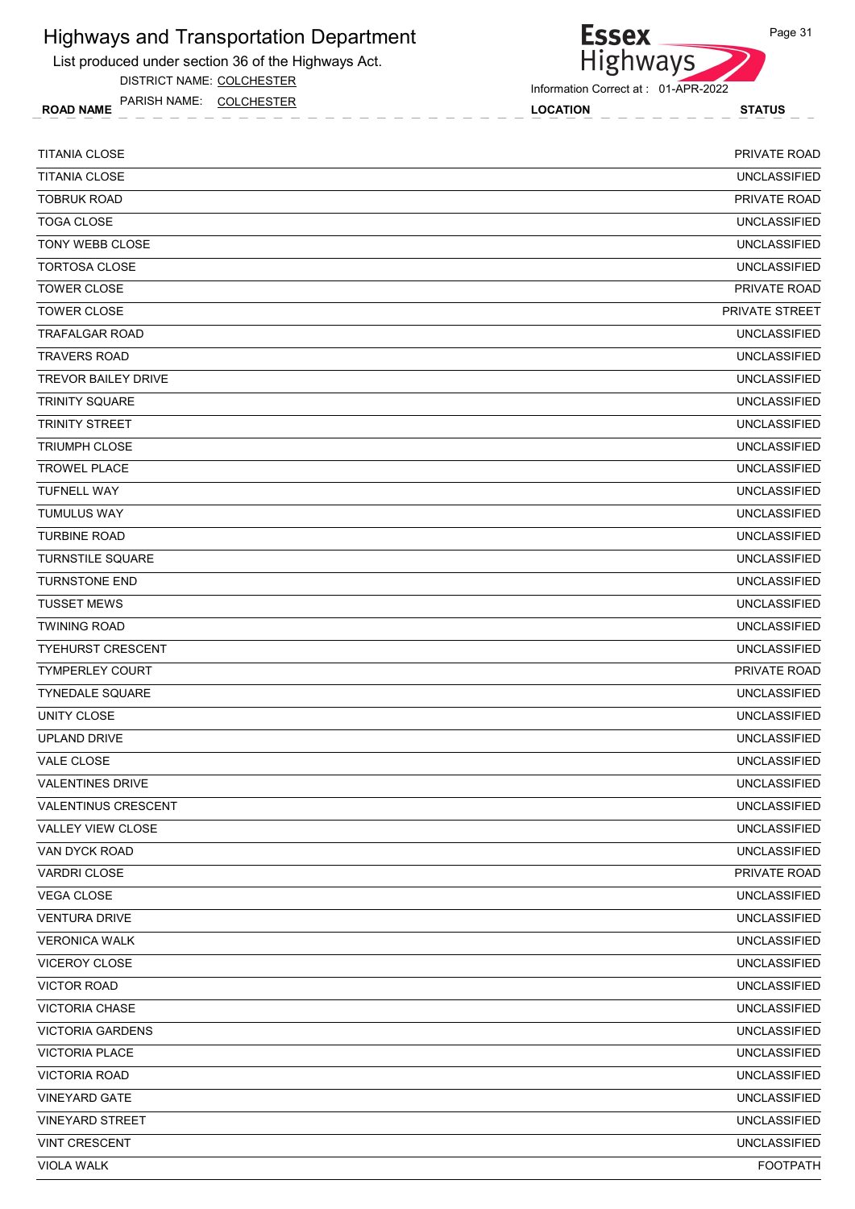# Highways and Transportation Department

List produced under section 36 of the Highways Act.

DISTRICT NAME: COLCHESTER

PARISH NAME: COLCHESTER

Information Correct at : 01-APR-2022

| ROAD NAME | LOCATION | STATUS |
|---|---|---|
| TITANIA CLOSE | | PRIVATE ROAD |
| TITANIA CLOSE | | UNCLASSIFIED |
| TOBRUK ROAD | | PRIVATE ROAD |
| TOGA CLOSE | | UNCLASSIFIED |
| TONY WEBB CLOSE | | UNCLASSIFIED |
| TORTOSA CLOSE | | UNCLASSIFIED |
| TOWER CLOSE | | PRIVATE ROAD |
| TOWER CLOSE | | PRIVATE STREET |
| TRAFALGAR ROAD | | UNCLASSIFIED |
| TRAVERS ROAD | | UNCLASSIFIED |
| TREVOR BAILEY DRIVE | | UNCLASSIFIED |
| TRINITY SQUARE | | UNCLASSIFIED |
| TRINITY STREET | | UNCLASSIFIED |
| TRIUMPH CLOSE | | UNCLASSIFIED |
| TROWEL PLACE | | UNCLASSIFIED |
| TUFNELL WAY | | UNCLASSIFIED |
| TUMULUS WAY | | UNCLASSIFIED |
| TURBINE ROAD | | UNCLASSIFIED |
| TURNSTILE SQUARE | | UNCLASSIFIED |
| TURNSTONE END | | UNCLASSIFIED |
| TUSSET MEWS | | UNCLASSIFIED |
| TWINING ROAD | | UNCLASSIFIED |
| TYEHURST CRESCENT | | UNCLASSIFIED |
| TYMPERLEY COURT | | PRIVATE ROAD |
| TYNEDALE SQUARE | | UNCLASSIFIED |
| UNITY CLOSE | | UNCLASSIFIED |
| UPLAND DRIVE | | UNCLASSIFIED |
| VALE CLOSE | | UNCLASSIFIED |
| VALENTINES DRIVE | | UNCLASSIFIED |
| VALENTINUS CRESCENT | | UNCLASSIFIED |
| VALLEY VIEW CLOSE | | UNCLASSIFIED |
| VAN DYCK ROAD | | UNCLASSIFIED |
| VARDRI CLOSE | | PRIVATE ROAD |
| VEGA CLOSE | | UNCLASSIFIED |
| VENTURA DRIVE | | UNCLASSIFIED |
| VERONICA WALK | | UNCLASSIFIED |
| VICEROY CLOSE | | UNCLASSIFIED |
| VICTOR ROAD | | UNCLASSIFIED |
| VICTORIA CHASE | | UNCLASSIFIED |
| VICTORIA GARDENS | | UNCLASSIFIED |
| VICTORIA PLACE | | UNCLASSIFIED |
| VICTORIA ROAD | | UNCLASSIFIED |
| VINEYARD GATE | | UNCLASSIFIED |
| VINEYARD STREET | | UNCLASSIFIED |
| VINT CRESCENT | | UNCLASSIFIED |
| VIOLA WALK | | FOOTPATH |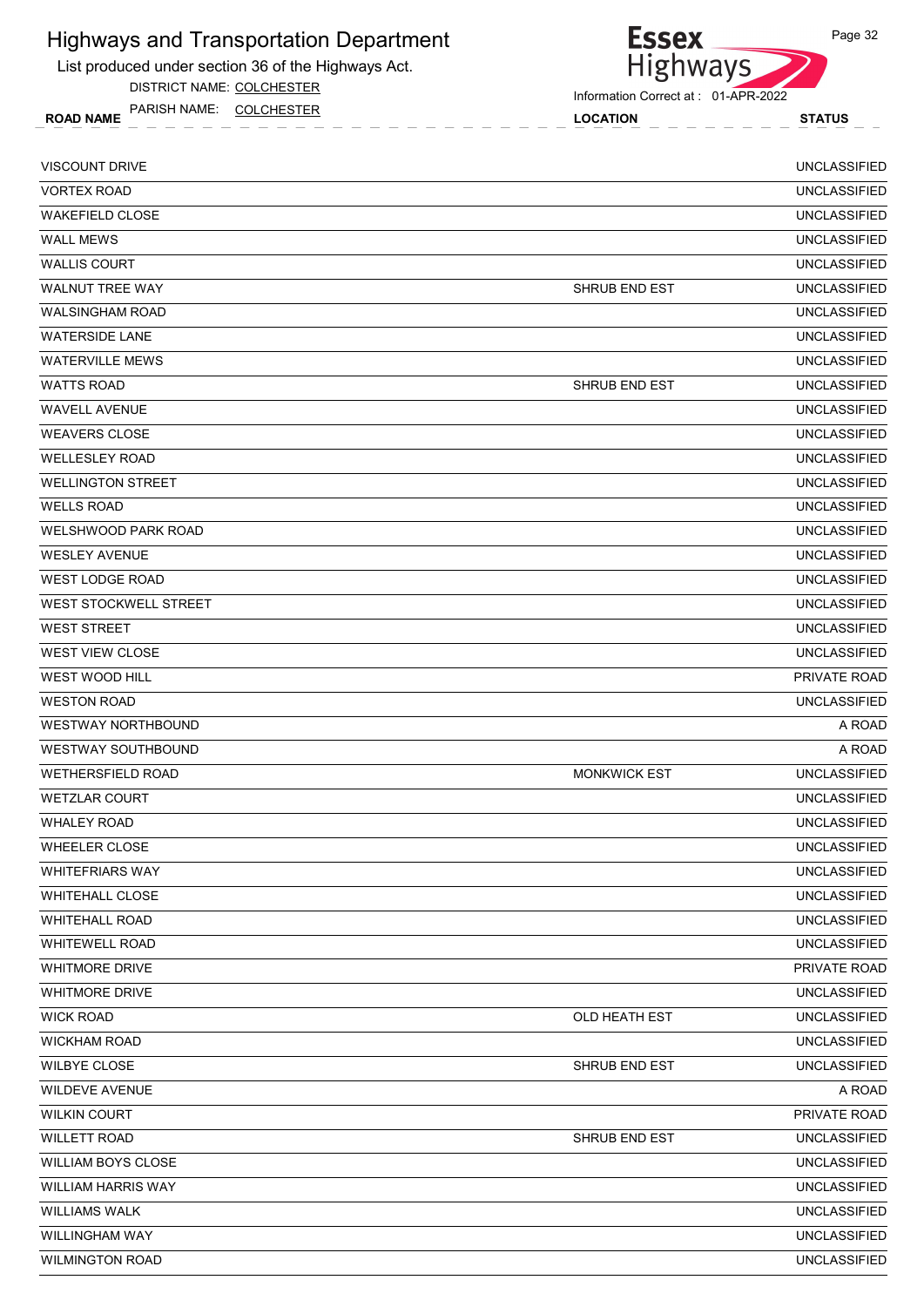# Highways and Transportation Department

List produced under section 36 of the Highways Act.

DISTRICT NAME: COLCHESTER

PARISH NAME: COLCHESTER

Information Correct at : 01-APR-2022

| ROAD NAME | LOCATION | STATUS |
|---|---|---|
| VISCOUNT DRIVE | | UNCLASSIFIED |
| VORTEX ROAD | | UNCLASSIFIED |
| WAKEFIELD CLOSE | | UNCLASSIFIED |
| WALL MEWS | | UNCLASSIFIED |
| WALLIS COURT | | UNCLASSIFIED |
| WALNUT TREE WAY | SHRUB END EST | UNCLASSIFIED |
| WALSINGHAM ROAD | | UNCLASSIFIED |
| WATERSIDE LANE | | UNCLASSIFIED |
| WATERVILLE MEWS | | UNCLASSIFIED |
| WATTS ROAD | SHRUB END EST | UNCLASSIFIED |
| WAVELL AVENUE | | UNCLASSIFIED |
| WEAVERS CLOSE | | UNCLASSIFIED |
| WELLESLEY ROAD | | UNCLASSIFIED |
| WELLINGTON STREET | | UNCLASSIFIED |
| WELLS ROAD | | UNCLASSIFIED |
| WELSHWOOD PARK ROAD | | UNCLASSIFIED |
| WESLEY AVENUE | | UNCLASSIFIED |
| WEST LODGE ROAD | | UNCLASSIFIED |
| WEST STOCKWELL STREET | | UNCLASSIFIED |
| WEST STREET | | UNCLASSIFIED |
| WEST VIEW CLOSE | | UNCLASSIFIED |
| WEST WOOD HILL | | PRIVATE ROAD |
| WESTON ROAD | | UNCLASSIFIED |
| WESTWAY NORTHBOUND | | A ROAD |
| WESTWAY SOUTHBOUND | | A ROAD |
| WETHERSFIELD ROAD | MONKWICK EST | UNCLASSIFIED |
| WETZLAR COURT | | UNCLASSIFIED |
| WHALEY ROAD | | UNCLASSIFIED |
| WHEELER CLOSE | | UNCLASSIFIED |
| WHITEFRIARS WAY | | UNCLASSIFIED |
| WHITEHALL CLOSE | | UNCLASSIFIED |
| WHITEHALL ROAD | | UNCLASSIFIED |
| WHITEWELL ROAD | | UNCLASSIFIED |
| WHITMORE DRIVE | | PRIVATE ROAD |
| WHITMORE DRIVE | | UNCLASSIFIED |
| WICK ROAD | OLD HEATH EST | UNCLASSIFIED |
| WICKHAM ROAD | | UNCLASSIFIED |
| WILBYE CLOSE | SHRUB END EST | UNCLASSIFIED |
| WILDEVE AVENUE | | A ROAD |
| WILKIN COURT | | PRIVATE ROAD |
| WILLETT ROAD | SHRUB END EST | UNCLASSIFIED |
| WILLIAM BOYS CLOSE | | UNCLASSIFIED |
| WILLIAM HARRIS WAY | | UNCLASSIFIED |
| WILLIAMS WALK | | UNCLASSIFIED |
| WILLINGHAM WAY | | UNCLASSIFIED |
| WILMINGTON ROAD | | UNCLASSIFIED |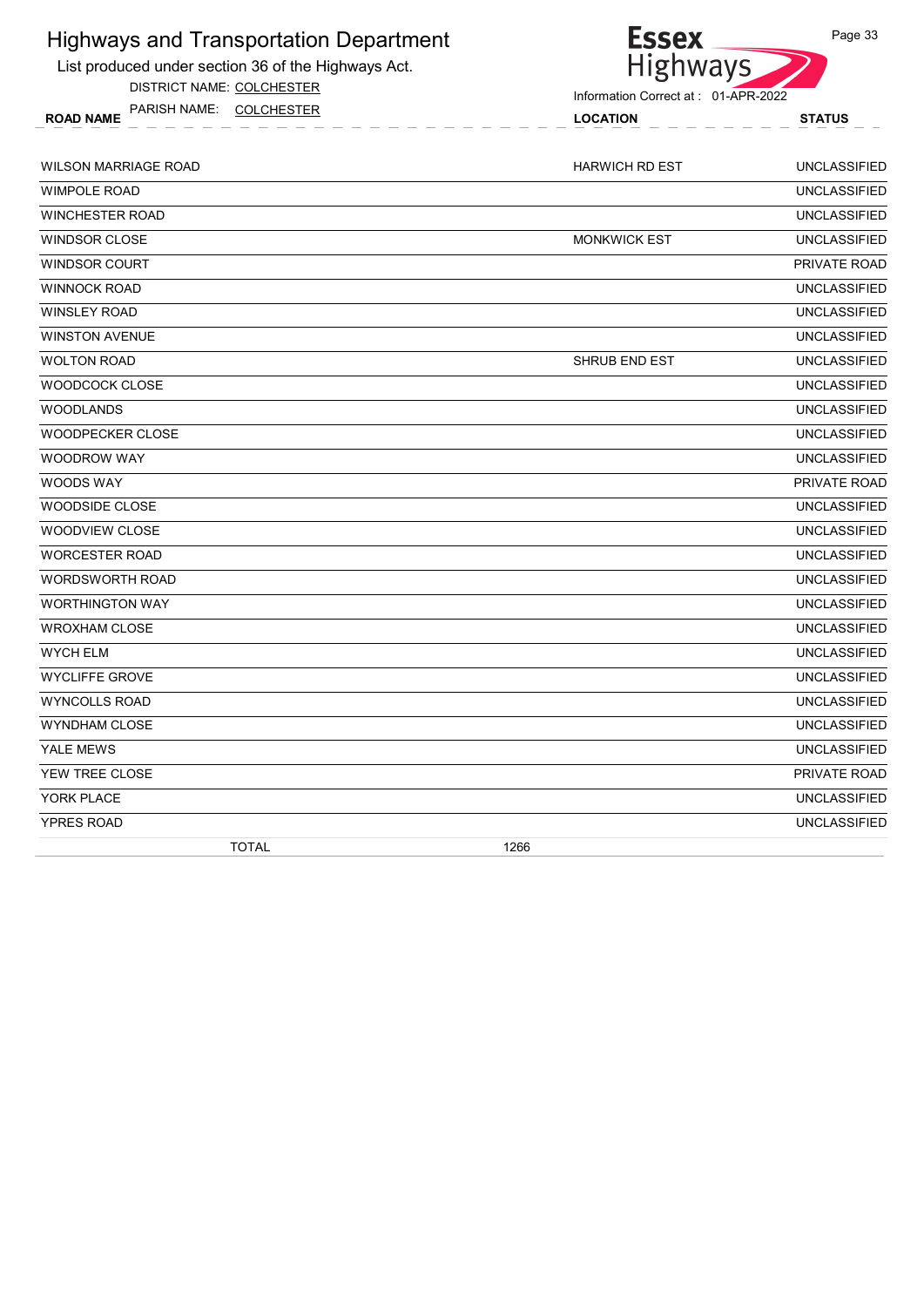# Highways and Transportation Department

List produced under section 36 of the Highways Act.

DISTRICT NAME: COLCHESTER

PARISH NAME: COLCHESTER

Information Correct at : 01-APR-2022

| ROAD NAME | LOCATION | STATUS |
|---|---|---|
| WILSON MARRIAGE ROAD | HARWICH RD EST | UNCLASSIFIED |
| WIMPOLE ROAD | | UNCLASSIFIED |
| WINCHESTER ROAD | | UNCLASSIFIED |
| WINDSOR CLOSE | MONKWICK EST | UNCLASSIFIED |
| WINDSOR COURT | | PRIVATE ROAD |
| WINNOCK ROAD | | UNCLASSIFIED |
| WINSLEY ROAD | | UNCLASSIFIED |
| WINSTON AVENUE | | UNCLASSIFIED |
| WOLTON ROAD | SHRUB END EST | UNCLASSIFIED |
| WOODCOCK CLOSE | | UNCLASSIFIED |
| WOODLANDS | | UNCLASSIFIED |
| WOODPECKER CLOSE | | UNCLASSIFIED |
| WOODROW WAY | | UNCLASSIFIED |
| WOODS WAY | | PRIVATE ROAD |
| WOODSIDE CLOSE | | UNCLASSIFIED |
| WOODVIEW CLOSE | | UNCLASSIFIED |
| WORCESTER ROAD | | UNCLASSIFIED |
| WORDSWORTH ROAD | | UNCLASSIFIED |
| WORTHINGTON WAY | | UNCLASSIFIED |
| WROXHAM CLOSE | | UNCLASSIFIED |
| WYCH ELM | | UNCLASSIFIED |
| WYCLIFFE GROVE | | UNCLASSIFIED |
| WYNCOLLS ROAD | | UNCLASSIFIED |
| WYNDHAM CLOSE | | UNCLASSIFIED |
| YALE MEWS | | UNCLASSIFIED |
| YEW TREE CLOSE | | PRIVATE ROAD |
| YORK PLACE | | UNCLASSIFIED |
| YPRES ROAD | | UNCLASSIFIED |
| TOTAL | 1266 | |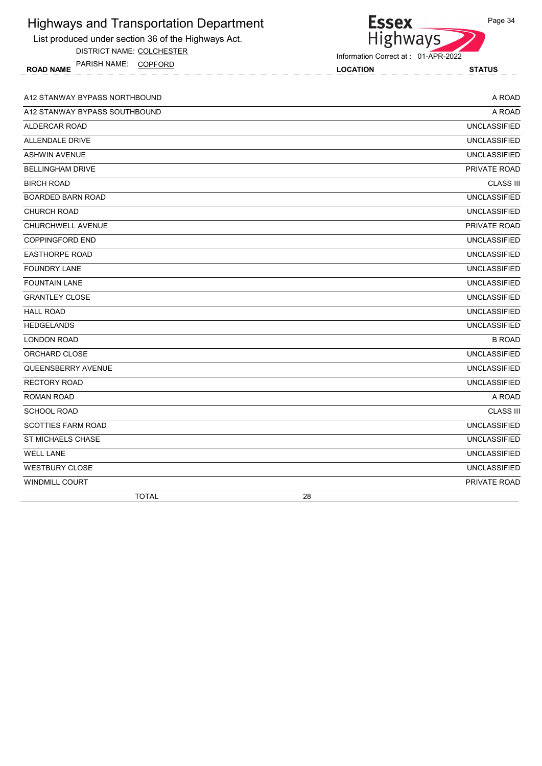# Highways and Transportation Department

List produced under section 36 of the Highways Act.

DISTRICT NAME: COLCHESTER

PARISH NAME: COPFORD

Information Correct at : 01-APR-2022

| ROAD NAME | LOCATION | STATUS |
|---|---|---|
| A12 STANWAY BYPASS NORTHBOUND | | A ROAD |
| A12 STANWAY BYPASS SOUTHBOUND | | A ROAD |
| ALDERCAR ROAD | | UNCLASSIFIED |
| ALLENDALE DRIVE | | UNCLASSIFIED |
| ASHWIN AVENUE | | UNCLASSIFIED |
| BELLINGHAM DRIVE | | PRIVATE ROAD |
| BIRCH ROAD | | CLASS III |
| BOARDED BARN ROAD | | UNCLASSIFIED |
| CHURCH ROAD | | UNCLASSIFIED |
| CHURCHWELL AVENUE | | PRIVATE ROAD |
| COPPINGFORD END | | UNCLASSIFIED |
| EASTHORPE ROAD | | UNCLASSIFIED |
| FOUNDRY LANE | | UNCLASSIFIED |
| FOUNTAIN LANE | | UNCLASSIFIED |
| GRANTLEY CLOSE | | UNCLASSIFIED |
| HALL ROAD | | UNCLASSIFIED |
| HEDGELANDS | | UNCLASSIFIED |
| LONDON ROAD | | B ROAD |
| ORCHARD CLOSE | | UNCLASSIFIED |
| QUEENSBERRY AVENUE | | UNCLASSIFIED |
| RECTORY ROAD | | UNCLASSIFIED |
| ROMAN ROAD | | A ROAD |
| SCHOOL ROAD | | CLASS III |
| SCOTTIES FARM ROAD | | UNCLASSIFIED |
| ST MICHAELS CHASE | | UNCLASSIFIED |
| WELL LANE | | UNCLASSIFIED |
| WESTBURY CLOSE | | UNCLASSIFIED |
| WINDMILL COURT | | PRIVATE ROAD |
| TOTAL | 28 | |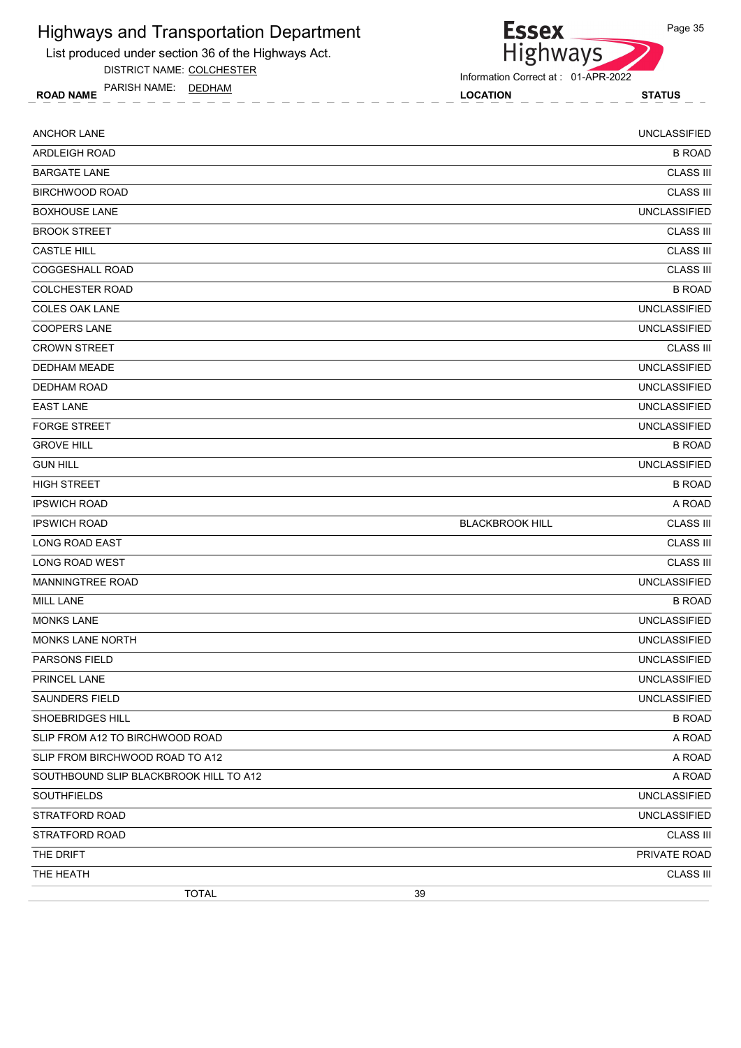# Highways and Transportation Department

List produced under section 36 of the Highways Act.

DISTRICT NAME: COLCHESTER

PARISH NAME: DEDHAM

Essex Highways

Information Correct at : 01-APR-2022

| ROAD NAME | LOCATION | STATUS |
|---|---|---|
| ANCHOR LANE | | UNCLASSIFIED |
| ARDLEIGH ROAD | | B ROAD |
| BARGATE LANE | | CLASS III |
| BIRCHWOOD ROAD | | CLASS III |
| BOXHOUSE LANE | | UNCLASSIFIED |
| BROOK STREET | | CLASS III |
| CASTLE HILL | | CLASS III |
| COGGESHALL ROAD | | CLASS III |
| COLCHESTER ROAD | | B ROAD |
| COLES OAK LANE | | UNCLASSIFIED |
| COOPERS LANE | | UNCLASSIFIED |
| CROWN STREET | | CLASS III |
| DEDHAM MEADE | | UNCLASSIFIED |
| DEDHAM ROAD | | UNCLASSIFIED |
| EAST LANE | | UNCLASSIFIED |
| FORGE STREET | | UNCLASSIFIED |
| GROVE HILL | | B ROAD |
| GUN HILL | | UNCLASSIFIED |
| HIGH STREET | | B ROAD |
| IPSWICH ROAD | | A ROAD |
| IPSWICH ROAD | BLACKBROOK HILL | CLASS III |
| LONG ROAD EAST | | CLASS III |
| LONG ROAD WEST | | CLASS III |
| MANNINGTREE ROAD | | UNCLASSIFIED |
| MILL LANE | | B ROAD |
| MONKS LANE | | UNCLASSIFIED |
| MONKS LANE NORTH | | UNCLASSIFIED |
| PARSONS FIELD | | UNCLASSIFIED |
| PRINCEL LANE | | UNCLASSIFIED |
| SAUNDERS FIELD | | UNCLASSIFIED |
| SHOEBRIDGES HILL | | B ROAD |
| SLIP FROM A12 TO BIRCHWOOD ROAD | | A ROAD |
| SLIP FROM BIRCHWOOD ROAD TO A12 | | A ROAD |
| SOUTHBOUND SLIP BLACKBROOK HILL TO A12 | | A ROAD |
| SOUTHFIELDS | | UNCLASSIFIED |
| STRATFORD ROAD | | UNCLASSIFIED |
| STRATFORD ROAD | | CLASS III |
| THE DRIFT | | PRIVATE ROAD |
| THE HEATH | | CLASS III |
| TOTAL | 39 | |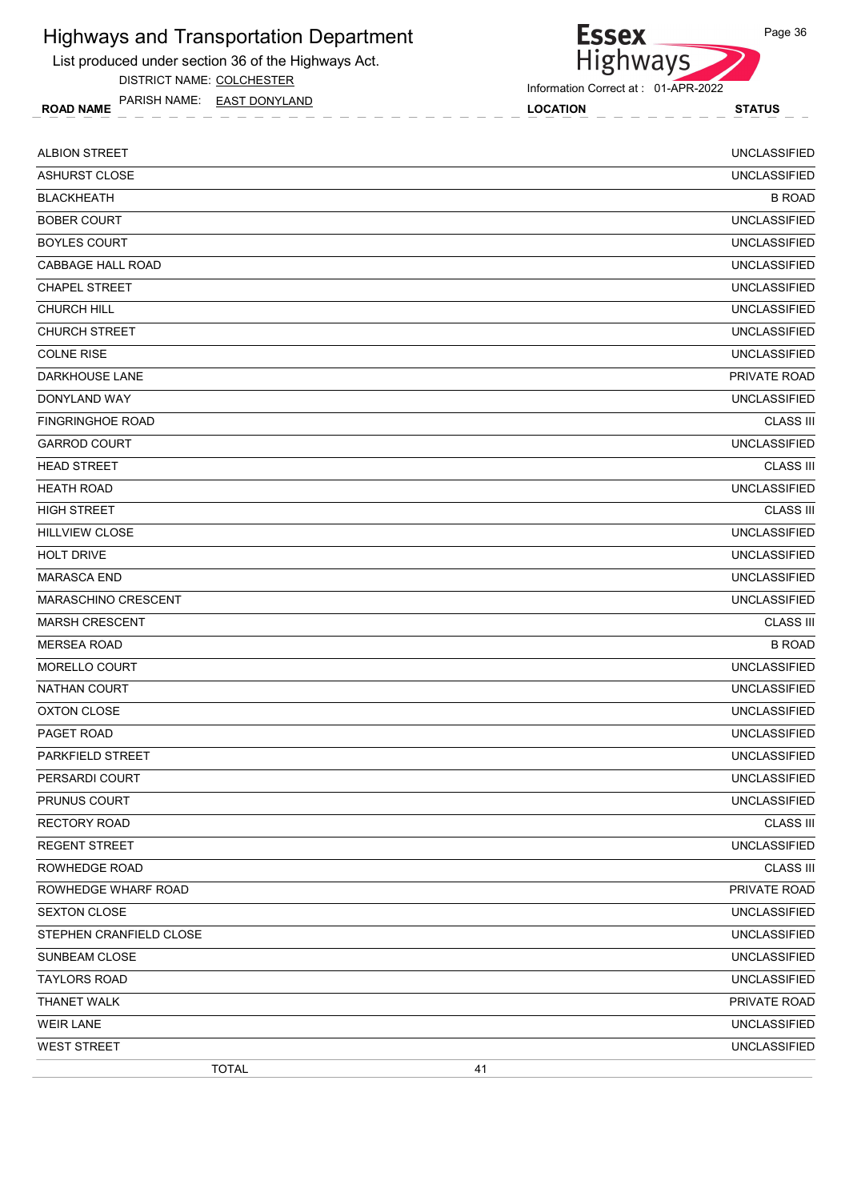# Highways and Transportation Department

List produced under section 36 of the Highways Act.

DISTRICT NAME: COLCHESTER

PARISH NAME: EAST DONYLAND

Information Correct at : 01-APR-2022

| ROAD NAME | LOCATION | STATUS |
|---|---|---|
| ALBION STREET | | UNCLASSIFIED |
| ASHURST CLOSE | | UNCLASSIFIED |
| BLACKHEATH | | B ROAD |
| BOBER COURT | | UNCLASSIFIED |
| BOYLES COURT | | UNCLASSIFIED |
| CABBAGE HALL ROAD | | UNCLASSIFIED |
| CHAPEL STREET | | UNCLASSIFIED |
| CHURCH HILL | | UNCLASSIFIED |
| CHURCH STREET | | UNCLASSIFIED |
| COLNE RISE | | UNCLASSIFIED |
| DARKHOUSE LANE | | PRIVATE ROAD |
| DONYLAND WAY | | UNCLASSIFIED |
| FINGRINGHOE ROAD | | CLASS III |
| GARROD COURT | | UNCLASSIFIED |
| HEAD STREET | | CLASS III |
| HEATH ROAD | | UNCLASSIFIED |
| HIGH STREET | | CLASS III |
| HILLVIEW CLOSE | | UNCLASSIFIED |
| HOLT DRIVE | | UNCLASSIFIED |
| MARASCA END | | UNCLASSIFIED |
| MARASCHINO CRESCENT | | UNCLASSIFIED |
| MARSH CRESCENT | | CLASS III |
| MERSEA ROAD | | B ROAD |
| MORELLO COURT | | UNCLASSIFIED |
| NATHAN COURT | | UNCLASSIFIED |
| OXTON CLOSE | | UNCLASSIFIED |
| PAGET ROAD | | UNCLASSIFIED |
| PARKFIELD STREET | | UNCLASSIFIED |
| PERSARDI COURT | | UNCLASSIFIED |
| PRUNUS COURT | | UNCLASSIFIED |
| RECTORY ROAD | | CLASS III |
| REGENT STREET | | UNCLASSIFIED |
| ROWHEDGE ROAD | | CLASS III |
| ROWHEDGE WHARF ROAD | | PRIVATE ROAD |
| SEXTON CLOSE | | UNCLASSIFIED |
| STEPHEN CRANFIELD CLOSE | | UNCLASSIFIED |
| SUNBEAM CLOSE | | UNCLASSIFIED |
| TAYLORS ROAD | | UNCLASSIFIED |
| THANET WALK | | PRIVATE ROAD |
| WEIR LANE | | UNCLASSIFIED |
| WEST STREET | | UNCLASSIFIED |
| TOTAL | 41 | |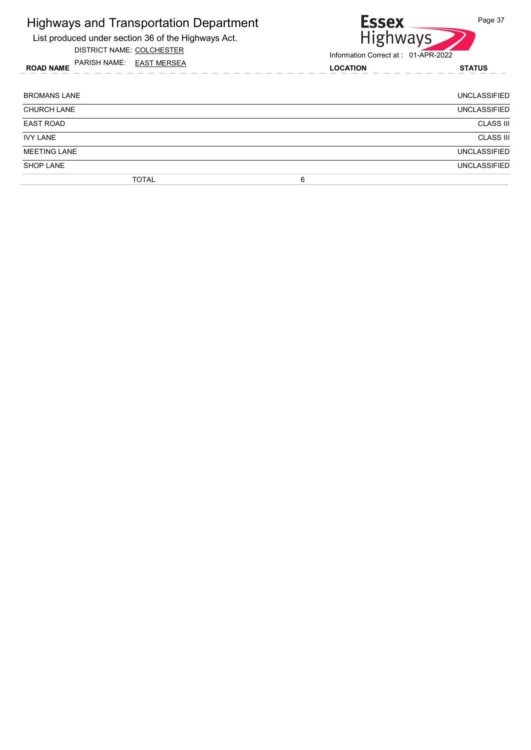# Highways and Transportation Department

List produced under section 36 of the Highways Act.

DISTRICT NAME: COLCHESTER

PARISH NAME: EAST MERSEA

Information Correct at : 01-APR-2022

| ROAD NAME | LOCATION | STATUS |
|---|---|---|
| BROMANS LANE | | UNCLASSIFIED |
| CHURCH LANE | | UNCLASSIFIED |
| EAST ROAD | | CLASS III |
| IVY LANE | | CLASS III |
| MEETING LANE | | UNCLASSIFIED |
| SHOP LANE | | UNCLASSIFIED |
| TOTAL | 6 | |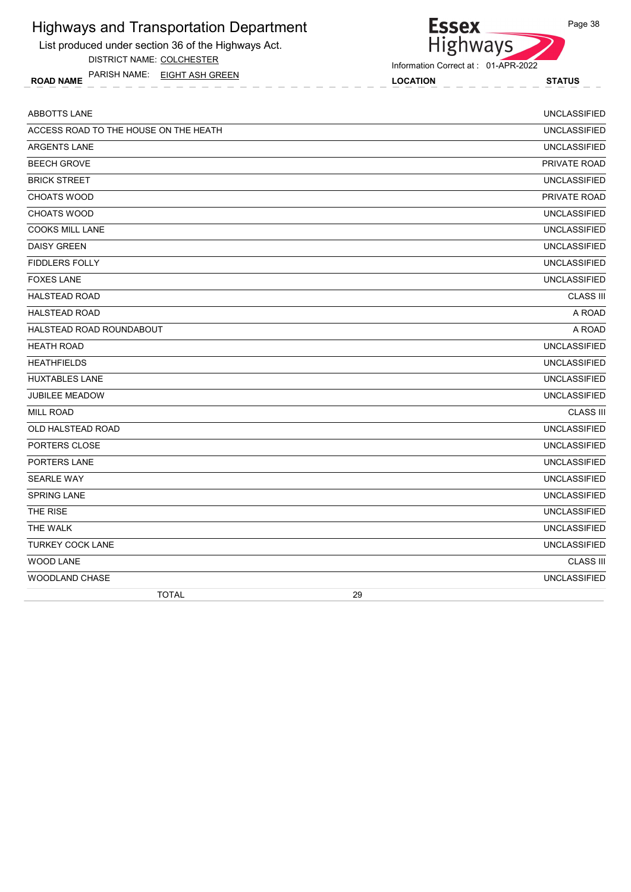# Highways and Transportation Department

List produced under section 36 of the Highways Act.

DISTRICT NAME: COLCHESTER

PARISH NAME: EIGHT ASH GREEN

Information Correct at : 01-APR-2022

| ROAD NAME | LOCATION | STATUS |
|---|---|---|
| ABBOTTS LANE | | UNCLASSIFIED |
| ACCESS ROAD TO THE HOUSE ON THE HEATH | | UNCLASSIFIED |
| ARGENTS LANE | | UNCLASSIFIED |
| BEECH GROVE | | PRIVATE ROAD |
| BRICK STREET | | UNCLASSIFIED |
| CHOATS WOOD | | PRIVATE ROAD |
| CHOATS WOOD | | UNCLASSIFIED |
| COOKS MILL LANE | | UNCLASSIFIED |
| DAISY GREEN | | UNCLASSIFIED |
| FIDDLERS FOLLY | | UNCLASSIFIED |
| FOXES LANE | | UNCLASSIFIED |
| HALSTEAD ROAD | | CLASS III |
| HALSTEAD ROAD | | A ROAD |
| HALSTEAD ROAD ROUNDABOUT | | A ROAD |
| HEATH ROAD | | UNCLASSIFIED |
| HEATHFIELDS | | UNCLASSIFIED |
| HUXTABLES LANE | | UNCLASSIFIED |
| JUBILEE MEADOW | | UNCLASSIFIED |
| MILL ROAD | | CLASS III |
| OLD HALSTEAD ROAD | | UNCLASSIFIED |
| PORTERS CLOSE | | UNCLASSIFIED |
| PORTERS LANE | | UNCLASSIFIED |
| SEARLE WAY | | UNCLASSIFIED |
| SPRING LANE | | UNCLASSIFIED |
| THE RISE | | UNCLASSIFIED |
| THE WALK | | UNCLASSIFIED |
| TURKEY COCK LANE | | UNCLASSIFIED |
| WOOD LANE | | CLASS III |
| WOODLAND CHASE | | UNCLASSIFIED |
| TOTAL | 29 | |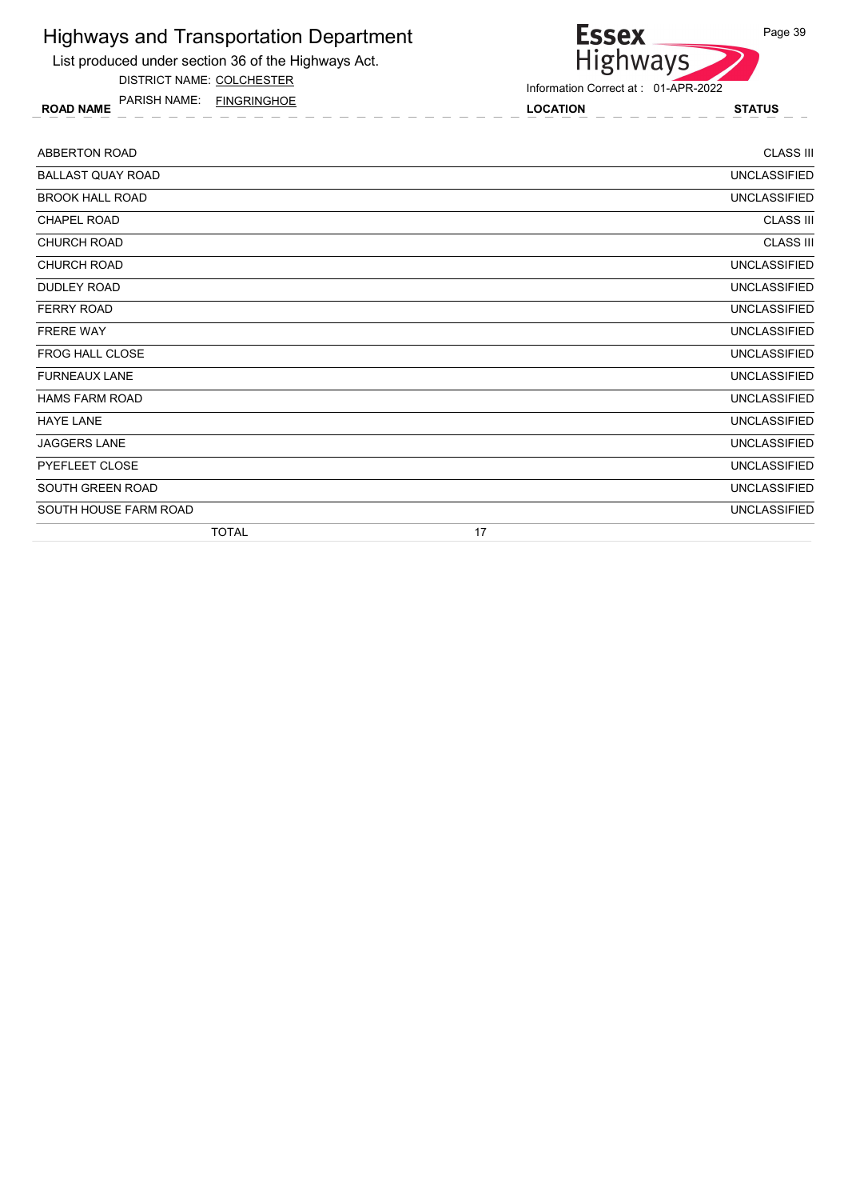# Highways and Transportation Department

List produced under section 36 of the Highways Act.

DISTRICT NAME: COLCHESTER

PARISH NAME: FINGRINGHOE

Information Correct at : 01-APR-2022

| ROAD NAME | LOCATION | STATUS |
|---|---|---|
| ABBERTON ROAD | | CLASS III |
| BALLAST QUAY ROAD | | UNCLASSIFIED |
| BROOK HALL ROAD | | UNCLASSIFIED |
| CHAPEL ROAD | | CLASS III |
| CHURCH ROAD | | CLASS III |
| CHURCH ROAD | | UNCLASSIFIED |
| DUDLEY ROAD | | UNCLASSIFIED |
| FERRY ROAD | | UNCLASSIFIED |
| FRERE WAY | | UNCLASSIFIED |
| FROG HALL CLOSE | | UNCLASSIFIED |
| FURNEAUX LANE | | UNCLASSIFIED |
| HAMS FARM ROAD | | UNCLASSIFIED |
| HAYE LANE | | UNCLASSIFIED |
| JAGGERS LANE | | UNCLASSIFIED |
| PYEFLEET CLOSE | | UNCLASSIFIED |
| SOUTH GREEN ROAD | | UNCLASSIFIED |
| SOUTH HOUSE FARM ROAD | | UNCLASSIFIED |
| TOTAL | 17 | |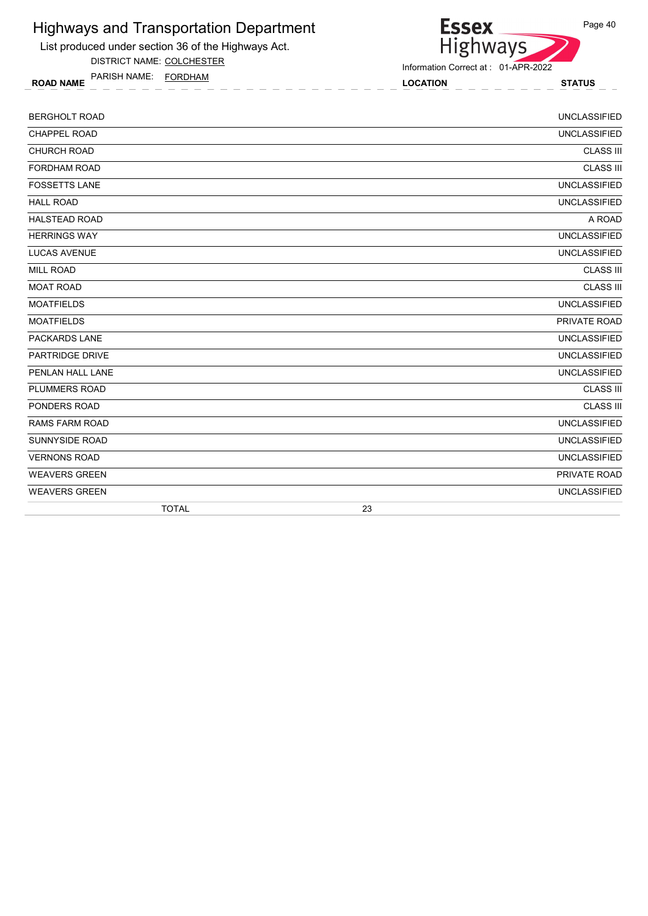# Highways and Transportation Department

List produced under section 36 of the Highways Act.

DISTRICT NAME: COLCHESTER

PARISH NAME: FORDHAM

Information Correct at : 01-APR-2022

| ROAD NAME | LOCATION | STATUS |
|---|---|---|
| BERGHOLT ROAD | | UNCLASSIFIED |
| CHAPPEL ROAD | | UNCLASSIFIED |
| CHURCH ROAD | | CLASS III |
| FORDHAM ROAD | | CLASS III |
| FOSSETTS LANE | | UNCLASSIFIED |
| HALL ROAD | | UNCLASSIFIED |
| HALSTEAD ROAD | | A ROAD |
| HERRINGS WAY | | UNCLASSIFIED |
| LUCAS AVENUE | | UNCLASSIFIED |
| MILL ROAD | | CLASS III |
| MOAT ROAD | | CLASS III |
| MOATFIELDS | | UNCLASSIFIED |
| MOATFIELDS | | PRIVATE ROAD |
| PACKARDS LANE | | UNCLASSIFIED |
| PARTRIDGE DRIVE | | UNCLASSIFIED |
| PENLAN HALL LANE | | UNCLASSIFIED |
| PLUMMERS ROAD | | CLASS III |
| PONDERS ROAD | | CLASS III |
| RAMS FARM ROAD | | UNCLASSIFIED |
| SUNNYSIDE ROAD | | UNCLASSIFIED |
| VERNONS ROAD | | UNCLASSIFIED |
| WEAVERS GREEN | | PRIVATE ROAD |
| WEAVERS GREEN | | UNCLASSIFIED |
| TOTAL | 23 | |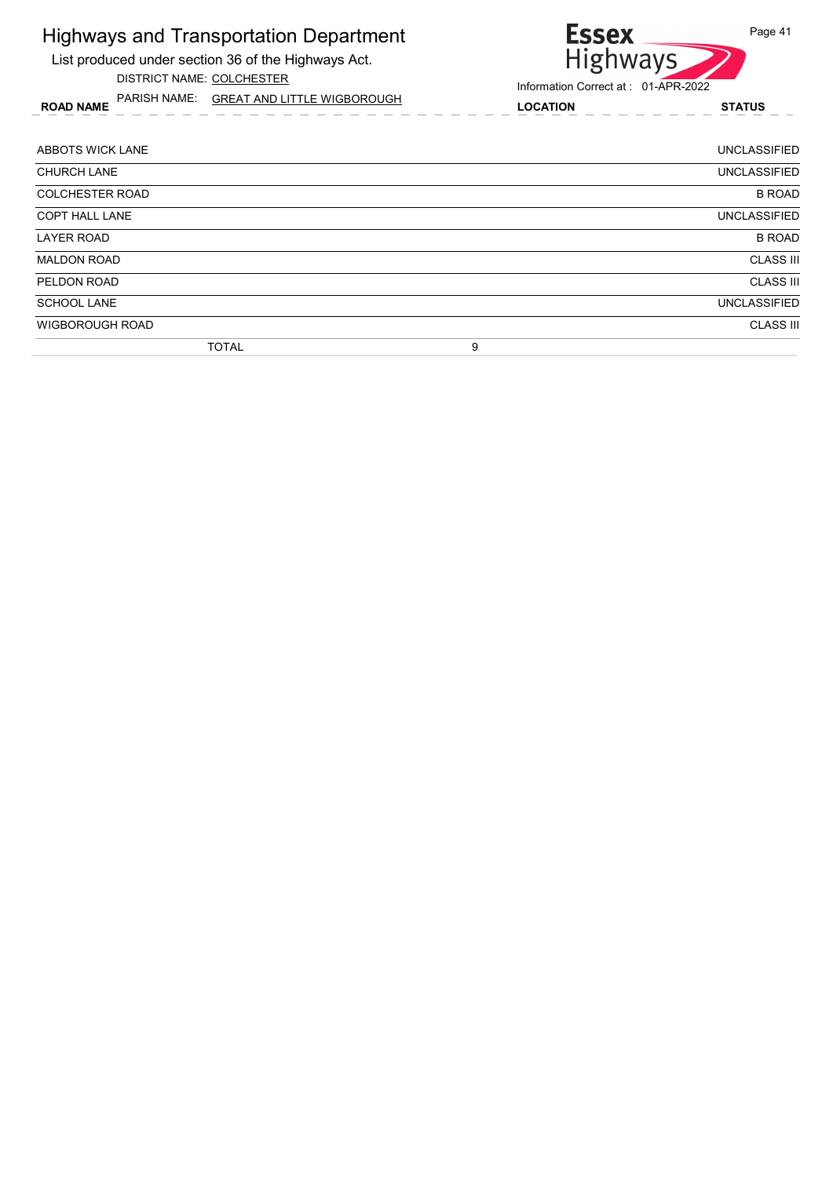# Highways and Transportation Department

List produced under section 36 of the Highways Act.

DISTRICT NAME: COLCHESTER

PARISH NAME: GREAT AND LITTLE WIGBOROUGH

Information Correct at : 01-APR-2022

| ROAD NAME | LOCATION | STATUS |
|---|---|---|
| ABBOTS WICK LANE | | UNCLASSIFIED |
| CHURCH LANE | | UNCLASSIFIED |
| COLCHESTER ROAD | | B ROAD |
| COPT HALL LANE | | UNCLASSIFIED |
| LAYER ROAD | | B ROAD |
| MALDON ROAD | | CLASS III |
| PELDON ROAD | | CLASS III |
| SCHOOL LANE | | UNCLASSIFIED |
| WIGBOROUGH ROAD | | CLASS III |
| TOTAL | 9 | |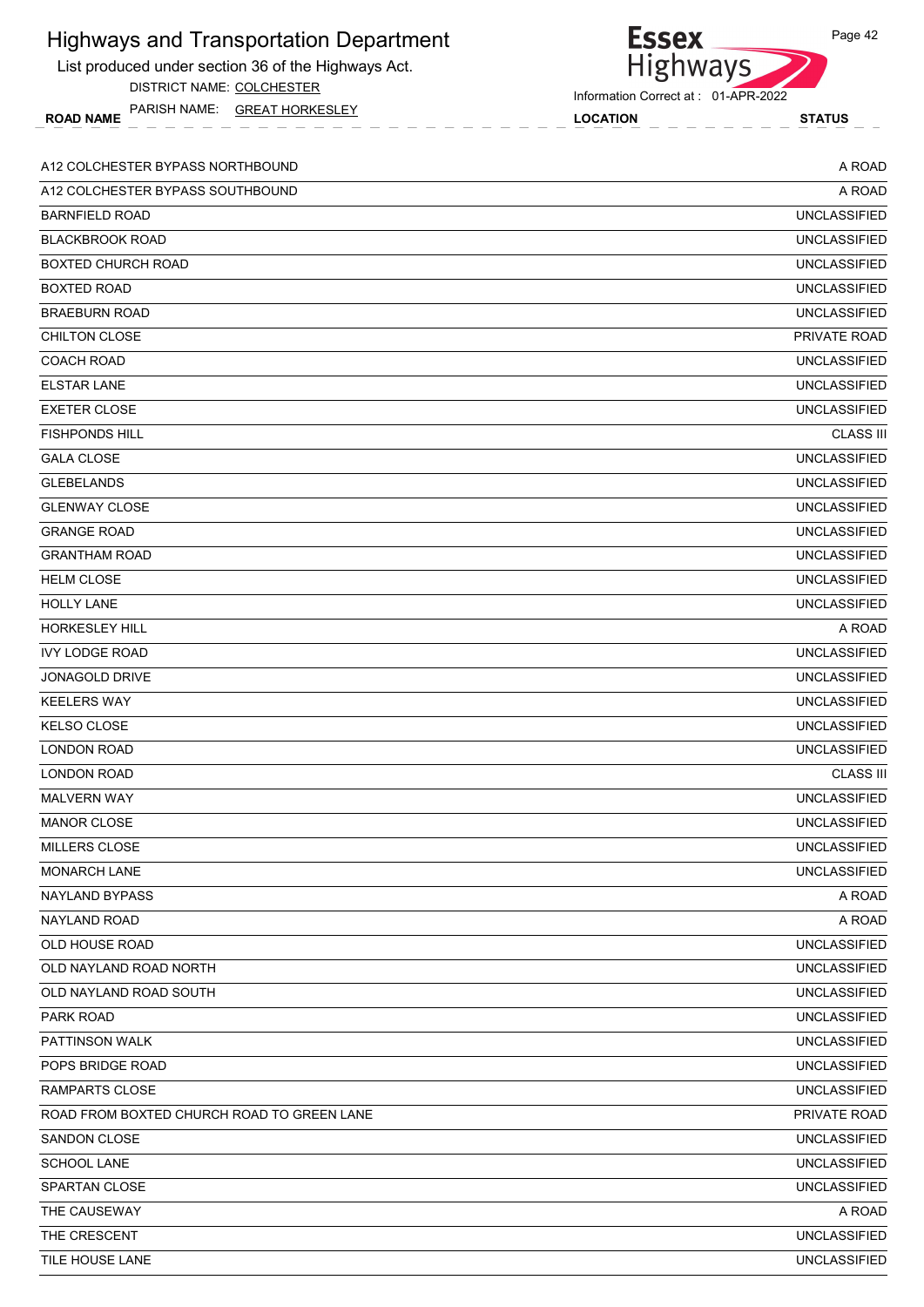# Highways and Transportation Department

List produced under section 36 of the Highways Act.

DISTRICT NAME: COLCHESTER

PARISH NAME: GREAT HORKESLEY

Information Correct at : 01-APR-2022

| ROAD NAME | LOCATION | STATUS |
|---|---|---|
| A12 COLCHESTER BYPASS NORTHBOUND | | A ROAD |
| A12 COLCHESTER BYPASS SOUTHBOUND | | A ROAD |
| BARNFIELD ROAD | | UNCLASSIFIED |
| BLACKBROOK ROAD | | UNCLASSIFIED |
| BOXTED CHURCH ROAD | | UNCLASSIFIED |
| BOXTED ROAD | | UNCLASSIFIED |
| BRAEBURN ROAD | | UNCLASSIFIED |
| CHILTON CLOSE | | PRIVATE ROAD |
| COACH ROAD | | UNCLASSIFIED |
| ELSTAR LANE | | UNCLASSIFIED |
| EXETER CLOSE | | UNCLASSIFIED |
| FISHPONDS HILL | | CLASS III |
| GALA CLOSE | | UNCLASSIFIED |
| GLEBELANDS | | UNCLASSIFIED |
| GLENWAY CLOSE | | UNCLASSIFIED |
| GRANGE ROAD | | UNCLASSIFIED |
| GRANTHAM ROAD | | UNCLASSIFIED |
| HELM CLOSE | | UNCLASSIFIED |
| HOLLY LANE | | UNCLASSIFIED |
| HORKESLEY HILL | | A ROAD |
| IVY LODGE ROAD | | UNCLASSIFIED |
| JONAGOLD DRIVE | | UNCLASSIFIED |
| KEELERS WAY | | UNCLASSIFIED |
| KELSO CLOSE | | UNCLASSIFIED |
| LONDON ROAD | | UNCLASSIFIED |
| LONDON ROAD | | CLASS III |
| MALVERN WAY | | UNCLASSIFIED |
| MANOR CLOSE | | UNCLASSIFIED |
| MILLERS CLOSE | | UNCLASSIFIED |
| MONARCH LANE | | UNCLASSIFIED |
| NAYLAND BYPASS | | A ROAD |
| NAYLAND ROAD | | A ROAD |
| OLD HOUSE ROAD | | UNCLASSIFIED |
| OLD NAYLAND ROAD NORTH | | UNCLASSIFIED |
| OLD NAYLAND ROAD SOUTH | | UNCLASSIFIED |
| PARK ROAD | | UNCLASSIFIED |
| PATTINSON WALK | | UNCLASSIFIED |
| POPS BRIDGE ROAD | | UNCLASSIFIED |
| RAMPARTS CLOSE | | UNCLASSIFIED |
| ROAD FROM BOXTED CHURCH ROAD TO GREEN LANE | | PRIVATE ROAD |
| SANDON CLOSE | | UNCLASSIFIED |
| SCHOOL LANE | | UNCLASSIFIED |
| SPARTAN CLOSE | | UNCLASSIFIED |
| THE CAUSEWAY | | A ROAD |
| THE CRESCENT | | UNCLASSIFIED |
| TILE HOUSE LANE | | UNCLASSIFIED |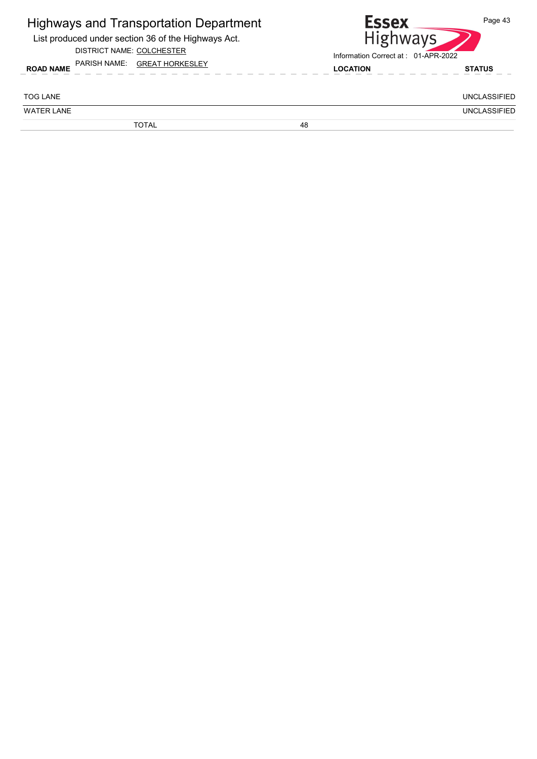# Highways and Transportation Department

List produced under section 36 of the Highways Act.

DISTRICT NAME: COLCHESTER

PARISH NAME: GREAT HORKESLEY

Information Correct at : 01-APR-2022

| ROAD NAME | LOCATION | STATUS |
|---|---|---|
| TOG LANE | | UNCLASSIFIED |
| WATER LANE | | UNCLASSIFIED |
| TOTAL | 48 | |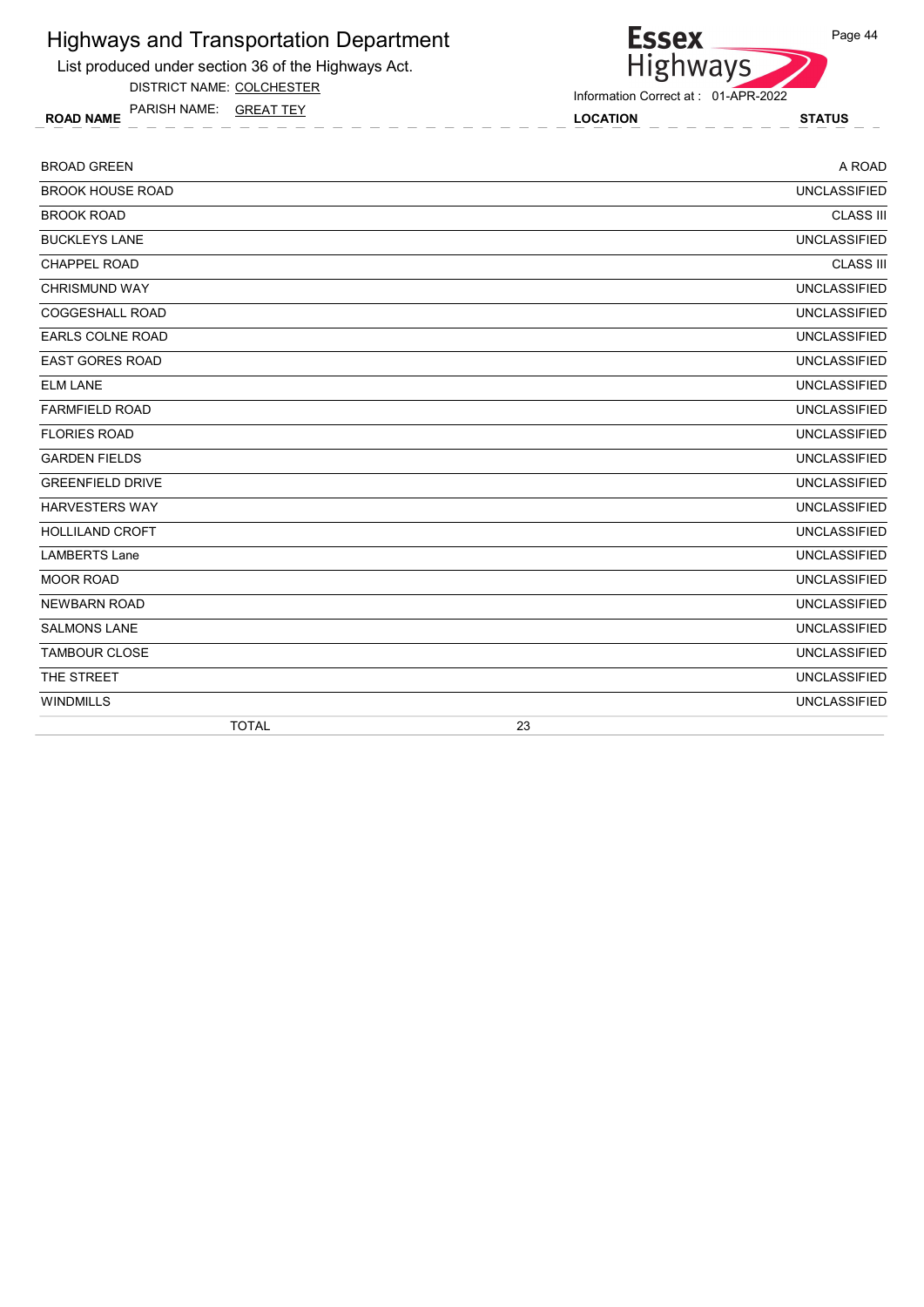# Highways and Transportation Department

List produced under section 36 of the Highways Act.

DISTRICT NAME: COLCHESTER

PARISH NAME: GREAT TEY

Information Correct at : 01-APR-2022

| ROAD NAME | LOCATION | STATUS |
|---|---|---|
| BROAD GREEN | | A ROAD |
| BROOK HOUSE ROAD | | UNCLASSIFIED |
| BROOK ROAD | | CLASS III |
| BUCKLEYS LANE | | UNCLASSIFIED |
| CHAPPEL ROAD | | CLASS III |
| CHRISMUND WAY | | UNCLASSIFIED |
| COGGESHALL ROAD | | UNCLASSIFIED |
| EARLS COLNE ROAD | | UNCLASSIFIED |
| EAST GORES ROAD | | UNCLASSIFIED |
| ELM LANE | | UNCLASSIFIED |
| FARMFIELD ROAD | | UNCLASSIFIED |
| FLORIES ROAD | | UNCLASSIFIED |
| GARDEN FIELDS | | UNCLASSIFIED |
| GREENFIELD DRIVE | | UNCLASSIFIED |
| HARVESTERS WAY | | UNCLASSIFIED |
| HOLLILAND CROFT | | UNCLASSIFIED |
| LAMBERTS Lane | | UNCLASSIFIED |
| MOOR ROAD | | UNCLASSIFIED |
| NEWBARN ROAD | | UNCLASSIFIED |
| SALMONS LANE | | UNCLASSIFIED |
| TAMBOUR CLOSE | | UNCLASSIFIED |
| THE STREET | | UNCLASSIFIED |
| WINDMILLS | | UNCLASSIFIED |
| TOTAL | 23 | |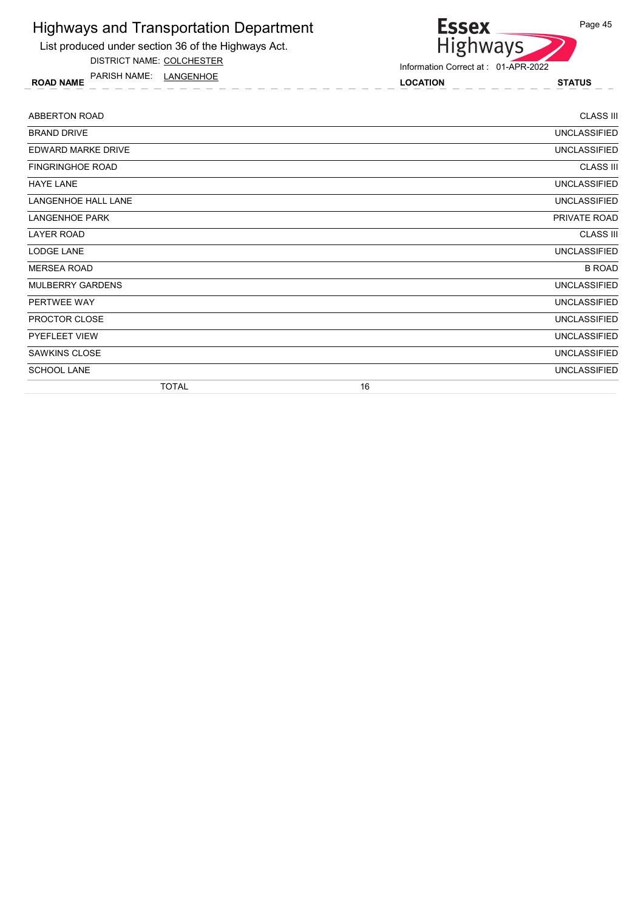# Highways and Transportation Department

List produced under section 36 of the Highways Act.

DISTRICT NAME: COLCHESTER

PARISH NAME: LANGENHOE

Information Correct at : 01-APR-2022

| ROAD NAME | LOCATION | STATUS |
|---|---|---|
| ABBERTON ROAD | | CLASS III |
| BRAND DRIVE | | UNCLASSIFIED |
| EDWARD MARKE DRIVE | | UNCLASSIFIED |
| FINGRINGHOE ROAD | | CLASS III |
| HAYE LANE | | UNCLASSIFIED |
| LANGENHOE HALL LANE | | UNCLASSIFIED |
| LANGENHOE PARK | | PRIVATE ROAD |
| LAYER ROAD | | CLASS III |
| LODGE LANE | | UNCLASSIFIED |
| MERSEA ROAD | | B ROAD |
| MULBERRY GARDENS | | UNCLASSIFIED |
| PERTWEE WAY | | UNCLASSIFIED |
| PROCTOR CLOSE | | UNCLASSIFIED |
| PYEFLEET VIEW | | UNCLASSIFIED |
| SAWKINS CLOSE | | UNCLASSIFIED |
| SCHOOL LANE | | UNCLASSIFIED |
| TOTAL | 16 | |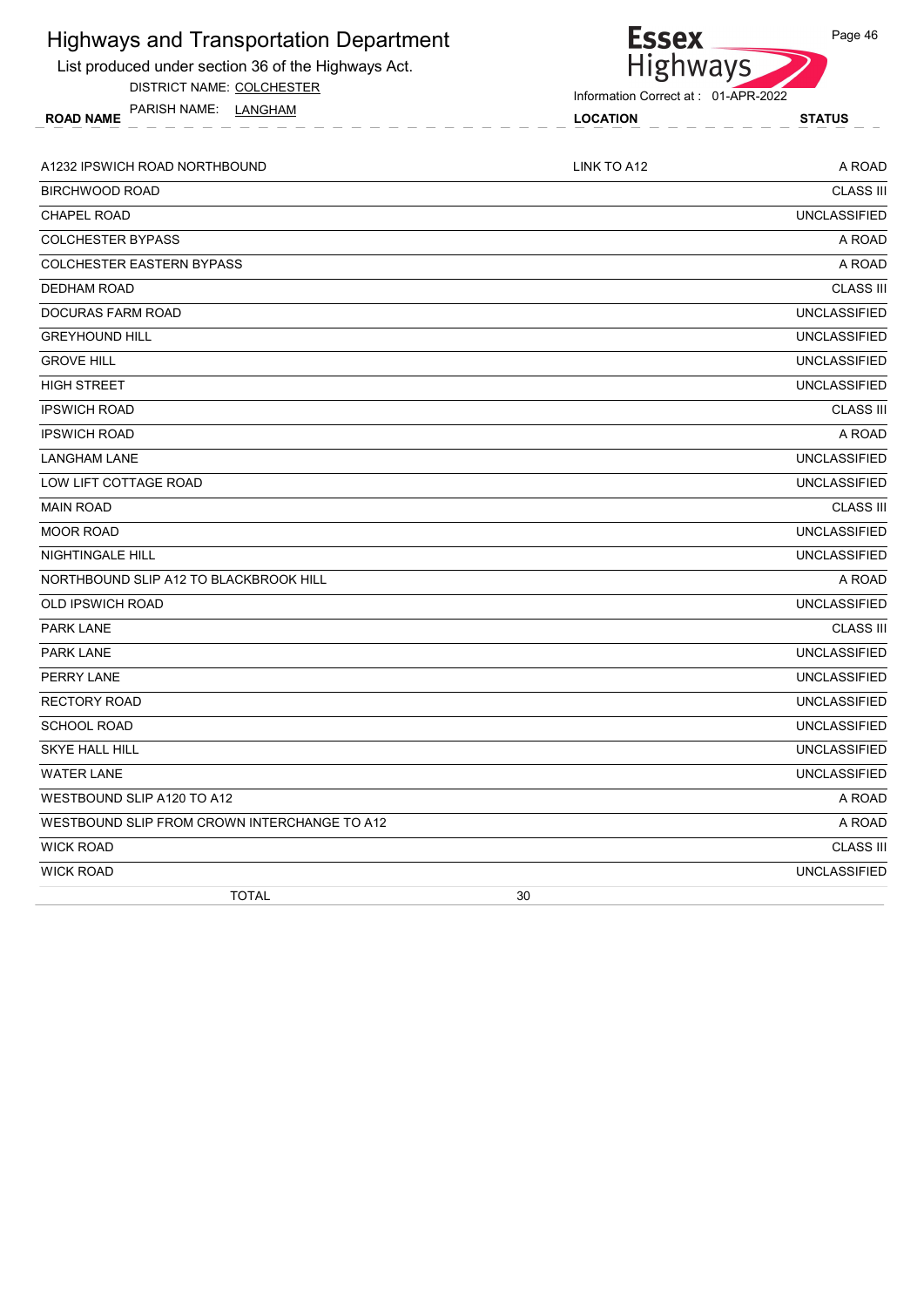# Highways and Transportation Department

List produced under section 36 of the Highways Act.

DISTRICT NAME: COLCHESTER

PARISH NAME: LANGHAM

Information Correct at : 01-APR-2022

| ROAD NAME | LOCATION | STATUS |
|---|---|---|
| A1232 IPSWICH ROAD NORTHBOUND | LINK TO A12 | A ROAD |
| BIRCHWOOD ROAD | | CLASS III |
| CHAPEL ROAD | | UNCLASSIFIED |
| COLCHESTER BYPASS | | A ROAD |
| COLCHESTER EASTERN BYPASS | | A ROAD |
| DEDHAM ROAD | | CLASS III |
| DOCURAS FARM ROAD | | UNCLASSIFIED |
| GREYHOUND HILL | | UNCLASSIFIED |
| GROVE HILL | | UNCLASSIFIED |
| HIGH STREET | | UNCLASSIFIED |
| IPSWICH ROAD | | CLASS III |
| IPSWICH ROAD | | A ROAD |
| LANGHAM LANE | | UNCLASSIFIED |
| LOW LIFT COTTAGE ROAD | | UNCLASSIFIED |
| MAIN ROAD | | CLASS III |
| MOOR ROAD | | UNCLASSIFIED |
| NIGHTINGALE HILL | | UNCLASSIFIED |
| NORTHBOUND SLIP A12 TO BLACKBROOK HILL | | A ROAD |
| OLD IPSWICH ROAD | | UNCLASSIFIED |
| PARK LANE | | CLASS III |
| PARK LANE | | UNCLASSIFIED |
| PERRY LANE | | UNCLASSIFIED |
| RECTORY ROAD | | UNCLASSIFIED |
| SCHOOL ROAD | | UNCLASSIFIED |
| SKYE HALL HILL | | UNCLASSIFIED |
| WATER LANE | | UNCLASSIFIED |
| WESTBOUND SLIP A120 TO A12 | | A ROAD |
| WESTBOUND SLIP FROM CROWN INTERCHANGE TO A12 | | A ROAD |
| WICK ROAD | | CLASS III |
| WICK ROAD | | UNCLASSIFIED |
| TOTAL | 30 | |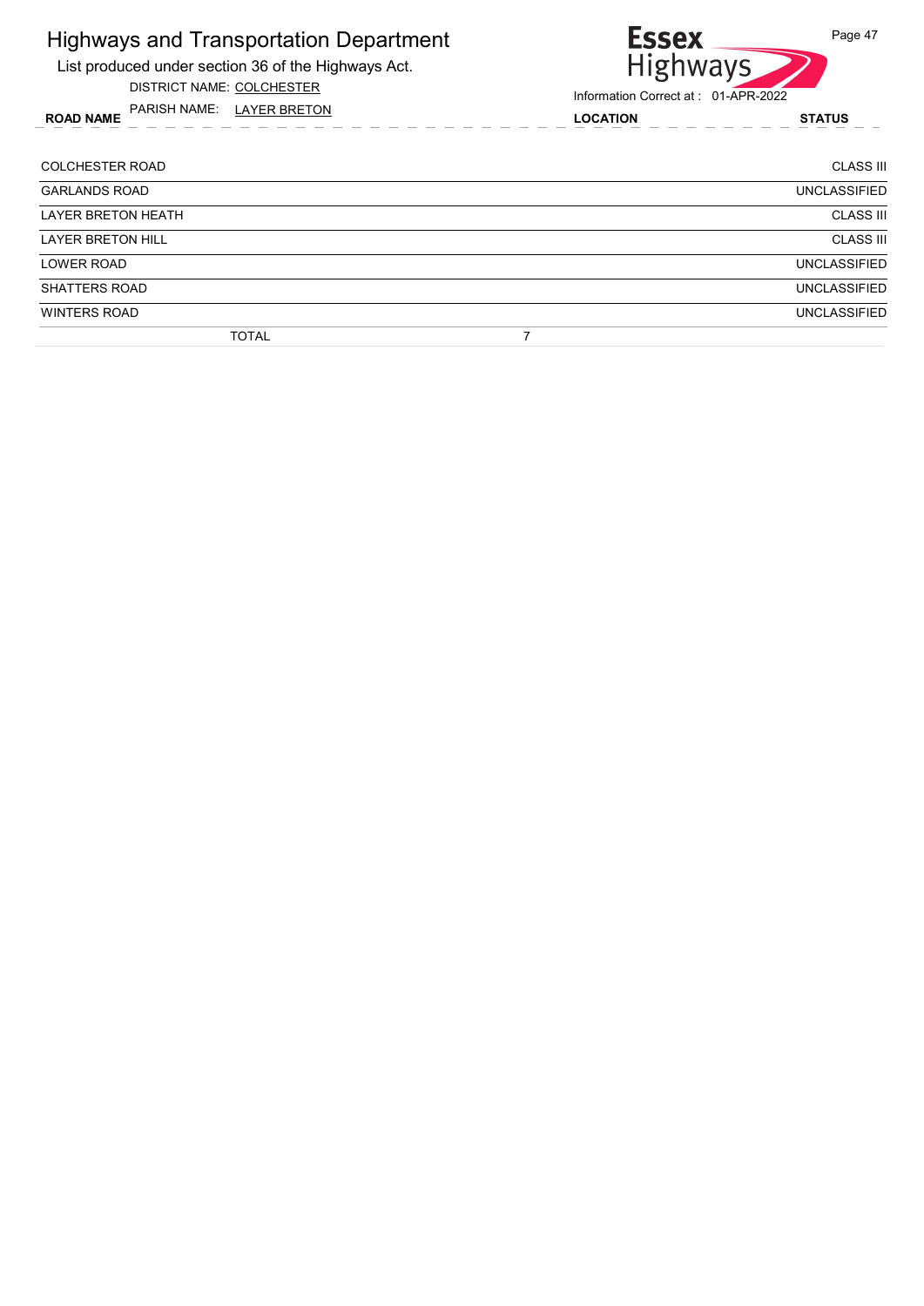# Highways and Transportation Department

List produced under section 36 of the Highways Act.

DISTRICT NAME: COLCHESTER

PARISH NAME: LAYER BRETON

Information Correct at : 01-APR-2022

| ROAD NAME | LOCATION | STATUS |
|---|---|---|
| COLCHESTER ROAD | | CLASS III |
| GARLANDS ROAD | | UNCLASSIFIED |
| LAYER BRETON HEATH | | CLASS III |
| LAYER BRETON HILL | | CLASS III |
| LOWER ROAD | | UNCLASSIFIED |
| SHATTERS ROAD | | UNCLASSIFIED |
| WINTERS ROAD | | UNCLASSIFIED |
| TOTAL | 7 | |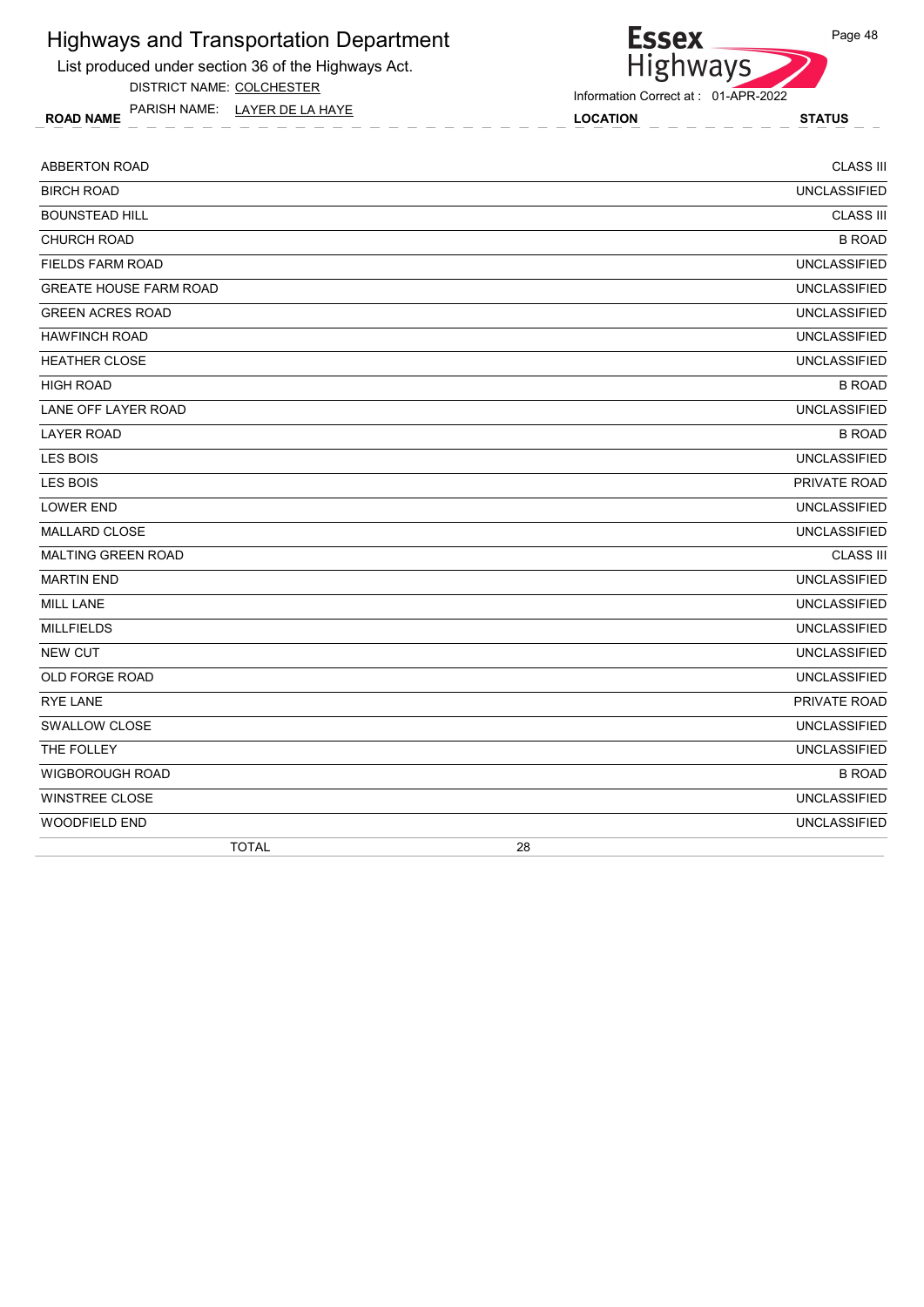# Highways and Transportation Department

List produced under section 36 of the Highways Act.

DISTRICT NAME: COLCHESTER

PARISH NAME: LAYER DE LA HAYE

Information Correct at : 01-APR-2022

| ROAD NAME | LOCATION | STATUS |
|---|---|---|
| ABBERTON ROAD | | CLASS III |
| BIRCH ROAD | | UNCLASSIFIED |
| BOUNSTEAD HILL | | CLASS III |
| CHURCH ROAD | | B ROAD |
| FIELDS FARM ROAD | | UNCLASSIFIED |
| GREATE HOUSE FARM ROAD | | UNCLASSIFIED |
| GREEN ACRES ROAD | | UNCLASSIFIED |
| HAWFINCH ROAD | | UNCLASSIFIED |
| HEATHER CLOSE | | UNCLASSIFIED |
| HIGH ROAD | | B ROAD |
| LANE OFF LAYER ROAD | | UNCLASSIFIED |
| LAYER ROAD | | B ROAD |
| LES BOIS | | UNCLASSIFIED |
| LES BOIS | | PRIVATE ROAD |
| LOWER END | | UNCLASSIFIED |
| MALLARD CLOSE | | UNCLASSIFIED |
| MALTING GREEN ROAD | | CLASS III |
| MARTIN END | | UNCLASSIFIED |
| MILL LANE | | UNCLASSIFIED |
| MILLFIELDS | | UNCLASSIFIED |
| NEW CUT | | UNCLASSIFIED |
| OLD FORGE ROAD | | UNCLASSIFIED |
| RYE LANE | | PRIVATE ROAD |
| SWALLOW CLOSE | | UNCLASSIFIED |
| THE FOLLEY | | UNCLASSIFIED |
| WIGBOROUGH ROAD | | B ROAD |
| WINSTREE CLOSE | | UNCLASSIFIED |
| WOODFIELD END | | UNCLASSIFIED |
| TOTAL | 28 | |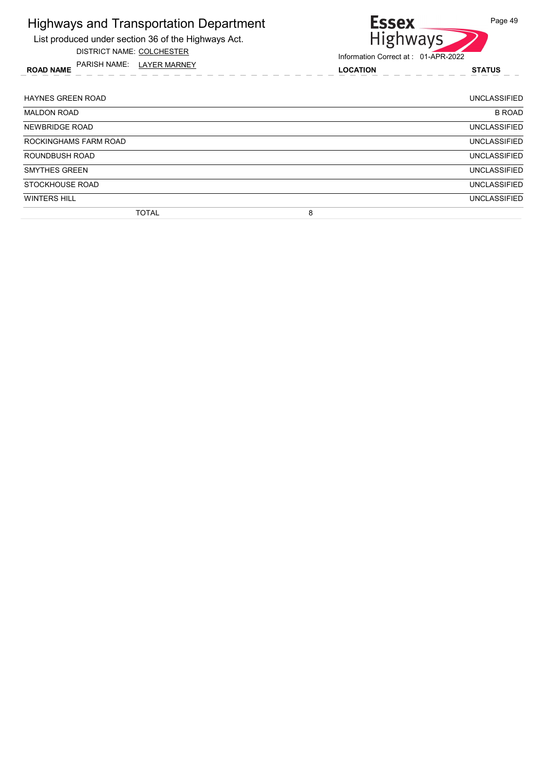# Highways and Transportation Department

List produced under section 36 of the Highways Act.

DISTRICT NAME: COLCHESTER

PARISH NAME: LAYER MARNEY

Information Correct at : 01-APR-2022

| ROAD NAME | LOCATION | STATUS |
|---|---|---|
| HAYNES GREEN ROAD | | UNCLASSIFIED |
| MALDON ROAD | | B ROAD |
| NEWBRIDGE ROAD | | UNCLASSIFIED |
| ROCKINGHAMS FARM ROAD | | UNCLASSIFIED |
| ROUNDBUSH ROAD | | UNCLASSIFIED |
| SMYTHES GREEN | | UNCLASSIFIED |
| STOCKHOUSE ROAD | | UNCLASSIFIED |
| WINTERS HILL | | UNCLASSIFIED |
| TOTAL | 8 | |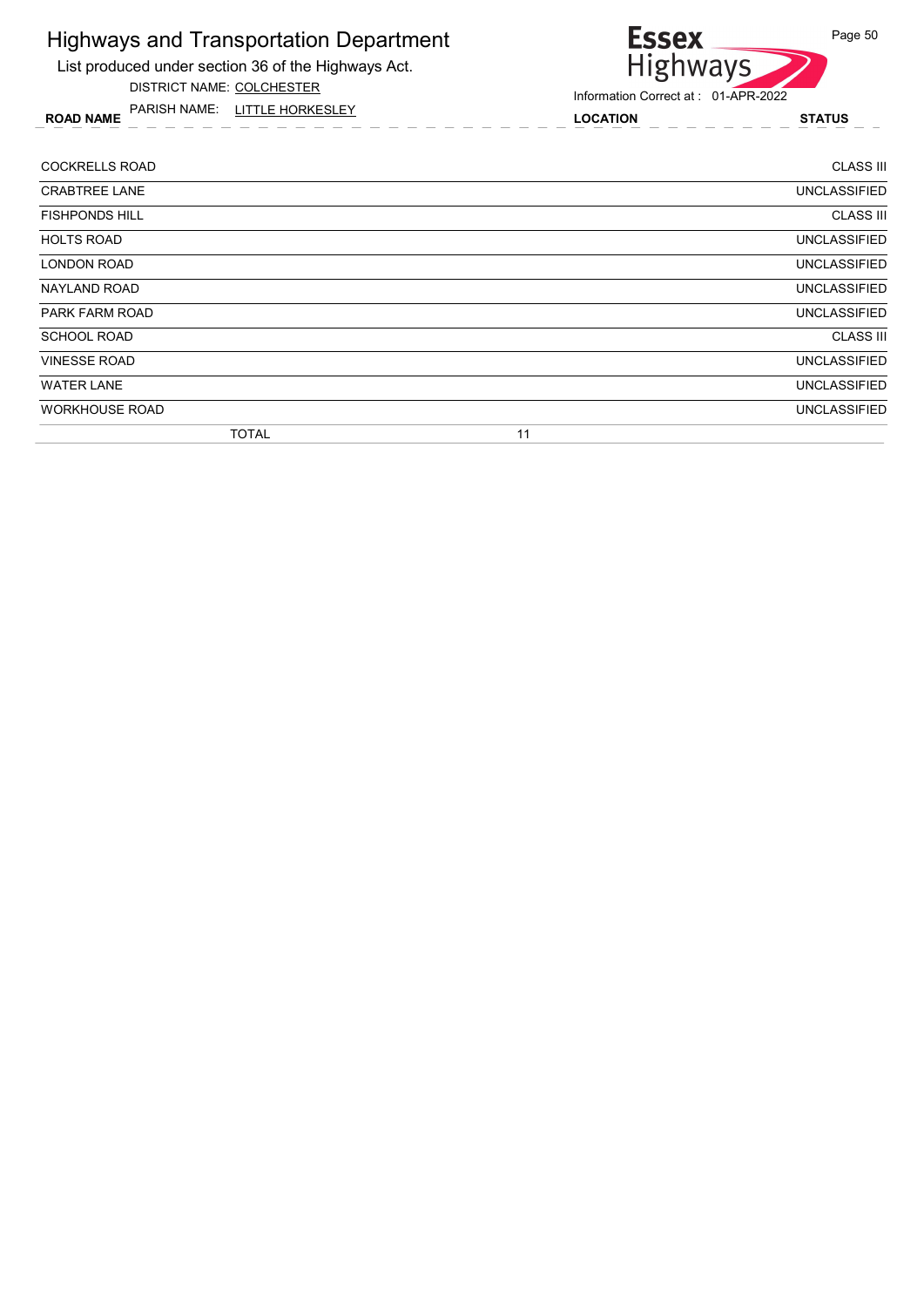# Highways and Transportation Department

List produced under section 36 of the Highways Act.

DISTRICT NAME: COLCHESTER

PARISH NAME: LITTLE HORKESLEY

Information Correct at : 01-APR-2022

| ROAD NAME | LOCATION | STATUS |
|---|---|---|
| COCKRELLS ROAD | | CLASS III |
| CRABTREE LANE | | UNCLASSIFIED |
| FISHPONDS HILL | | CLASS III |
| HOLTS ROAD | | UNCLASSIFIED |
| LONDON ROAD | | UNCLASSIFIED |
| NAYLAND ROAD | | UNCLASSIFIED |
| PARK FARM ROAD | | UNCLASSIFIED |
| SCHOOL ROAD | | CLASS III |
| VINESSE ROAD | | UNCLASSIFIED |
| WATER LANE | | UNCLASSIFIED |
| WORKHOUSE ROAD | | UNCLASSIFIED |
| TOTAL | 11 | |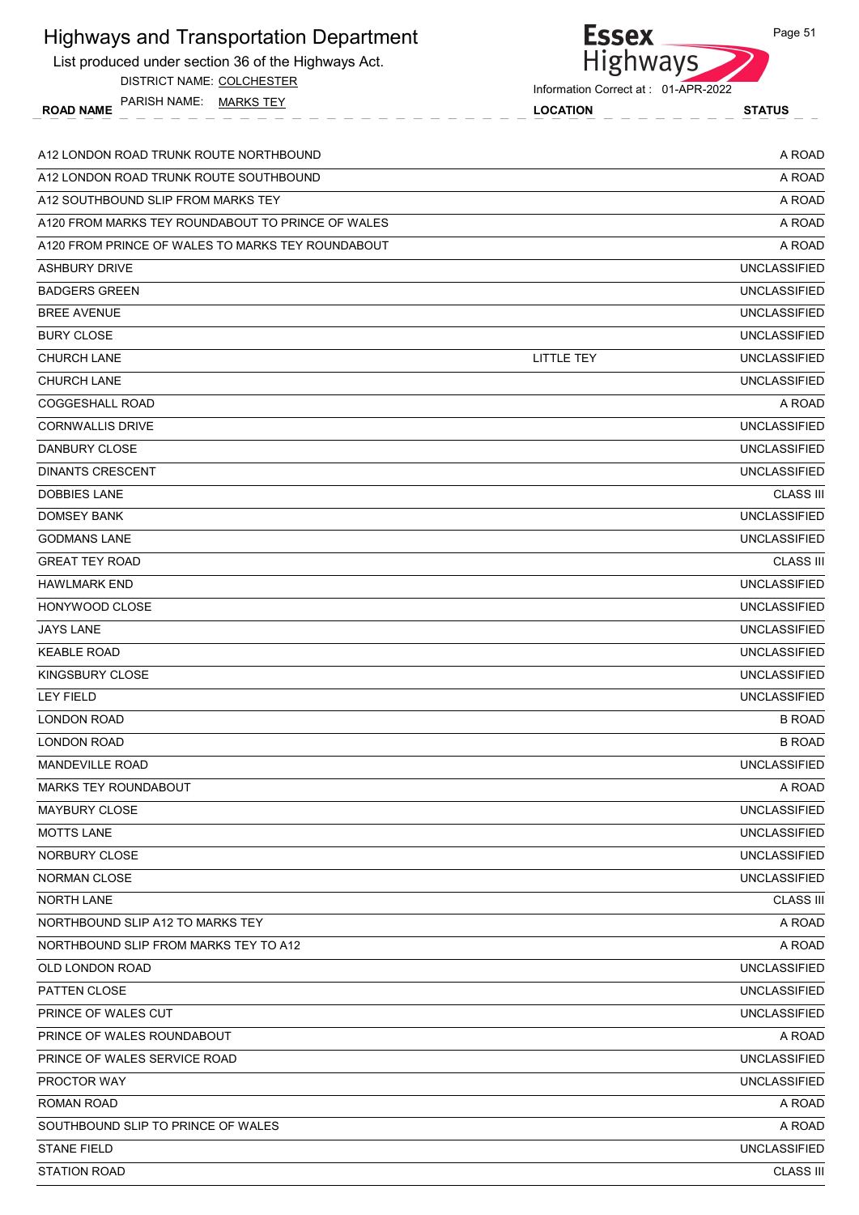# Highways and Transportation Department

List produced under section 36 of the Highways Act.

DISTRICT NAME: COLCHESTER

PARISH NAME: MARKS TEY

Information Correct at : 01-APR-2022

| ROAD NAME | LOCATION | STATUS |
|---|---|---|
| A12 LONDON ROAD TRUNK ROUTE NORTHBOUND | | A ROAD |
| A12 LONDON ROAD TRUNK ROUTE SOUTHBOUND | | A ROAD |
| A12 SOUTHBOUND SLIP FROM MARKS TEY | | A ROAD |
| A120 FROM MARKS TEY ROUNDABOUT TO PRINCE OF WALES | | A ROAD |
| A120 FROM PRINCE OF WALES TO MARKS TEY ROUNDABOUT | | A ROAD |
| ASHBURY DRIVE | | UNCLASSIFIED |
| BADGERS GREEN | | UNCLASSIFIED |
| BREE AVENUE | | UNCLASSIFIED |
| BURY CLOSE | | UNCLASSIFIED |
| CHURCH LANE | LITTLE TEY | UNCLASSIFIED |
| CHURCH LANE | | UNCLASSIFIED |
| COGGESHALL ROAD | | A ROAD |
| CORNWALLIS DRIVE | | UNCLASSIFIED |
| DANBURY CLOSE | | UNCLASSIFIED |
| DINANTS CRESCENT | | UNCLASSIFIED |
| DOBBIES LANE | | CLASS III |
| DOMSEY BANK | | UNCLASSIFIED |
| GODMANS LANE | | UNCLASSIFIED |
| GREAT TEY ROAD | | CLASS III |
| HAWLMARK END | | UNCLASSIFIED |
| HONYWOOD CLOSE | | UNCLASSIFIED |
| JAYS LANE | | UNCLASSIFIED |
| KEABLE ROAD | | UNCLASSIFIED |
| KINGSBURY CLOSE | | UNCLASSIFIED |
| LEY FIELD | | UNCLASSIFIED |
| LONDON ROAD | | B ROAD |
| LONDON ROAD | | B ROAD |
| MANDEVILLE ROAD | | UNCLASSIFIED |
| MARKS TEY ROUNDABOUT | | A ROAD |
| MAYBURY CLOSE | | UNCLASSIFIED |
| MOTTS LANE | | UNCLASSIFIED |
| NORBURY CLOSE | | UNCLASSIFIED |
| NORMAN CLOSE | | UNCLASSIFIED |
| NORTH LANE | | CLASS III |
| NORTHBOUND SLIP A12 TO MARKS TEY | | A ROAD |
| NORTHBOUND SLIP FROM MARKS TEY TO A12 | | A ROAD |
| OLD LONDON ROAD | | UNCLASSIFIED |
| PATTEN CLOSE | | UNCLASSIFIED |
| PRINCE OF WALES CUT | | UNCLASSIFIED |
| PRINCE OF WALES ROUNDABOUT | | A ROAD |
| PRINCE OF WALES SERVICE ROAD | | UNCLASSIFIED |
| PROCTOR WAY | | UNCLASSIFIED |
| ROMAN ROAD | | A ROAD |
| SOUTHBOUND SLIP TO PRINCE OF WALES | | A ROAD |
| STANE FIELD | | UNCLASSIFIED |
| STATION ROAD | | CLASS III |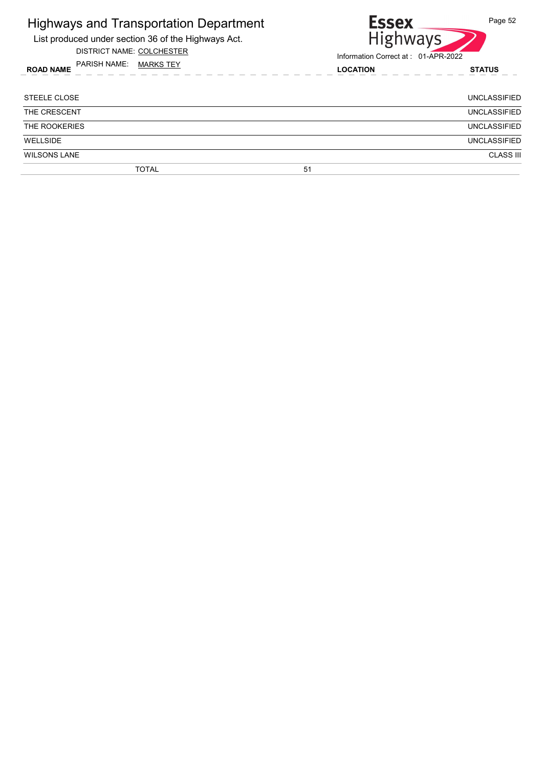# Highways and Transportation Department

List produced under section 36 of the Highways Act.

DISTRICT NAME: COLCHESTER

PARISH NAME: MARKS TEY

Information Correct at : 01-APR-2022

| ROAD NAME | LOCATION | STATUS |
|---|---|---|
| STEELE CLOSE | | UNCLASSIFIED |
| THE CRESCENT | | UNCLASSIFIED |
| THE ROOKERIES | | UNCLASSIFIED |
| WELLSIDE | | UNCLASSIFIED |
| WILSONS LANE | | CLASS III |
| TOTAL | 51 | |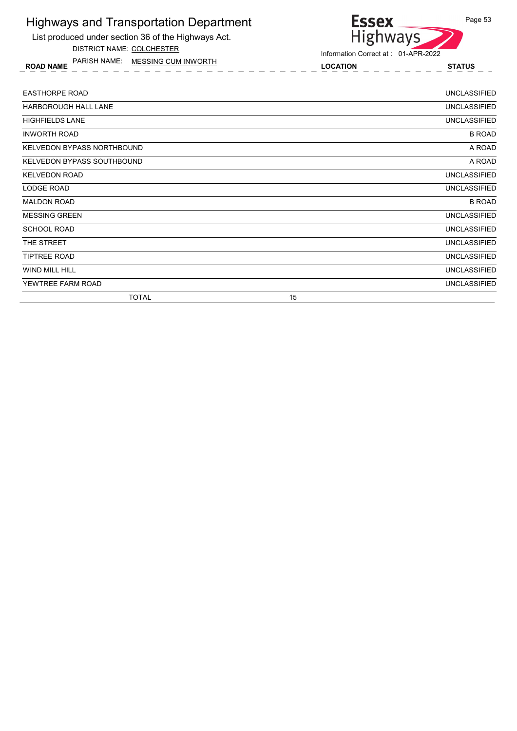# Highways and Transportation Department

List produced under section 36 of the Highways Act.

DISTRICT NAME: COLCHESTER

PARISH NAME: MESSING CUM INWORTH

Information Correct at : 01-APR-2022

| ROAD NAME | LOCATION | STATUS |
|---|---|---|
| EASTHORPE ROAD | | UNCLASSIFIED |
| HARBOROUGH HALL LANE | | UNCLASSIFIED |
| HIGHFIELDS LANE | | UNCLASSIFIED |
| INWORTH ROAD | | B ROAD |
| KELVEDON BYPASS NORTHBOUND | | A ROAD |
| KELVEDON BYPASS SOUTHBOUND | | A ROAD |
| KELVEDON ROAD | | UNCLASSIFIED |
| LODGE ROAD | | UNCLASSIFIED |
| MALDON ROAD | | B ROAD |
| MESSING GREEN | | UNCLASSIFIED |
| SCHOOL ROAD | | UNCLASSIFIED |
| THE STREET | | UNCLASSIFIED |
| TIPTREE ROAD | | UNCLASSIFIED |
| WIND MILL HILL | | UNCLASSIFIED |
| YEWTREE FARM ROAD | | UNCLASSIFIED |
| TOTAL | 15 | |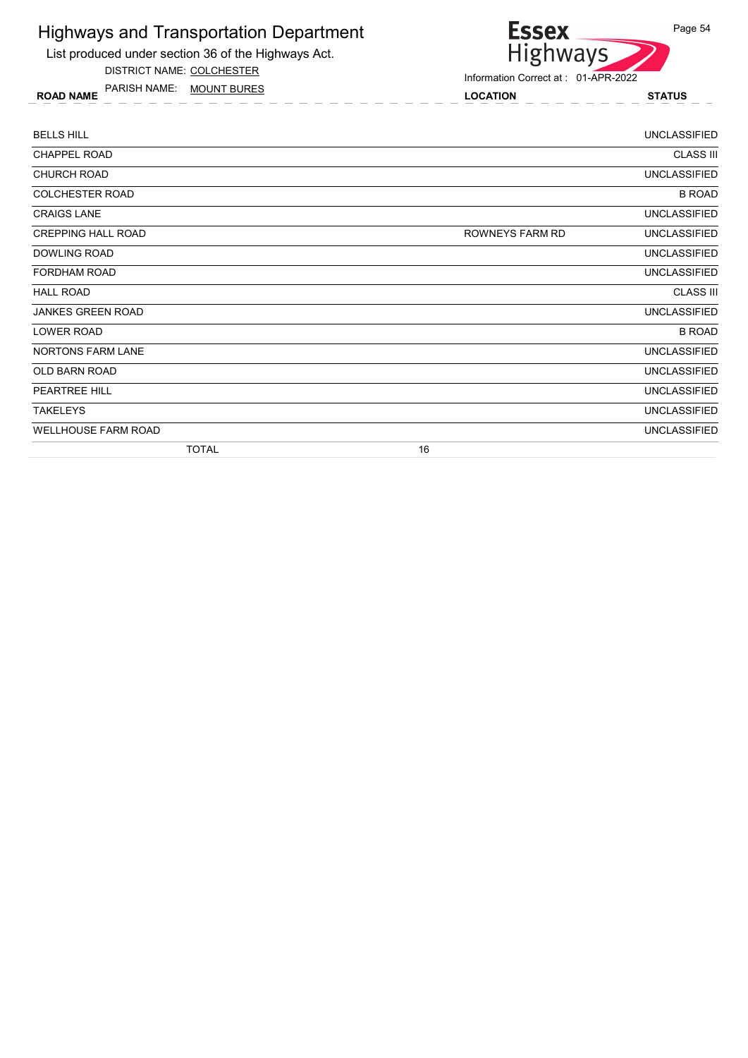# Highways and Transportation Department

List produced under section 36 of the Highways Act.

DISTRICT NAME: COLCHESTER

PARISH NAME: MOUNT BURES

Information Correct at : 01-APR-2022

| ROAD NAME | LOCATION | STATUS |
|---|---|---|
| BELLS HILL | | UNCLASSIFIED |
| CHAPPEL ROAD | | CLASS III |
| CHURCH ROAD | | UNCLASSIFIED |
| COLCHESTER ROAD | | B ROAD |
| CRAIGS LANE | | UNCLASSIFIED |
| CREPPING HALL ROAD | ROWNEYS FARM RD | UNCLASSIFIED |
| DOWLING ROAD | | UNCLASSIFIED |
| FORDHAM ROAD | | UNCLASSIFIED |
| HALL ROAD | | CLASS III |
| JANKES GREEN ROAD | | UNCLASSIFIED |
| LOWER ROAD | | B ROAD |
| NORTONS FARM LANE | | UNCLASSIFIED |
| OLD BARN ROAD | | UNCLASSIFIED |
| PEARTREE HILL | | UNCLASSIFIED |
| TAKELEYS | | UNCLASSIFIED |
| WELLHOUSE FARM ROAD | | UNCLASSIFIED |
| TOTAL | 16 | |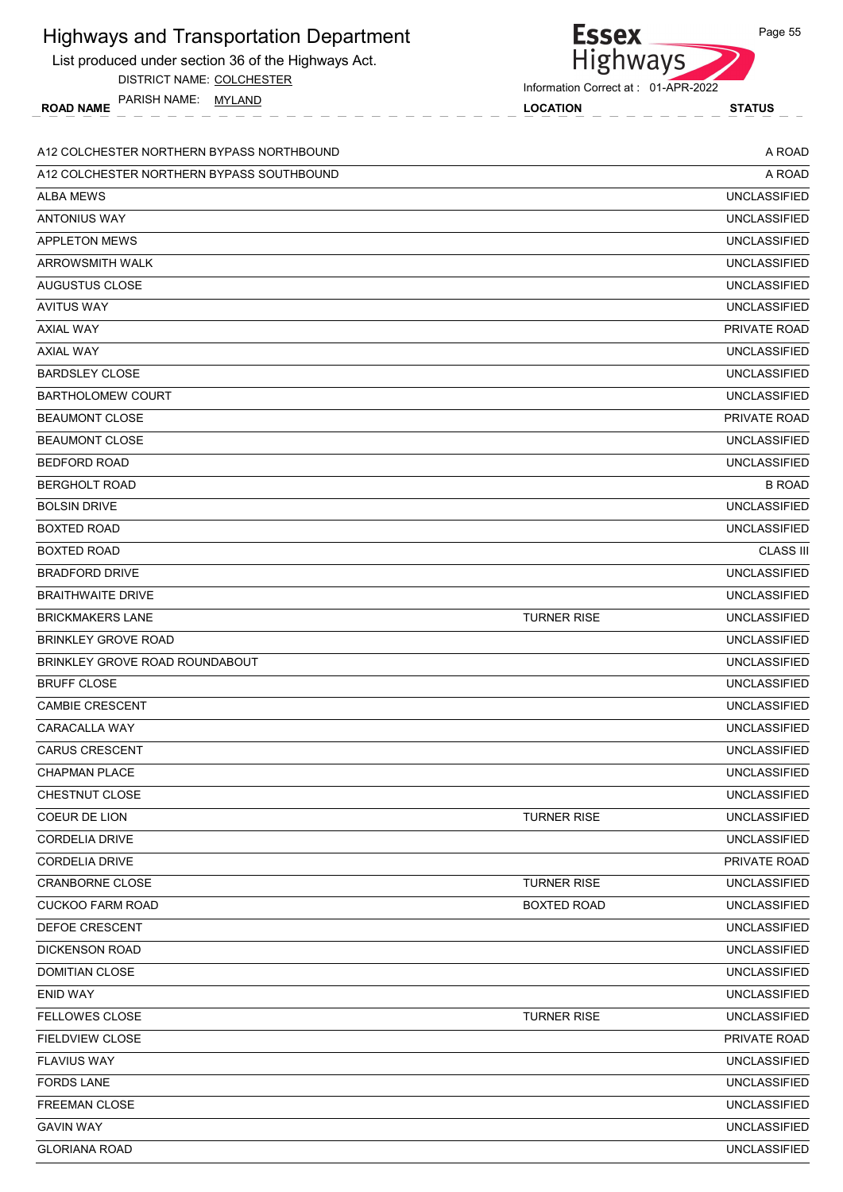# Highways and Transportation Department

List produced under section 36 of the Highways Act.

DISTRICT NAME: COLCHESTER

PARISH NAME: MYLAND

Information Correct at : 01-APR-2022

| ROAD NAME | LOCATION | STATUS |
|---|---|---|
| A12 COLCHESTER NORTHERN BYPASS NORTHBOUND | | A ROAD |
| A12 COLCHESTER NORTHERN BYPASS SOUTHBOUND | | A ROAD |
| ALBA MEWS | | UNCLASSIFIED |
| ANTONIUS WAY | | UNCLASSIFIED |
| APPLETON MEWS | | UNCLASSIFIED |
| ARROWSMITH WALK | | UNCLASSIFIED |
| AUGUSTUS CLOSE | | UNCLASSIFIED |
| AVITUS WAY | | UNCLASSIFIED |
| AXIAL WAY | | PRIVATE ROAD |
| AXIAL WAY | | UNCLASSIFIED |
| BARDSLEY CLOSE | | UNCLASSIFIED |
| BARTHOLOMEW COURT | | UNCLASSIFIED |
| BEAUMONT CLOSE | | PRIVATE ROAD |
| BEAUMONT CLOSE | | UNCLASSIFIED |
| BEDFORD ROAD | | UNCLASSIFIED |
| BERGHOLT ROAD | | B ROAD |
| BOLSIN DRIVE | | UNCLASSIFIED |
| BOXTED ROAD | | UNCLASSIFIED |
| BOXTED ROAD | | CLASS III |
| BRADFORD DRIVE | | UNCLASSIFIED |
| BRAITHWAITE DRIVE | | UNCLASSIFIED |
| BRICKMAKERS LANE | TURNER RISE | UNCLASSIFIED |
| BRINKLEY GROVE ROAD | | UNCLASSIFIED |
| BRINKLEY GROVE ROAD ROUNDABOUT | | UNCLASSIFIED |
| BRUFF CLOSE | | UNCLASSIFIED |
| CAMBIE CRESCENT | | UNCLASSIFIED |
| CARACALLA WAY | | UNCLASSIFIED |
| CARUS CRESCENT | | UNCLASSIFIED |
| CHAPMAN PLACE | | UNCLASSIFIED |
| CHESTNUT CLOSE | | UNCLASSIFIED |
| COEUR DE LION | TURNER RISE | UNCLASSIFIED |
| CORDELIA DRIVE | | UNCLASSIFIED |
| CORDELIA DRIVE | | PRIVATE ROAD |
| CRANBORNE CLOSE | TURNER RISE | UNCLASSIFIED |
| CUCKOO FARM ROAD | BOXTED ROAD | UNCLASSIFIED |
| DEFOE CRESCENT | | UNCLASSIFIED |
| DICKENSON ROAD | | UNCLASSIFIED |
| DOMITIAN CLOSE | | UNCLASSIFIED |
| ENID WAY | | UNCLASSIFIED |
| FELLOWES CLOSE | TURNER RISE | UNCLASSIFIED |
| FIELDVIEW CLOSE | | PRIVATE ROAD |
| FLAVIUS WAY | | UNCLASSIFIED |
| FORDS LANE | | UNCLASSIFIED |
| FREEMAN CLOSE | | UNCLASSIFIED |
| GAVIN WAY | | UNCLASSIFIED |
| GLORIANA ROAD | | UNCLASSIFIED |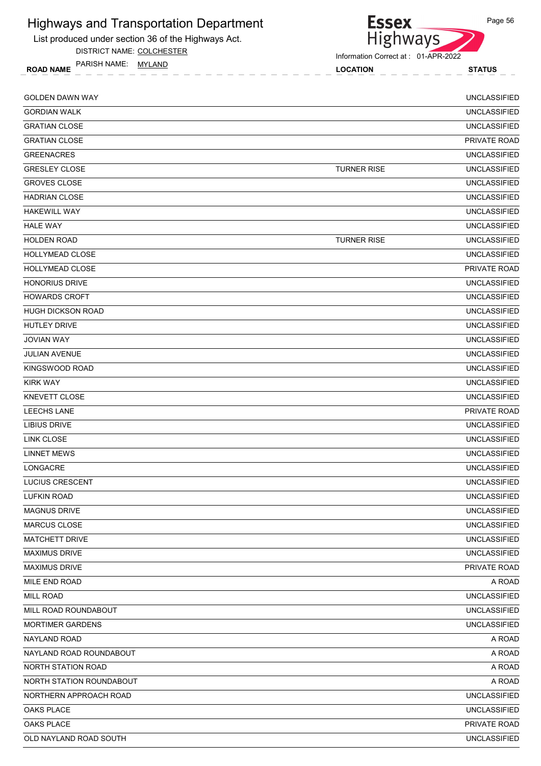# Highways and Transportation Department

List produced under section 36 of the Highways Act.

DISTRICT NAME: COLCHESTER

PARISH NAME: MYLAND

Information Correct at : 01-APR-2022

| ROAD NAME | LOCATION | STATUS |
|---|---|---|
| GOLDEN DAWN WAY | | UNCLASSIFIED |
| GORDIAN WALK | | UNCLASSIFIED |
| GRATIAN CLOSE | | UNCLASSIFIED |
| GRATIAN CLOSE | | PRIVATE ROAD |
| GREENACRES | | UNCLASSIFIED |
| GRESLEY CLOSE | TURNER RISE | UNCLASSIFIED |
| GROVES CLOSE | | UNCLASSIFIED |
| HADRIAN CLOSE | | UNCLASSIFIED |
| HAKEWILL WAY | | UNCLASSIFIED |
| HALE WAY | | UNCLASSIFIED |
| HOLDEN ROAD | TURNER RISE | UNCLASSIFIED |
| HOLLYMEAD CLOSE | | UNCLASSIFIED |
| HOLLYMEAD CLOSE | | PRIVATE ROAD |
| HONORIUS DRIVE | | UNCLASSIFIED |
| HOWARDS CROFT | | UNCLASSIFIED |
| HUGH DICKSON ROAD | | UNCLASSIFIED |
| HUTLEY DRIVE | | UNCLASSIFIED |
| JOVIAN WAY | | UNCLASSIFIED |
| JULIAN AVENUE | | UNCLASSIFIED |
| KINGSWOOD ROAD | | UNCLASSIFIED |
| KIRK WAY | | UNCLASSIFIED |
| KNEVETT CLOSE | | UNCLASSIFIED |
| LEECHS LANE | | PRIVATE ROAD |
| LIBIUS DRIVE | | UNCLASSIFIED |
| LINK CLOSE | | UNCLASSIFIED |
| LINNET MEWS | | UNCLASSIFIED |
| LONGACRE | | UNCLASSIFIED |
| LUCIUS CRESCENT | | UNCLASSIFIED |
| LUFKIN ROAD | | UNCLASSIFIED |
| MAGNUS DRIVE | | UNCLASSIFIED |
| MARCUS CLOSE | | UNCLASSIFIED |
| MATCHETT DRIVE | | UNCLASSIFIED |
| MAXIMUS DRIVE | | UNCLASSIFIED |
| MAXIMUS DRIVE | | PRIVATE ROAD |
| MILE END ROAD | | A ROAD |
| MILL ROAD | | UNCLASSIFIED |
| MILL ROAD ROUNDABOUT | | UNCLASSIFIED |
| MORTIMER GARDENS | | UNCLASSIFIED |
| NAYLAND ROAD | | A ROAD |
| NAYLAND ROAD ROUNDABOUT | | A ROAD |
| NORTH STATION ROAD | | A ROAD |
| NORTH STATION ROUNDABOUT | | A ROAD |
| NORTHERN APPROACH ROAD | | UNCLASSIFIED |
| OAKS PLACE | | UNCLASSIFIED |
| OAKS PLACE | | PRIVATE ROAD |
| OLD NAYLAND ROAD SOUTH | | UNCLASSIFIED |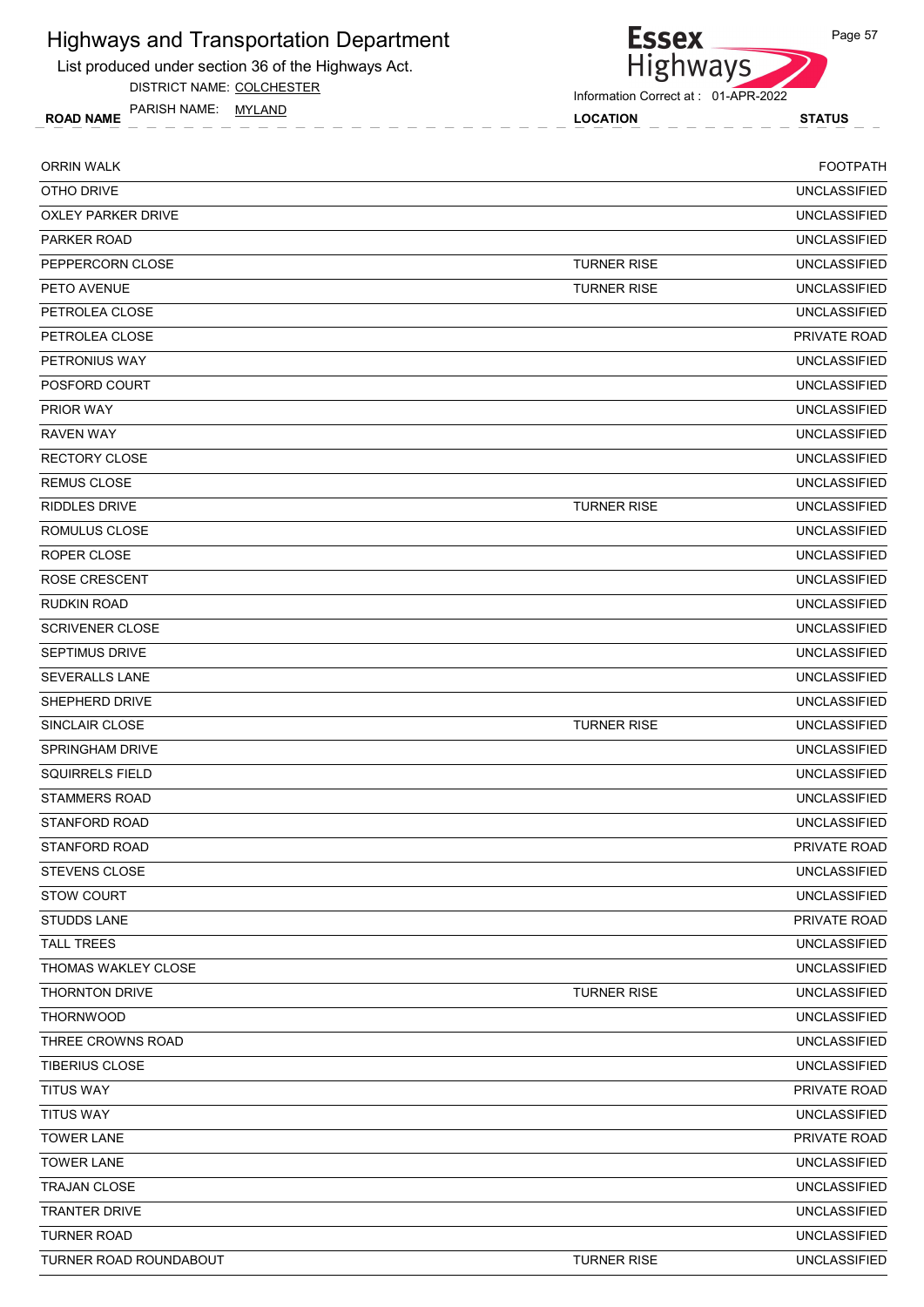# Highways and Transportation Department

List produced under section 36 of the Highways Act.

DISTRICT NAME: COLCHESTER

PARISH NAME: MYLAND

Information Correct at : 01-APR-2022

| ROAD NAME | LOCATION | STATUS |
|---|---|---|
| ORRIN WALK | | FOOTPATH |
| OTHO DRIVE | | UNCLASSIFIED |
| OXLEY PARKER DRIVE | | UNCLASSIFIED |
| PARKER ROAD | | UNCLASSIFIED |
| PEPPERCORN CLOSE | TURNER RISE | UNCLASSIFIED |
| PETO AVENUE | TURNER RISE | UNCLASSIFIED |
| PETROLEA CLOSE | | UNCLASSIFIED |
| PETROLEA CLOSE | | PRIVATE ROAD |
| PETRONIUS WAY | | UNCLASSIFIED |
| POSFORD COURT | | UNCLASSIFIED |
| PRIOR WAY | | UNCLASSIFIED |
| RAVEN WAY | | UNCLASSIFIED |
| RECTORY CLOSE | | UNCLASSIFIED |
| REMUS CLOSE | | UNCLASSIFIED |
| RIDDLES DRIVE | TURNER RISE | UNCLASSIFIED |
| ROMULUS CLOSE | | UNCLASSIFIED |
| ROPER CLOSE | | UNCLASSIFIED |
| ROSE CRESCENT | | UNCLASSIFIED |
| RUDKIN ROAD | | UNCLASSIFIED |
| SCRIVENER CLOSE | | UNCLASSIFIED |
| SEPTIMUS DRIVE | | UNCLASSIFIED |
| SEVERALLS LANE | | UNCLASSIFIED |
| SHEPHERD DRIVE | | UNCLASSIFIED |
| SINCLAIR CLOSE | TURNER RISE | UNCLASSIFIED |
| SPRINGHAM DRIVE | | UNCLASSIFIED |
| SQUIRRELS FIELD | | UNCLASSIFIED |
| STAMMERS ROAD | | UNCLASSIFIED |
| STANFORD ROAD | | UNCLASSIFIED |
| STANFORD ROAD | | PRIVATE ROAD |
| STEVENS CLOSE | | UNCLASSIFIED |
| STOW COURT | | UNCLASSIFIED |
| STUDDS LANE | | PRIVATE ROAD |
| TALL TREES | | UNCLASSIFIED |
| THOMAS WAKLEY CLOSE | | UNCLASSIFIED |
| THORNTON DRIVE | TURNER RISE | UNCLASSIFIED |
| THORNWOOD | | UNCLASSIFIED |
| THREE CROWNS ROAD | | UNCLASSIFIED |
| TIBERIUS CLOSE | | UNCLASSIFIED |
| TITUS WAY | | PRIVATE ROAD |
| TITUS WAY | | UNCLASSIFIED |
| TOWER LANE | | PRIVATE ROAD |
| TOWER LANE | | UNCLASSIFIED |
| TRAJAN CLOSE | | UNCLASSIFIED |
| TRANTER DRIVE | | UNCLASSIFIED |
| TURNER ROAD | | UNCLASSIFIED |
| TURNER ROAD ROUNDABOUT | TURNER RISE | UNCLASSIFIED |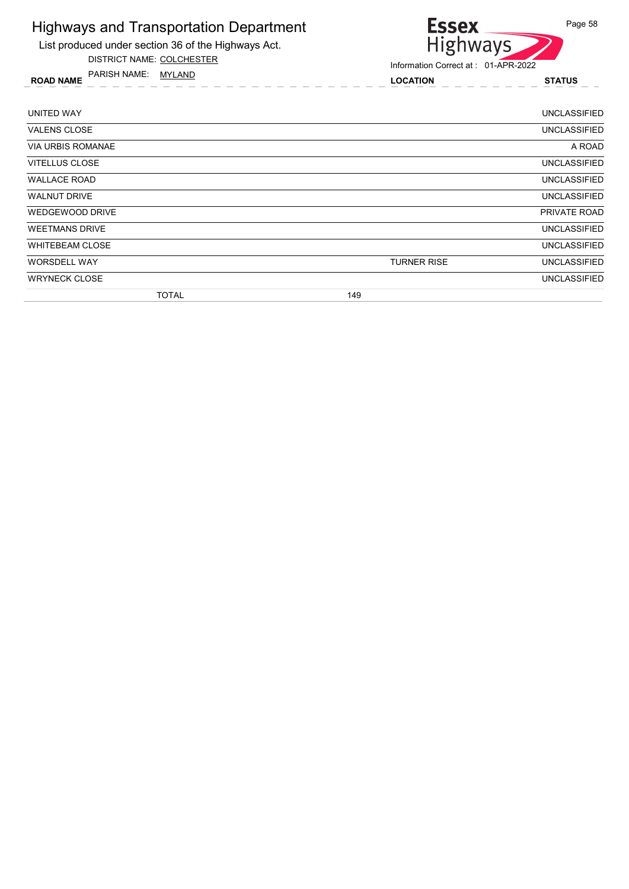# Highways and Transportation Department

List produced under section 36 of the Highways Act.

DISTRICT NAME: COLCHESTER

PARISH NAME: MYLAND

Information Correct at : 01-APR-2022

| ROAD NAME | LOCATION | STATUS |
|---|---|---|
| UNITED WAY | | UNCLASSIFIED |
| VALENS CLOSE | | UNCLASSIFIED |
| VIA URBIS ROMANAE | | A ROAD |
| VITELLUS CLOSE | | UNCLASSIFIED |
| WALLACE ROAD | | UNCLASSIFIED |
| WALNUT DRIVE | | UNCLASSIFIED |
| WEDGEWOOD DRIVE | | PRIVATE ROAD |
| WEETMANS DRIVE | | UNCLASSIFIED |
| WHITEBEAM CLOSE | | UNCLASSIFIED |
| WORSDELL WAY | TURNER RISE | UNCLASSIFIED |
| WRYNECK CLOSE | | UNCLASSIFIED |
| TOTAL | 149 | |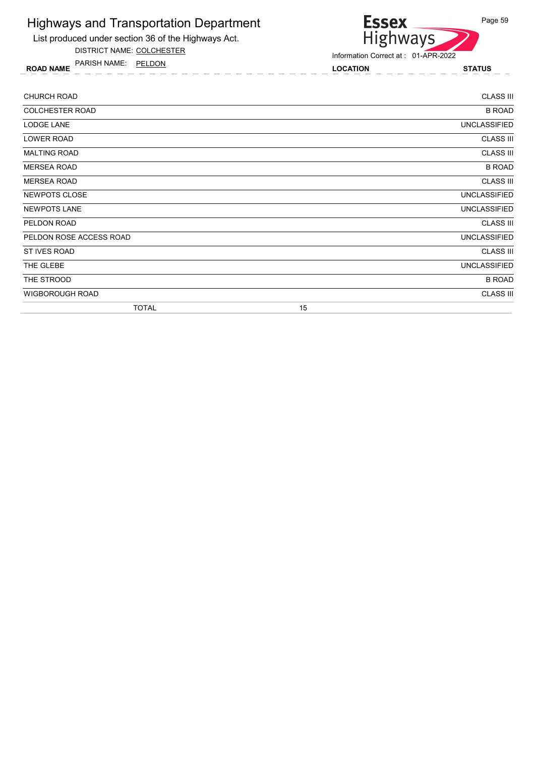# Highways and Transportation Department

List produced under section 36 of the Highways Act.

DISTRICT NAME: COLCHESTER

PARISH NAME: PELDON

Information Correct at : 01-APR-2022

| ROAD NAME | LOCATION | STATUS |
|---|---|---|
| CHURCH ROAD | | CLASS III |
| COLCHESTER ROAD | | B ROAD |
| LODGE LANE | | UNCLASSIFIED |
| LOWER ROAD | | CLASS III |
| MALTING ROAD | | CLASS III |
| MERSEA ROAD | | B ROAD |
| MERSEA ROAD | | CLASS III |
| NEWPOTS CLOSE | | UNCLASSIFIED |
| NEWPOTS LANE | | UNCLASSIFIED |
| PELDON ROAD | | CLASS III |
| PELDON ROSE ACCESS ROAD | | UNCLASSIFIED |
| ST IVES ROAD | | CLASS III |
| THE GLEBE | | UNCLASSIFIED |
| THE STROOD | | B ROAD |
| WIGBOROUGH ROAD | | CLASS III |
| TOTAL | 15 | |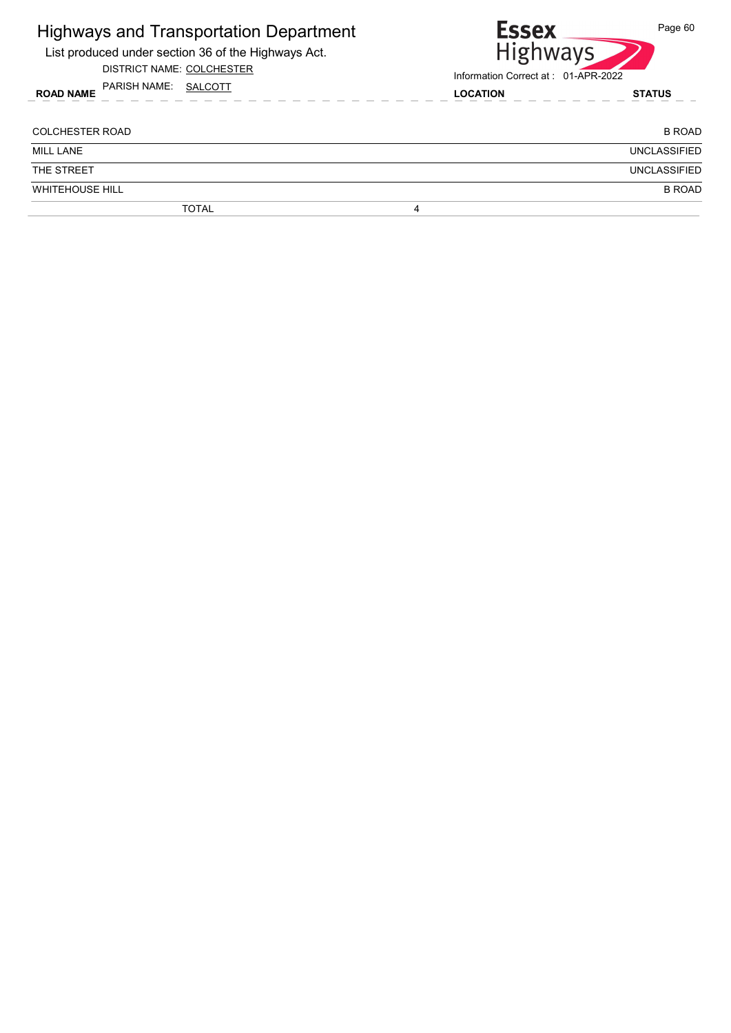# Highways and Transportation Department

List produced under section 36 of the Highways Act.

DISTRICT NAME: COLCHESTER

PARISH NAME: SALCOTT

Information Correct at : 01-APR-2022

| ROAD NAME | LOCATION | STATUS |
|---|---|---|
| COLCHESTER ROAD | | B ROAD |
| MILL LANE | | UNCLASSIFIED |
| THE STREET | | UNCLASSIFIED |
| WHITEHOUSE HILL | | B ROAD |
| TOTAL | 4 | |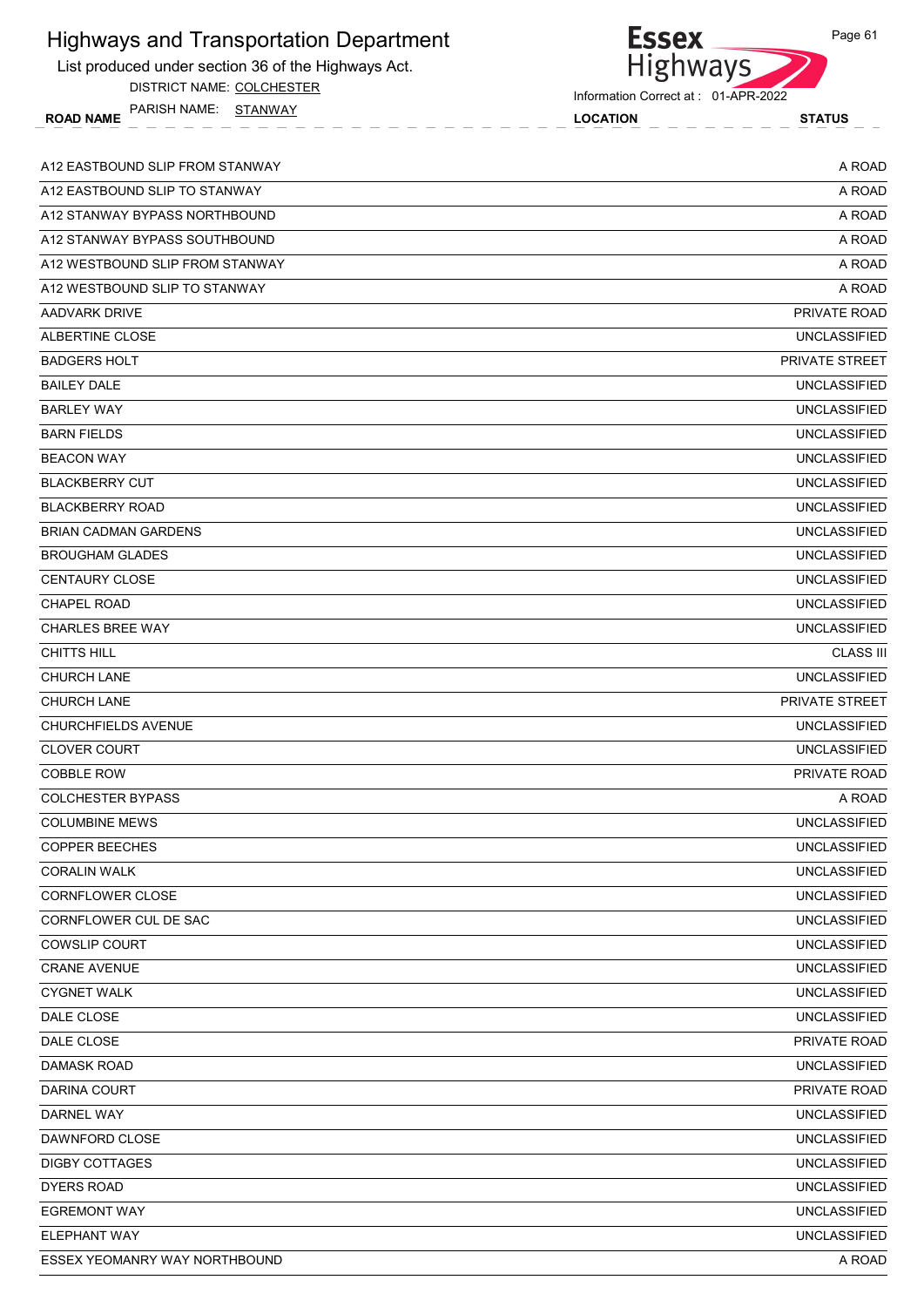# Highways and Transportation Department

List produced under section 36 of the Highways Act.

DISTRICT NAME: COLCHESTER

PARISH NAME: STANWAY

Information Correct at : 01-APR-2022

| ROAD NAME | LOCATION | STATUS |
|---|---|---|
| A12 EASTBOUND SLIP FROM STANWAY | | A ROAD |
| A12 EASTBOUND SLIP TO STANWAY | | A ROAD |
| A12 STANWAY BYPASS NORTHBOUND | | A ROAD |
| A12 STANWAY BYPASS SOUTHBOUND | | A ROAD |
| A12 WESTBOUND SLIP FROM STANWAY | | A ROAD |
| A12 WESTBOUND SLIP TO STANWAY | | A ROAD |
| AADVARK DRIVE | | PRIVATE ROAD |
| ALBERTINE CLOSE | | UNCLASSIFIED |
| BADGERS HOLT | | PRIVATE STREET |
| BAILEY DALE | | UNCLASSIFIED |
| BARLEY WAY | | UNCLASSIFIED |
| BARN FIELDS | | UNCLASSIFIED |
| BEACON WAY | | UNCLASSIFIED |
| BLACKBERRY CUT | | UNCLASSIFIED |
| BLACKBERRY ROAD | | UNCLASSIFIED |
| BRIAN CADMAN GARDENS | | UNCLASSIFIED |
| BROUGHAM GLADES | | UNCLASSIFIED |
| CENTAURY CLOSE | | UNCLASSIFIED |
| CHAPEL ROAD | | UNCLASSIFIED |
| CHARLES BREE WAY | | UNCLASSIFIED |
| CHITTS HILL | | CLASS III |
| CHURCH LANE | | UNCLASSIFIED |
| CHURCH LANE | | PRIVATE STREET |
| CHURCHFIELDS AVENUE | | UNCLASSIFIED |
| CLOVER COURT | | UNCLASSIFIED |
| COBBLE ROW | | PRIVATE ROAD |
| COLCHESTER BYPASS | | A ROAD |
| COLUMBINE MEWS | | UNCLASSIFIED |
| COPPER BEECHES | | UNCLASSIFIED |
| CORALIN WALK | | UNCLASSIFIED |
| CORNFLOWER CLOSE | | UNCLASSIFIED |
| CORNFLOWER CUL DE SAC | | UNCLASSIFIED |
| COWSLIP COURT | | UNCLASSIFIED |
| CRANE AVENUE | | UNCLASSIFIED |
| CYGNET WALK | | UNCLASSIFIED |
| DALE CLOSE | | UNCLASSIFIED |
| DALE CLOSE | | PRIVATE ROAD |
| DAMASK ROAD | | UNCLASSIFIED |
| DARINA COURT | | PRIVATE ROAD |
| DARNEL WAY | | UNCLASSIFIED |
| DAWNFORD CLOSE | | UNCLASSIFIED |
| DIGBY COTTAGES | | UNCLASSIFIED |
| DYERS ROAD | | UNCLASSIFIED |
| EGREMONT WAY | | UNCLASSIFIED |
| ELEPHANT WAY | | UNCLASSIFIED |
| ESSEX YEOMANRY WAY NORTHBOUND | | A ROAD |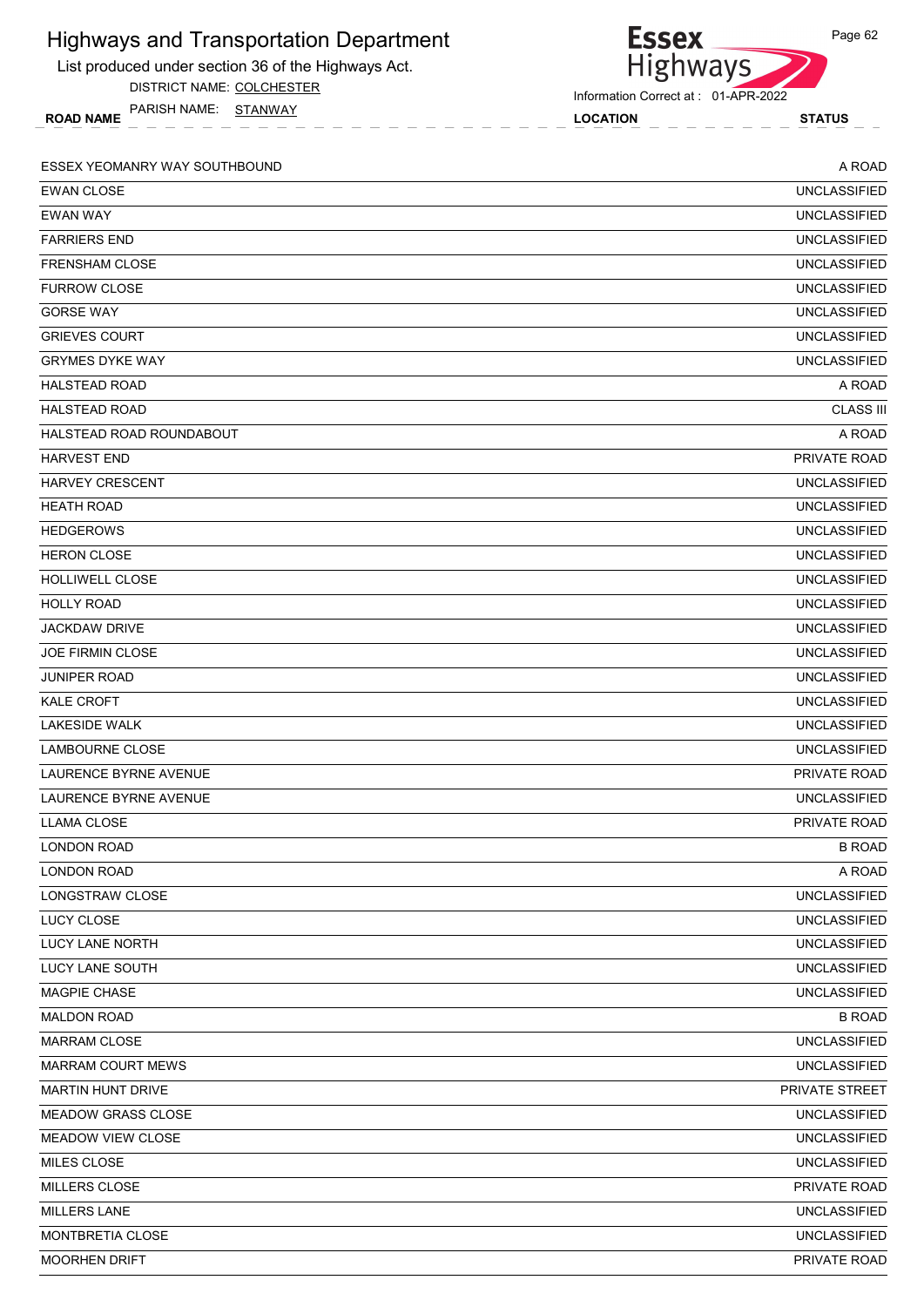# Highways and Transportation Department

List produced under section 36 of the Highways Act.

DISTRICT NAME: COLCHESTER

PARISH NAME: STANWAY

Information Correct at : 01-APR-2022

| ROAD NAME | LOCATION | STATUS |
|---|---|---|
| ESSEX YEOMANRY WAY SOUTHBOUND | | A ROAD |
| EWAN CLOSE | | UNCLASSIFIED |
| EWAN WAY | | UNCLASSIFIED |
| FARRIERS END | | UNCLASSIFIED |
| FRENSHAM CLOSE | | UNCLASSIFIED |
| FURROW CLOSE | | UNCLASSIFIED |
| GORSE WAY | | UNCLASSIFIED |
| GRIEVES COURT | | UNCLASSIFIED |
| GRYMES DYKE WAY | | UNCLASSIFIED |
| HALSTEAD ROAD | | A ROAD |
| HALSTEAD ROAD | | CLASS III |
| HALSTEAD ROAD ROUNDABOUT | | A ROAD |
| HARVEST END | | PRIVATE ROAD |
| HARVEY CRESCENT | | UNCLASSIFIED |
| HEATH ROAD | | UNCLASSIFIED |
| HEDGEROWS | | UNCLASSIFIED |
| HERON CLOSE | | UNCLASSIFIED |
| HOLLIWELL CLOSE | | UNCLASSIFIED |
| HOLLY ROAD | | UNCLASSIFIED |
| JACKDAW DRIVE | | UNCLASSIFIED |
| JOE FIRMIN CLOSE | | UNCLASSIFIED |
| JUNIPER ROAD | | UNCLASSIFIED |
| KALE CROFT | | UNCLASSIFIED |
| LAKESIDE WALK | | UNCLASSIFIED |
| LAMBOURNE CLOSE | | UNCLASSIFIED |
| LAURENCE BYRNE AVENUE | | PRIVATE ROAD |
| LAURENCE BYRNE AVENUE | | UNCLASSIFIED |
| LLAMA CLOSE | | PRIVATE ROAD |
| LONDON ROAD | | B ROAD |
| LONDON ROAD | | A ROAD |
| LONGSTRAW CLOSE | | UNCLASSIFIED |
| LUCY CLOSE | | UNCLASSIFIED |
| LUCY LANE NORTH | | UNCLASSIFIED |
| LUCY LANE SOUTH | | UNCLASSIFIED |
| MAGPIE CHASE | | UNCLASSIFIED |
| MALDON ROAD | | B ROAD |
| MARRAM CLOSE | | UNCLASSIFIED |
| MARRAM COURT MEWS | | UNCLASSIFIED |
| MARTIN HUNT DRIVE | | PRIVATE STREET |
| MEADOW GRASS CLOSE | | UNCLASSIFIED |
| MEADOW VIEW CLOSE | | UNCLASSIFIED |
| MILES CLOSE | | UNCLASSIFIED |
| MILLERS CLOSE | | PRIVATE ROAD |
| MILLERS LANE | | UNCLASSIFIED |
| MONTBRETIA CLOSE | | UNCLASSIFIED |
| MOORHEN DRIFT | | PRIVATE ROAD |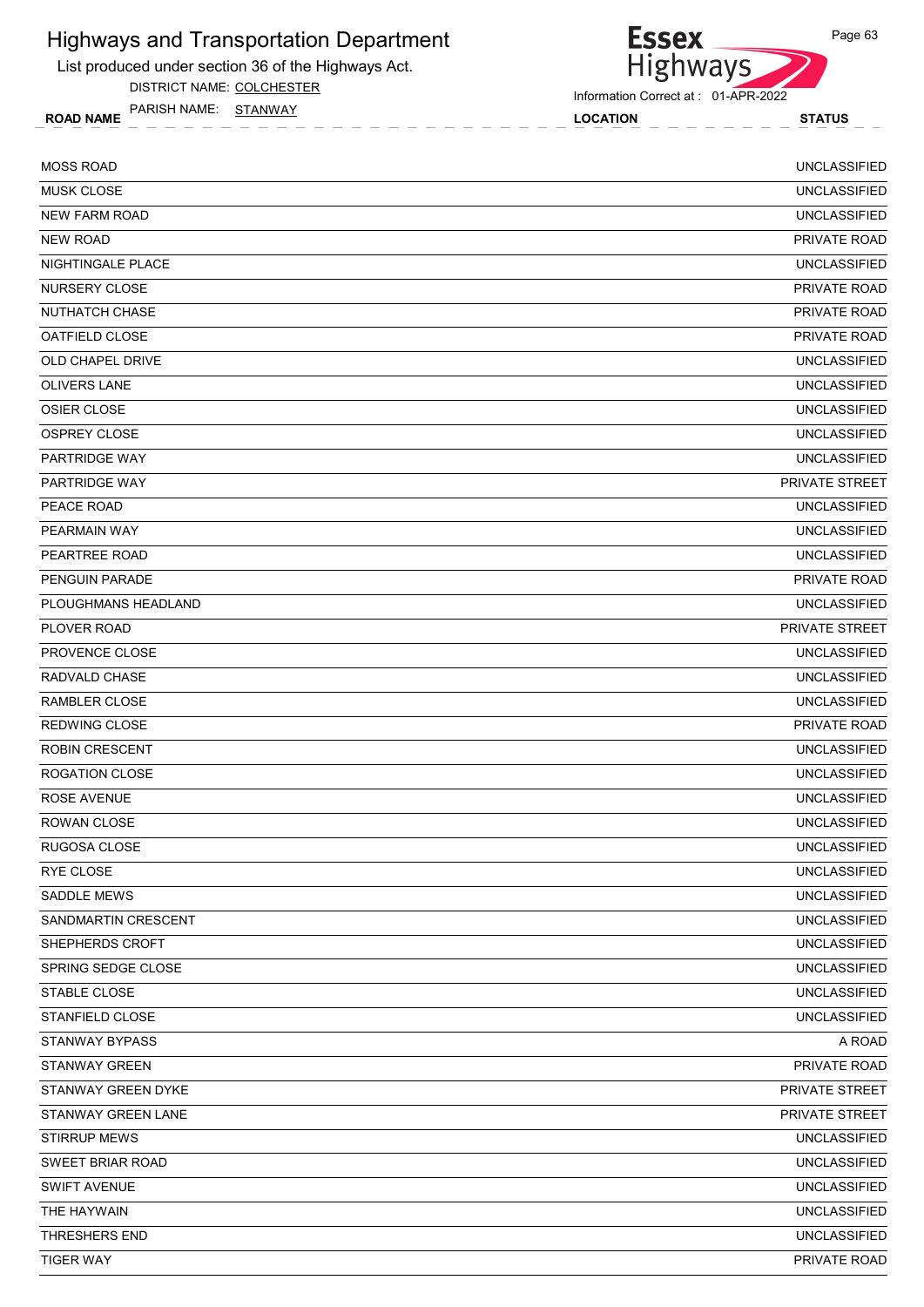# Highways and Transportation Department

List produced under section 36 of the Highways Act.

DISTRICT NAME: COLCHESTER

PARISH NAME: STANWAY

Information Correct at : 01-APR-2022

| ROAD NAME | LOCATION | STATUS |
|---|---|---|
| MOSS ROAD | | UNCLASSIFIED |
| MUSK CLOSE | | UNCLASSIFIED |
| NEW FARM ROAD | | UNCLASSIFIED |
| NEW ROAD | | PRIVATE ROAD |
| NIGHTINGALE PLACE | | UNCLASSIFIED |
| NURSERY CLOSE | | PRIVATE ROAD |
| NUTHATCH CHASE | | PRIVATE ROAD |
| OATFIELD CLOSE | | PRIVATE ROAD |
| OLD CHAPEL DRIVE | | UNCLASSIFIED |
| OLIVERS LANE | | UNCLASSIFIED |
| OSIER CLOSE | | UNCLASSIFIED |
| OSPREY CLOSE | | UNCLASSIFIED |
| PARTRIDGE WAY | | UNCLASSIFIED |
| PARTRIDGE WAY | | PRIVATE STREET |
| PEACE ROAD | | UNCLASSIFIED |
| PEARMAIN WAY | | UNCLASSIFIED |
| PEARTREE ROAD | | UNCLASSIFIED |
| PENGUIN PARADE | | PRIVATE ROAD |
| PLOUGHMANS HEADLAND | | UNCLASSIFIED |
| PLOVER ROAD | | PRIVATE STREET |
| PROVENCE CLOSE | | UNCLASSIFIED |
| RADVALD CHASE | | UNCLASSIFIED |
| RAMBLER CLOSE | | UNCLASSIFIED |
| REDWING CLOSE | | PRIVATE ROAD |
| ROBIN CRESCENT | | UNCLASSIFIED |
| ROGATION CLOSE | | UNCLASSIFIED |
| ROSE AVENUE | | UNCLASSIFIED |
| ROWAN CLOSE | | UNCLASSIFIED |
| RUGOSA CLOSE | | UNCLASSIFIED |
| RYE CLOSE | | UNCLASSIFIED |
| SADDLE MEWS | | UNCLASSIFIED |
| SANDMARTIN CRESCENT | | UNCLASSIFIED |
| SHEPHERDS CROFT | | UNCLASSIFIED |
| SPRING SEDGE CLOSE | | UNCLASSIFIED |
| STABLE CLOSE | | UNCLASSIFIED |
| STANFIELD CLOSE | | UNCLASSIFIED |
| STANWAY BYPASS | | A ROAD |
| STANWAY GREEN | | PRIVATE ROAD |
| STANWAY GREEN DYKE | | PRIVATE STREET |
| STANWAY GREEN LANE | | PRIVATE STREET |
| STIRRUP MEWS | | UNCLASSIFIED |
| SWEET BRIAR ROAD | | UNCLASSIFIED |
| SWIFT AVENUE | | UNCLASSIFIED |
| THE HAYWAIN | | UNCLASSIFIED |
| THRESHERS END | | UNCLASSIFIED |
| TIGER WAY | | PRIVATE ROAD |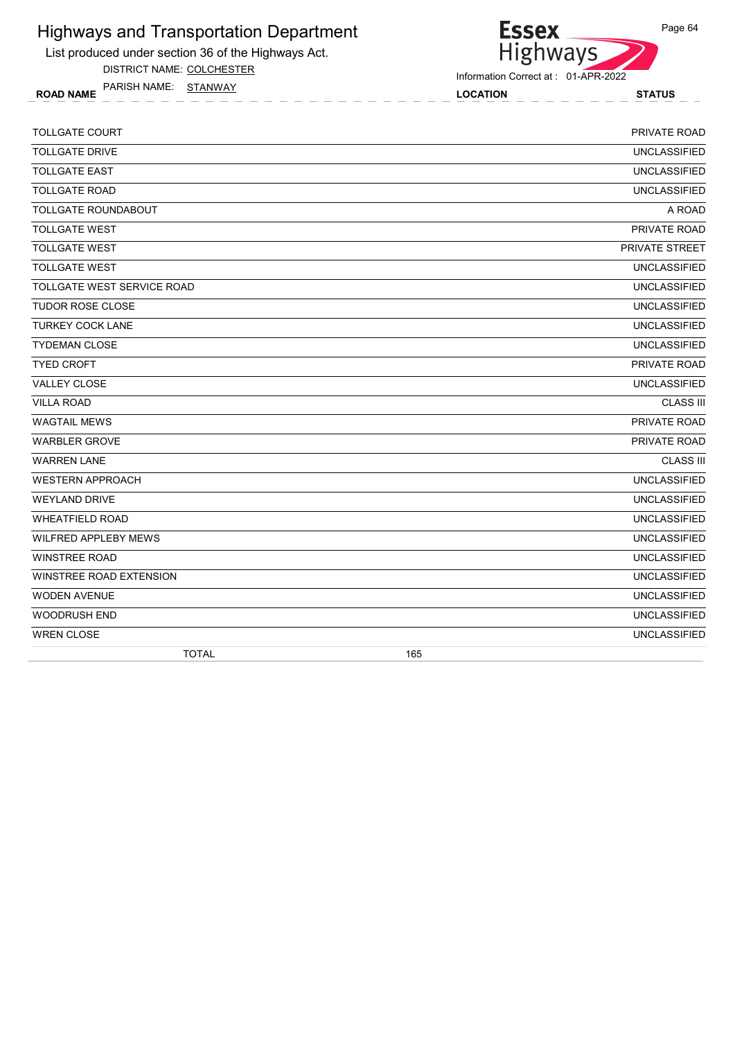# Highways and Transportation Department

List produced under section 36 of the Highways Act.

DISTRICT NAME: COLCHESTER

PARISH NAME: STANWAY

Information Correct at : 01-APR-2022

| ROAD NAME | LOCATION | STATUS |
|---|---|---|
| TOLLGATE COURT | | PRIVATE ROAD |
| TOLLGATE DRIVE | | UNCLASSIFIED |
| TOLLGATE EAST | | UNCLASSIFIED |
| TOLLGATE ROAD | | UNCLASSIFIED |
| TOLLGATE ROUNDABOUT | | A ROAD |
| TOLLGATE WEST | | PRIVATE ROAD |
| TOLLGATE WEST | | PRIVATE STREET |
| TOLLGATE WEST | | UNCLASSIFIED |
| TOLLGATE WEST SERVICE ROAD | | UNCLASSIFIED |
| TUDOR ROSE CLOSE | | UNCLASSIFIED |
| TURKEY COCK LANE | | UNCLASSIFIED |
| TYDEMAN CLOSE | | UNCLASSIFIED |
| TYED CROFT | | PRIVATE ROAD |
| VALLEY CLOSE | | UNCLASSIFIED |
| VILLA ROAD | | CLASS III |
| WAGTAIL MEWS | | PRIVATE ROAD |
| WARBLER GROVE | | PRIVATE ROAD |
| WARREN LANE | | CLASS III |
| WESTERN APPROACH | | UNCLASSIFIED |
| WEYLAND DRIVE | | UNCLASSIFIED |
| WHEATFIELD ROAD | | UNCLASSIFIED |
| WILFRED APPLEBY MEWS | | UNCLASSIFIED |
| WINSTREE ROAD | | UNCLASSIFIED |
| WINSTREE ROAD EXTENSION | | UNCLASSIFIED |
| WODEN AVENUE | | UNCLASSIFIED |
| WOODRUSH END | | UNCLASSIFIED |
| WREN CLOSE | | UNCLASSIFIED |
| TOTAL | 165 | |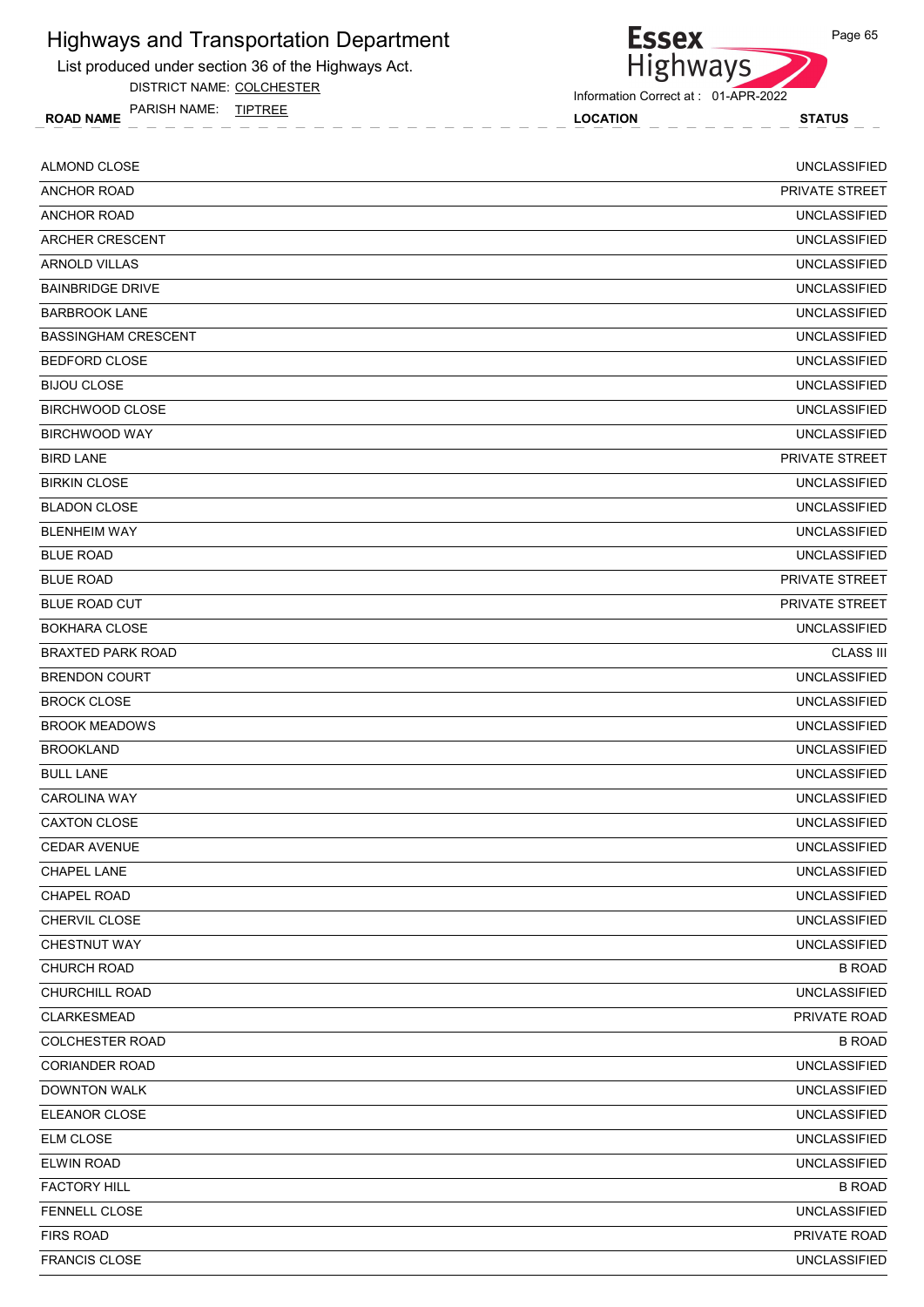# Highways and Transportation Department

List produced under section 36 of the Highways Act.

DISTRICT NAME: COLCHESTER

PARISH NAME: TIPTREE

Information Correct at : 01-APR-2022

| ROAD NAME | LOCATION | STATUS |
|---|---|---|
| ALMOND CLOSE | | UNCLASSIFIED |
| ANCHOR ROAD | | PRIVATE STREET |
| ANCHOR ROAD | | UNCLASSIFIED |
| ARCHER CRESCENT | | UNCLASSIFIED |
| ARNOLD VILLAS | | UNCLASSIFIED |
| BAINBRIDGE DRIVE | | UNCLASSIFIED |
| BARBROOK LANE | | UNCLASSIFIED |
| BASSINGHAM CRESCENT | | UNCLASSIFIED |
| BEDFORD CLOSE | | UNCLASSIFIED |
| BIJOU CLOSE | | UNCLASSIFIED |
| BIRCHWOOD CLOSE | | UNCLASSIFIED |
| BIRCHWOOD WAY | | UNCLASSIFIED |
| BIRD LANE | | PRIVATE STREET |
| BIRKIN CLOSE | | UNCLASSIFIED |
| BLADON CLOSE | | UNCLASSIFIED |
| BLENHEIM WAY | | UNCLASSIFIED |
| BLUE ROAD | | UNCLASSIFIED |
| BLUE ROAD | | PRIVATE STREET |
| BLUE ROAD CUT | | PRIVATE STREET |
| BOKHARA CLOSE | | UNCLASSIFIED |
| BRAXTED PARK ROAD | | CLASS III |
| BRENDON COURT | | UNCLASSIFIED |
| BROCK CLOSE | | UNCLASSIFIED |
| BROOK MEADOWS | | UNCLASSIFIED |
| BROOKLAND | | UNCLASSIFIED |
| BULL LANE | | UNCLASSIFIED |
| CAROLINA WAY | | UNCLASSIFIED |
| CAXTON CLOSE | | UNCLASSIFIED |
| CEDAR AVENUE | | UNCLASSIFIED |
| CHAPEL LANE | | UNCLASSIFIED |
| CHAPEL ROAD | | UNCLASSIFIED |
| CHERVIL CLOSE | | UNCLASSIFIED |
| CHESTNUT WAY | | UNCLASSIFIED |
| CHURCH ROAD | | B ROAD |
| CHURCHILL ROAD | | UNCLASSIFIED |
| CLARKESMEAD | | PRIVATE ROAD |
| COLCHESTER ROAD | | B ROAD |
| CORIANDER ROAD | | UNCLASSIFIED |
| DOWNTON WALK | | UNCLASSIFIED |
| ELEANOR CLOSE | | UNCLASSIFIED |
| ELM CLOSE | | UNCLASSIFIED |
| ELWIN ROAD | | UNCLASSIFIED |
| FACTORY HILL | | B ROAD |
| FENNELL CLOSE | | UNCLASSIFIED |
| FIRS ROAD | | PRIVATE ROAD |
| FRANCIS CLOSE | | UNCLASSIFIED |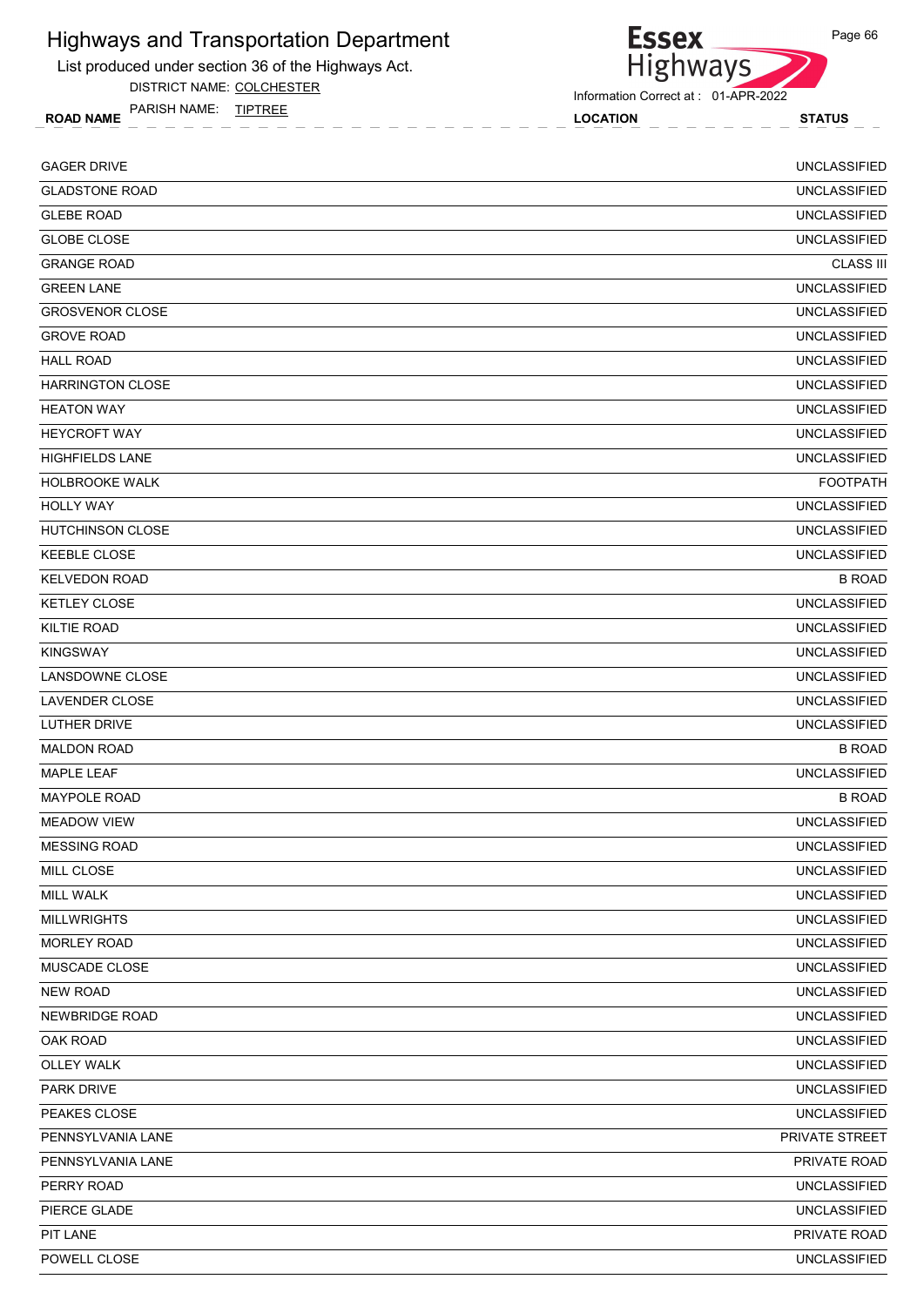# Highways and Transportation Department

List produced under section 36 of the Highways Act.

DISTRICT NAME: COLCHESTER

PARISH NAME: TIPTREE

Information Correct at : 01-APR-2022

| ROAD NAME | LOCATION | STATUS |
|---|---|---|
| GAGER DRIVE | | UNCLASSIFIED |
| GLADSTONE ROAD | | UNCLASSIFIED |
| GLEBE ROAD | | UNCLASSIFIED |
| GLOBE CLOSE | | UNCLASSIFIED |
| GRANGE ROAD | | CLASS III |
| GREEN LANE | | UNCLASSIFIED |
| GROSVENOR CLOSE | | UNCLASSIFIED |
| GROVE ROAD | | UNCLASSIFIED |
| HALL ROAD | | UNCLASSIFIED |
| HARRINGTON CLOSE | | UNCLASSIFIED |
| HEATON WAY | | UNCLASSIFIED |
| HEYCROFT WAY | | UNCLASSIFIED |
| HIGHFIELDS LANE | | UNCLASSIFIED |
| HOLBROOKE WALK | | FOOTPATH |
| HOLLY WAY | | UNCLASSIFIED |
| HUTCHINSON CLOSE | | UNCLASSIFIED |
| KEEBLE CLOSE | | UNCLASSIFIED |
| KELVEDON ROAD | | B ROAD |
| KETLEY CLOSE | | UNCLASSIFIED |
| KILTIE ROAD | | UNCLASSIFIED |
| KINGSWAY | | UNCLASSIFIED |
| LANSDOWNE CLOSE | | UNCLASSIFIED |
| LAVENDER CLOSE | | UNCLASSIFIED |
| LUTHER DRIVE | | UNCLASSIFIED |
| MALDON ROAD | | B ROAD |
| MAPLE LEAF | | UNCLASSIFIED |
| MAYPOLE ROAD | | B ROAD |
| MEADOW VIEW | | UNCLASSIFIED |
| MESSING ROAD | | UNCLASSIFIED |
| MILL CLOSE | | UNCLASSIFIED |
| MILL WALK | | UNCLASSIFIED |
| MILLWRIGHTS | | UNCLASSIFIED |
| MORLEY ROAD | | UNCLASSIFIED |
| MUSCADE CLOSE | | UNCLASSIFIED |
| NEW ROAD | | UNCLASSIFIED |
| NEWBRIDGE ROAD | | UNCLASSIFIED |
| OAK ROAD | | UNCLASSIFIED |
| OLLEY WALK | | UNCLASSIFIED |
| PARK DRIVE | | UNCLASSIFIED |
| PEAKES CLOSE | | UNCLASSIFIED |
| PENNSYLVANIA LANE | | PRIVATE STREET |
| PENNSYLVANIA LANE | | PRIVATE ROAD |
| PERRY ROAD | | UNCLASSIFIED |
| PIERCE GLADE | | UNCLASSIFIED |
| PIT LANE | | PRIVATE ROAD |
| POWELL CLOSE | | UNCLASSIFIED |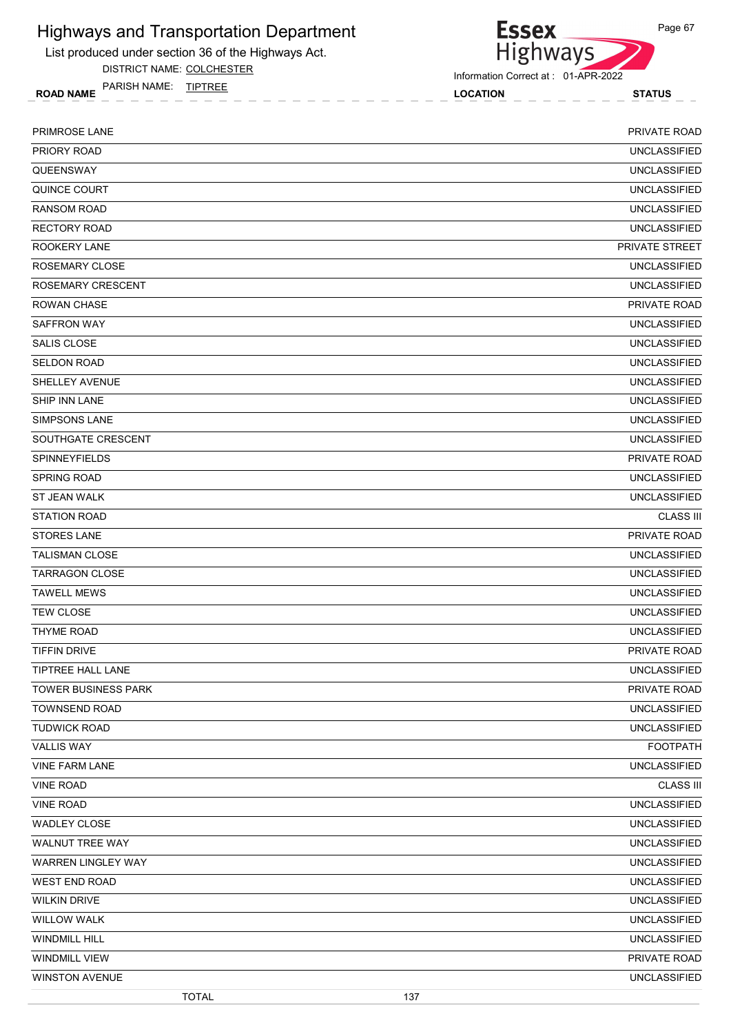# Highways and Transportation Department

List produced under section 36 of the Highways Act.

DISTRICT NAME: COLCHESTER

PARISH NAME: TIPTREE

Information Correct at : 01-APR-2022

| ROAD NAME | LOCATION | STATUS |
|---|---|---|
| PRIMROSE LANE | | PRIVATE ROAD |
| PRIORY ROAD | | UNCLASSIFIED |
| QUEENSWAY | | UNCLASSIFIED |
| QUINCE COURT | | UNCLASSIFIED |
| RANSOM ROAD | | UNCLASSIFIED |
| RECTORY ROAD | | UNCLASSIFIED |
| ROOKERY LANE | | PRIVATE STREET |
| ROSEMARY CLOSE | | UNCLASSIFIED |
| ROSEMARY CRESCENT | | UNCLASSIFIED |
| ROWAN CHASE | | PRIVATE ROAD |
| SAFFRON WAY | | UNCLASSIFIED |
| SALIS CLOSE | | UNCLASSIFIED |
| SELDON ROAD | | UNCLASSIFIED |
| SHELLEY AVENUE | | UNCLASSIFIED |
| SHIP INN LANE | | UNCLASSIFIED |
| SIMPSONS LANE | | UNCLASSIFIED |
| SOUTHGATE CRESCENT | | UNCLASSIFIED |
| SPINNEYFIELDS | | PRIVATE ROAD |
| SPRING ROAD | | UNCLASSIFIED |
| ST JEAN WALK | | UNCLASSIFIED |
| STATION ROAD | | CLASS III |
| STORES LANE | | PRIVATE ROAD |
| TALISMAN CLOSE | | UNCLASSIFIED |
| TARRAGON CLOSE | | UNCLASSIFIED |
| TAWELL MEWS | | UNCLASSIFIED |
| TEW CLOSE | | UNCLASSIFIED |
| THYME ROAD | | UNCLASSIFIED |
| TIFFIN DRIVE | | PRIVATE ROAD |
| TIPTREE HALL LANE | | UNCLASSIFIED |
| TOWER BUSINESS PARK | | PRIVATE ROAD |
| TOWNSEND ROAD | | UNCLASSIFIED |
| TUDWICK ROAD | | UNCLASSIFIED |
| VALLIS WAY | | FOOTPATH |
| VINE FARM LANE | | UNCLASSIFIED |
| VINE ROAD | | CLASS III |
| VINE ROAD | | UNCLASSIFIED |
| WADLEY CLOSE | | UNCLASSIFIED |
| WALNUT TREE WAY | | UNCLASSIFIED |
| WARREN LINGLEY WAY | | UNCLASSIFIED |
| WEST END ROAD | | UNCLASSIFIED |
| WILKIN DRIVE | | UNCLASSIFIED |
| WILLOW WALK | | UNCLASSIFIED |
| WINDMILL HILL | | UNCLASSIFIED |
| WINDMILL VIEW | | PRIVATE ROAD |
| WINSTON AVENUE | | UNCLASSIFIED |
| TOTAL | 137 | |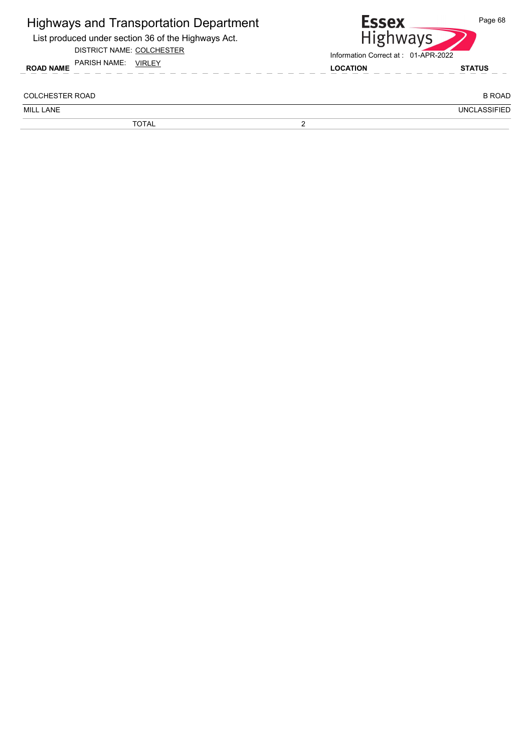# Highways and Transportation Department

List produced under section 36 of the Highways Act.

DISTRICT NAME: COLCHESTER

PARISH NAME: VIRLEY

Information Correct at : 01-APR-2022

| ROAD NAME | LOCATION | STATUS |
| --- | --- | --- |
| COLCHESTER ROAD | | B ROAD |
| MILL LANE | | UNCLASSIFIED |
| TOTAL | 2 | |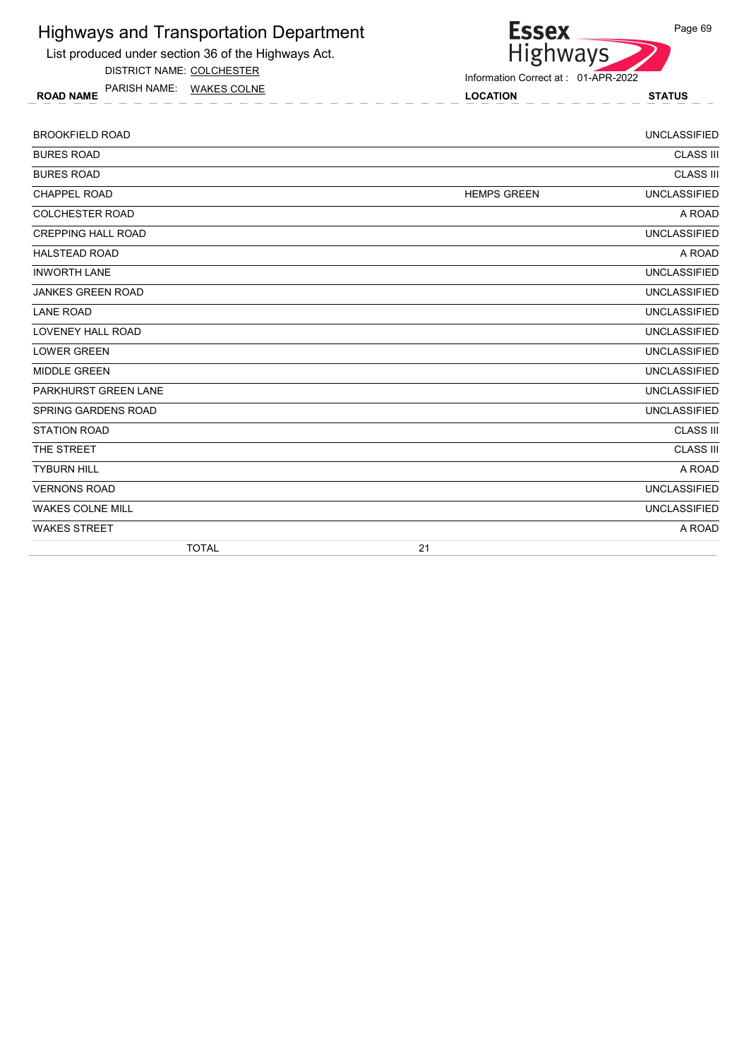# Highways and Transportation Department

List produced under section 36 of the Highways Act.

DISTRICT NAME: COLCHESTER

PARISH NAME: WAKES COLNE

Information Correct at : 01-APR-2022

| ROAD NAME | LOCATION | STATUS |
|---|---|---|
| BROOKFIELD ROAD | | UNCLASSIFIED |
| BURES ROAD | | CLASS III |
| BURES ROAD | | CLASS III |
| CHAPPEL ROAD | HEMPS GREEN | UNCLASSIFIED |
| COLCHESTER ROAD | | A ROAD |
| CREPPING HALL ROAD | | UNCLASSIFIED |
| HALSTEAD ROAD | | A ROAD |
| INWORTH LANE | | UNCLASSIFIED |
| JANKES GREEN ROAD | | UNCLASSIFIED |
| LANE ROAD | | UNCLASSIFIED |
| LOVENEY HALL ROAD | | UNCLASSIFIED |
| LOWER GREEN | | UNCLASSIFIED |
| MIDDLE GREEN | | UNCLASSIFIED |
| PARKHURST GREEN LANE | | UNCLASSIFIED |
| SPRING GARDENS ROAD | | UNCLASSIFIED |
| STATION ROAD | | CLASS III |
| THE STREET | | CLASS III |
| TYBURN HILL | | A ROAD |
| VERNONS ROAD | | UNCLASSIFIED |
| WAKES COLNE MILL | | UNCLASSIFIED |
| WAKES STREET | | A ROAD |
| TOTAL | 21 | |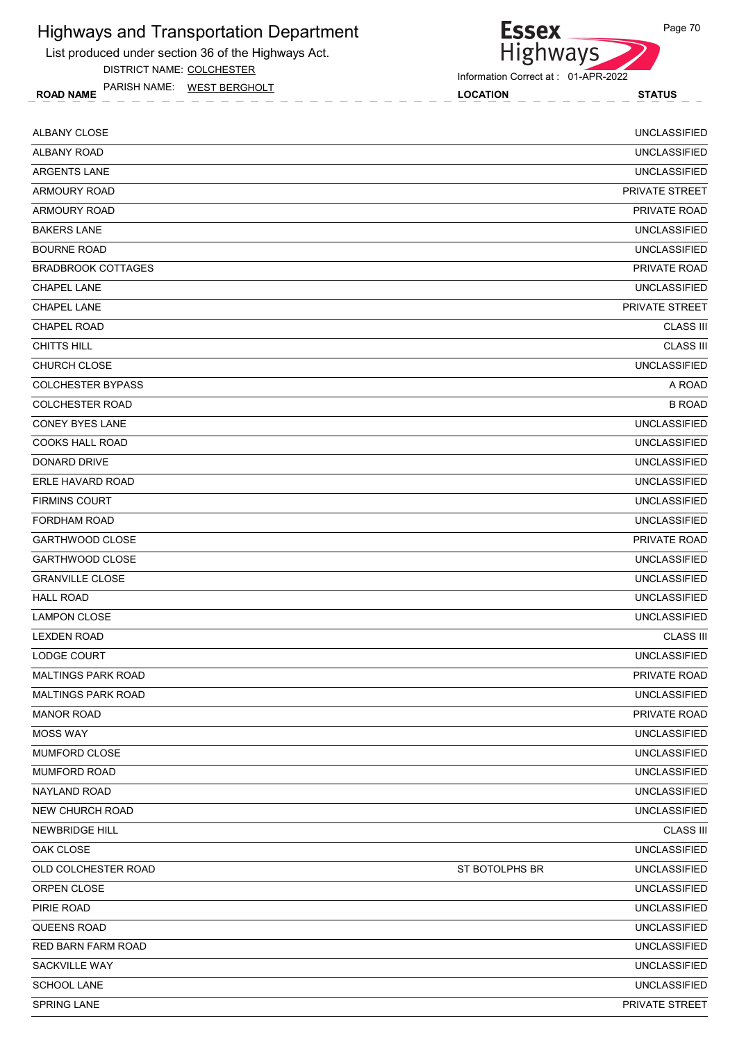# Highways and Transportation Department

List produced under section 36 of the Highways Act.

DISTRICT NAME: COLCHESTER

PARISH NAME: WEST BERGHOLT

Information Correct at : 01-APR-2022

| ROAD NAME | LOCATION | STATUS |
|---|---|---|
| ALBANY CLOSE | | UNCLASSIFIED |
| ALBANY ROAD | | UNCLASSIFIED |
| ARGENTS LANE | | UNCLASSIFIED |
| ARMOURY ROAD | | PRIVATE STREET |
| ARMOURY ROAD | | PRIVATE ROAD |
| BAKERS LANE | | UNCLASSIFIED |
| BOURNE ROAD | | UNCLASSIFIED |
| BRADBROOK COTTAGES | | PRIVATE ROAD |
| CHAPEL LANE | | UNCLASSIFIED |
| CHAPEL LANE | | PRIVATE STREET |
| CHAPEL ROAD | | CLASS III |
| CHITTS HILL | | CLASS III |
| CHURCH CLOSE | | UNCLASSIFIED |
| COLCHESTER BYPASS | | A ROAD |
| COLCHESTER ROAD | | B ROAD |
| CONEY BYES LANE | | UNCLASSIFIED |
| COOKS HALL ROAD | | UNCLASSIFIED |
| DONARD DRIVE | | UNCLASSIFIED |
| ERLE HAVARD ROAD | | UNCLASSIFIED |
| FIRMINS COURT | | UNCLASSIFIED |
| FORDHAM ROAD | | UNCLASSIFIED |
| GARTHWOOD CLOSE | | PRIVATE ROAD |
| GARTHWOOD CLOSE | | UNCLASSIFIED |
| GRANVILLE CLOSE | | UNCLASSIFIED |
| HALL ROAD | | UNCLASSIFIED |
| LAMPON CLOSE | | UNCLASSIFIED |
| LEXDEN ROAD | | CLASS III |
| LODGE COURT | | UNCLASSIFIED |
| MALTINGS PARK ROAD | | PRIVATE ROAD |
| MALTINGS PARK ROAD | | UNCLASSIFIED |
| MANOR ROAD | | PRIVATE ROAD |
| MOSS WAY | | UNCLASSIFIED |
| MUMFORD CLOSE | | UNCLASSIFIED |
| MUMFORD ROAD | | UNCLASSIFIED |
| NAYLAND ROAD | | UNCLASSIFIED |
| NEW CHURCH ROAD | | UNCLASSIFIED |
| NEWBRIDGE HILL | | CLASS III |
| OAK CLOSE | | UNCLASSIFIED |
| OLD COLCHESTER ROAD | ST BOTOLPHS BR | UNCLASSIFIED |
| ORPEN CLOSE | | UNCLASSIFIED |
| PIRIE ROAD | | UNCLASSIFIED |
| QUEENS ROAD | | UNCLASSIFIED |
| RED BARN FARM ROAD | | UNCLASSIFIED |
| SACKVILLE WAY | | UNCLASSIFIED |
| SCHOOL LANE | | UNCLASSIFIED |
| SPRING LANE | | PRIVATE STREET |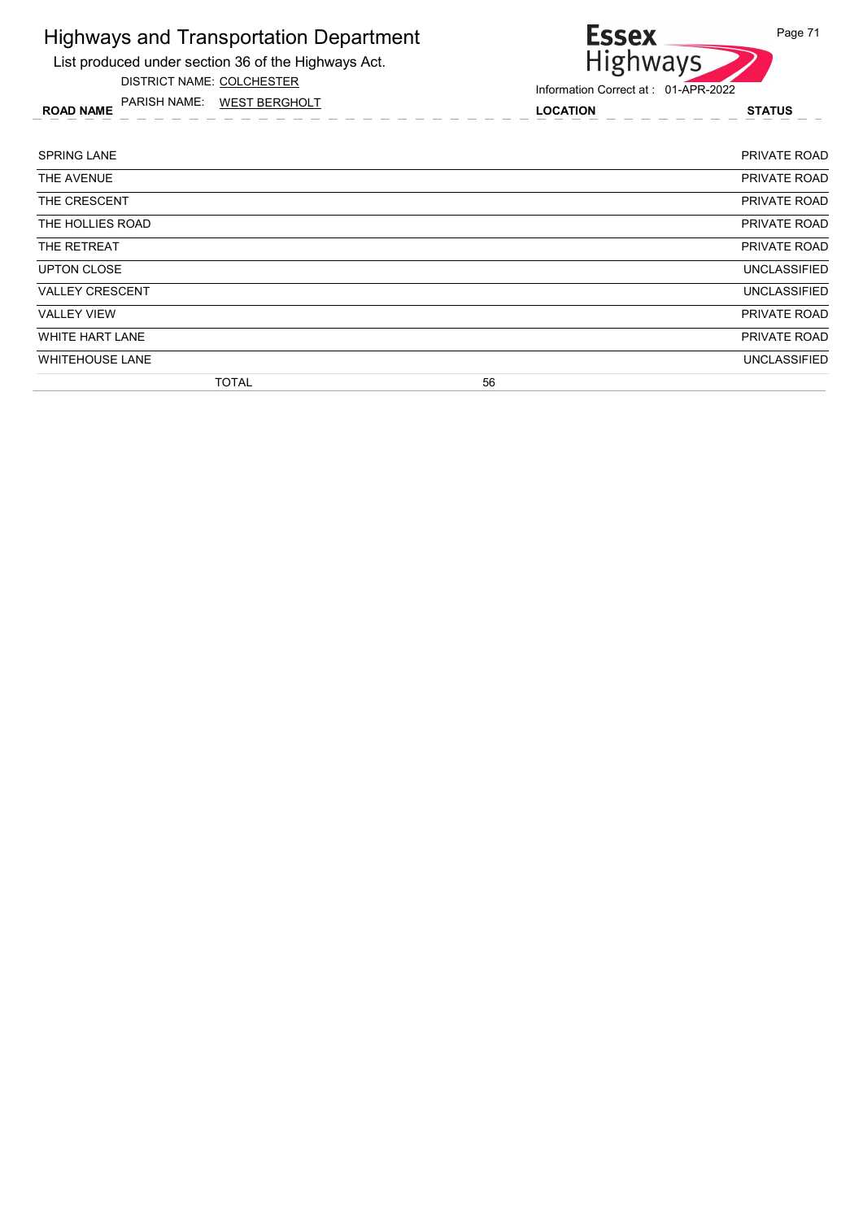# Highways and Transportation Department

List produced under section 36 of the Highways Act.

DISTRICT NAME: COLCHESTER

PARISH NAME: WEST BERGHOLT

Information Correct at : 01-APR-2022

| ROAD NAME | LOCATION | STATUS |
|---|---|---|
| SPRING LANE | | PRIVATE ROAD |
| THE AVENUE | | PRIVATE ROAD |
| THE CRESCENT | | PRIVATE ROAD |
| THE HOLLIES ROAD | | PRIVATE ROAD |
| THE RETREAT | | PRIVATE ROAD |
| UPTON CLOSE | | UNCLASSIFIED |
| VALLEY CRESCENT | | UNCLASSIFIED |
| VALLEY VIEW | | PRIVATE ROAD |
| WHITE HART LANE | | PRIVATE ROAD |
| WHITEHOUSE LANE | | UNCLASSIFIED |
| TOTAL | 56 | |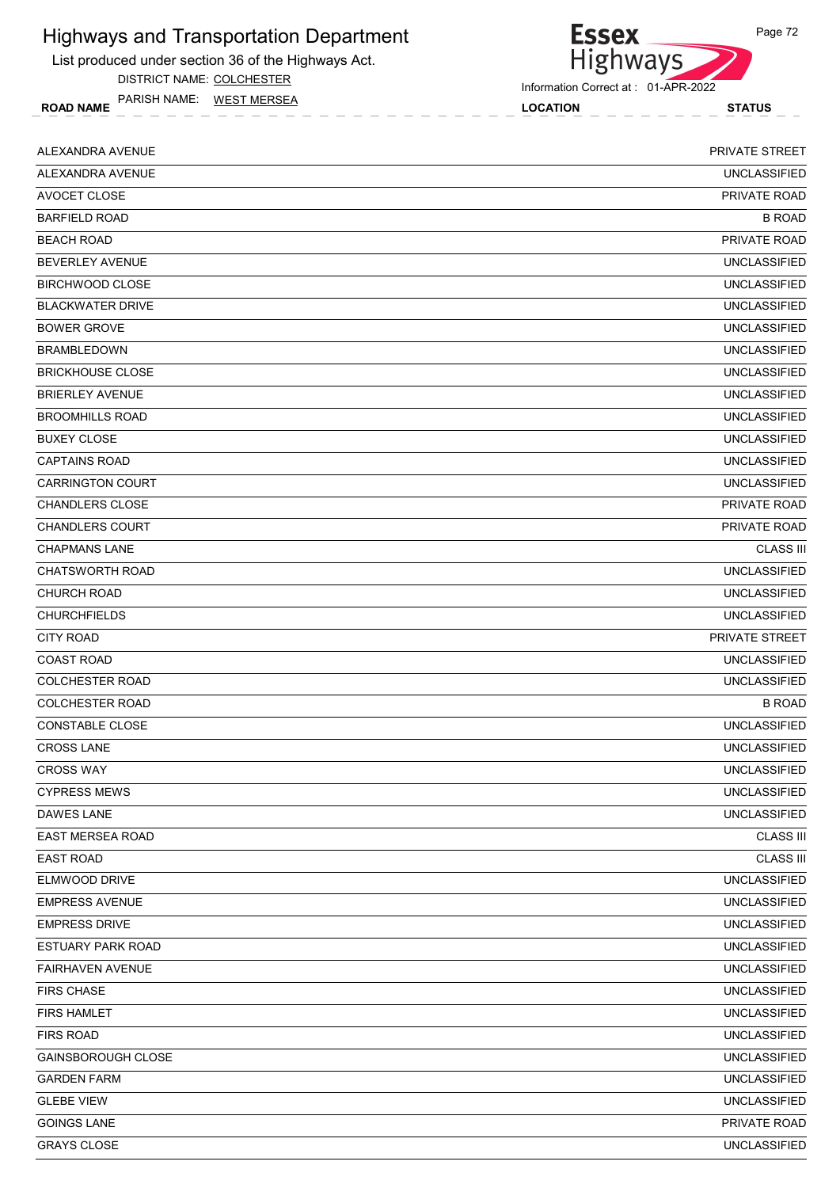# Highways and Transportation Department

List produced under section 36 of the Highways Act.

DISTRICT NAME: COLCHESTER

PARISH NAME: WEST MERSEA

Information Correct at : 01-APR-2022

| ROAD NAME | LOCATION | STATUS |
|---|---|---|
| ALEXANDRA AVENUE | | PRIVATE STREET |
| ALEXANDRA AVENUE | | UNCLASSIFIED |
| AVOCET CLOSE | | PRIVATE ROAD |
| BARFIELD ROAD | | B ROAD |
| BEACH ROAD | | PRIVATE ROAD |
| BEVERLEY AVENUE | | UNCLASSIFIED |
| BIRCHWOOD CLOSE | | UNCLASSIFIED |
| BLACKWATER DRIVE | | UNCLASSIFIED |
| BOWER GROVE | | UNCLASSIFIED |
| BRAMBLEDOWN | | UNCLASSIFIED |
| BRICKHOUSE CLOSE | | UNCLASSIFIED |
| BRIERLEY AVENUE | | UNCLASSIFIED |
| BROOMHILLS ROAD | | UNCLASSIFIED |
| BUXEY CLOSE | | UNCLASSIFIED |
| CAPTAINS ROAD | | UNCLASSIFIED |
| CARRINGTON COURT | | UNCLASSIFIED |
| CHANDLERS CLOSE | | PRIVATE ROAD |
| CHANDLERS COURT | | PRIVATE ROAD |
| CHAPMANS LANE | | CLASS III |
| CHATSWORTH ROAD | | UNCLASSIFIED |
| CHURCH ROAD | | UNCLASSIFIED |
| CHURCHFIELDS | | UNCLASSIFIED |
| CITY ROAD | | PRIVATE STREET |
| COAST ROAD | | UNCLASSIFIED |
| COLCHESTER ROAD | | UNCLASSIFIED |
| COLCHESTER ROAD | | B ROAD |
| CONSTABLE CLOSE | | UNCLASSIFIED |
| CROSS LANE | | UNCLASSIFIED |
| CROSS WAY | | UNCLASSIFIED |
| CYPRESS MEWS | | UNCLASSIFIED |
| DAWES LANE | | UNCLASSIFIED |
| EAST MERSEA ROAD | | CLASS III |
| EAST ROAD | | CLASS III |
| ELMWOOD DRIVE | | UNCLASSIFIED |
| EMPRESS AVENUE | | UNCLASSIFIED |
| EMPRESS DRIVE | | UNCLASSIFIED |
| ESTUARY PARK ROAD | | UNCLASSIFIED |
| FAIRHAVEN AVENUE | | UNCLASSIFIED |
| FIRS CHASE | | UNCLASSIFIED |
| FIRS HAMLET | | UNCLASSIFIED |
| FIRS ROAD | | UNCLASSIFIED |
| GAINSBOROUGH CLOSE | | UNCLASSIFIED |
| GARDEN FARM | | UNCLASSIFIED |
| GLEBE VIEW | | UNCLASSIFIED |
| GOINGS LANE | | PRIVATE ROAD |
| GRAYS CLOSE | | UNCLASSIFIED |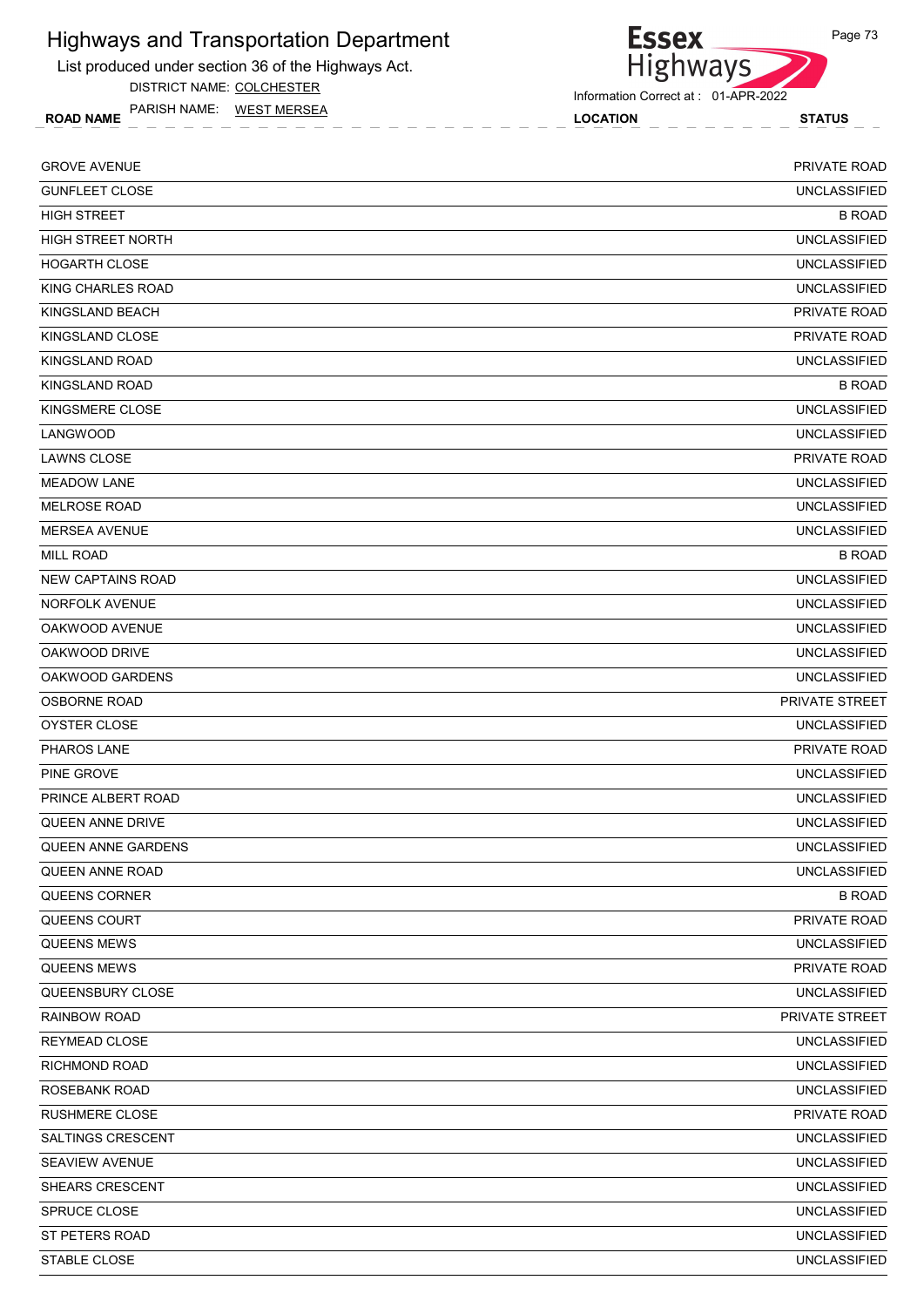# Highways and Transportation Department

List produced under section 36 of the Highways Act.

DISTRICT NAME: COLCHESTER

PARISH NAME: WEST MERSEA

Information Correct at : 01-APR-2022

| ROAD NAME | LOCATION | STATUS |
|---|---|---|
| GROVE AVENUE | | PRIVATE ROAD |
| GUNFLEET CLOSE | | UNCLASSIFIED |
| HIGH STREET | | B ROAD |
| HIGH STREET NORTH | | UNCLASSIFIED |
| HOGARTH CLOSE | | UNCLASSIFIED |
| KING CHARLES ROAD | | UNCLASSIFIED |
| KINGSLAND BEACH | | PRIVATE ROAD |
| KINGSLAND CLOSE | | PRIVATE ROAD |
| KINGSLAND ROAD | | UNCLASSIFIED |
| KINGSLAND ROAD | | B ROAD |
| KINGSMERE CLOSE | | UNCLASSIFIED |
| LANGWOOD | | UNCLASSIFIED |
| LAWNS CLOSE | | PRIVATE ROAD |
| MEADOW LANE | | UNCLASSIFIED |
| MELROSE ROAD | | UNCLASSIFIED |
| MERSEA AVENUE | | UNCLASSIFIED |
| MILL ROAD | | B ROAD |
| NEW CAPTAINS ROAD | | UNCLASSIFIED |
| NORFOLK AVENUE | | UNCLASSIFIED |
| OAKWOOD AVENUE | | UNCLASSIFIED |
| OAKWOOD DRIVE | | UNCLASSIFIED |
| OAKWOOD GARDENS | | UNCLASSIFIED |
| OSBORNE ROAD | | PRIVATE STREET |
| OYSTER CLOSE | | UNCLASSIFIED |
| PHAROS LANE | | PRIVATE ROAD |
| PINE GROVE | | UNCLASSIFIED |
| PRINCE ALBERT ROAD | | UNCLASSIFIED |
| QUEEN ANNE DRIVE | | UNCLASSIFIED |
| QUEEN ANNE GARDENS | | UNCLASSIFIED |
| QUEEN ANNE ROAD | | UNCLASSIFIED |
| QUEENS CORNER | | B ROAD |
| QUEENS COURT | | PRIVATE ROAD |
| QUEENS MEWS | | UNCLASSIFIED |
| QUEENS MEWS | | PRIVATE ROAD |
| QUEENSBURY CLOSE | | UNCLASSIFIED |
| RAINBOW ROAD | | PRIVATE STREET |
| REYMEAD CLOSE | | UNCLASSIFIED |
| RICHMOND ROAD | | UNCLASSIFIED |
| ROSEBANK ROAD | | UNCLASSIFIED |
| RUSHMERE CLOSE | | PRIVATE ROAD |
| SALTINGS CRESCENT | | UNCLASSIFIED |
| SEAVIEW AVENUE | | UNCLASSIFIED |
| SHEARS CRESCENT | | UNCLASSIFIED |
| SPRUCE CLOSE | | UNCLASSIFIED |
| ST PETERS ROAD | | UNCLASSIFIED |
| STABLE CLOSE | | UNCLASSIFIED |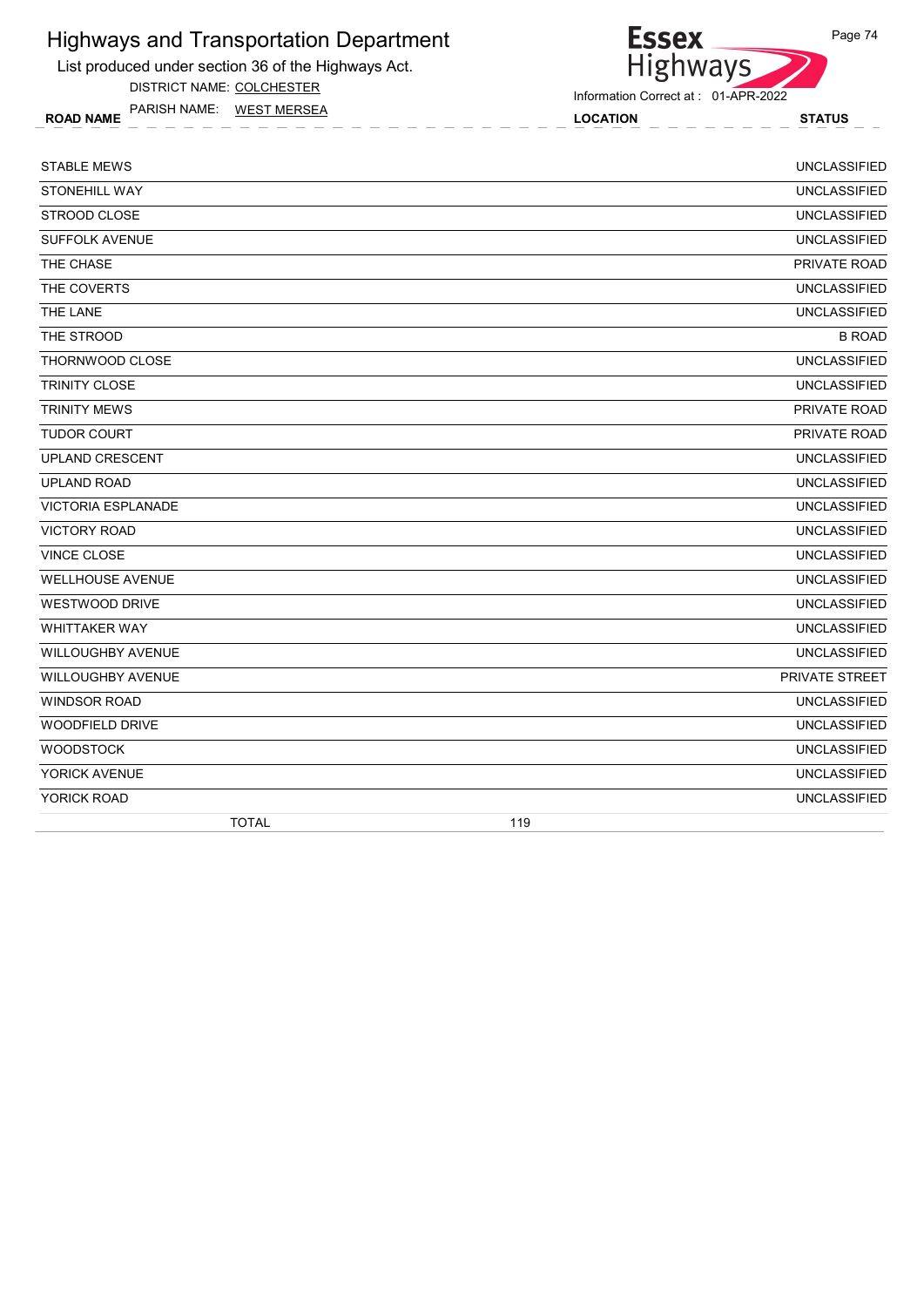# Highways and Transportation Department

List produced under section 36 of the Highways Act.

DISTRICT NAME: COLCHESTER

PARISH NAME: WEST MERSEA

Information Correct at : 01-APR-2022

| ROAD NAME | LOCATION | STATUS |
|---|---|---|
| STABLE MEWS | | UNCLASSIFIED |
| STONEHILL WAY | | UNCLASSIFIED |
| STROOD CLOSE | | UNCLASSIFIED |
| SUFFOLK AVENUE | | UNCLASSIFIED |
| THE CHASE | | PRIVATE ROAD |
| THE COVERTS | | UNCLASSIFIED |
| THE LANE | | UNCLASSIFIED |
| THE STROOD | | B ROAD |
| THORNWOOD CLOSE | | UNCLASSIFIED |
| TRINITY CLOSE | | UNCLASSIFIED |
| TRINITY MEWS | | PRIVATE ROAD |
| TUDOR COURT | | PRIVATE ROAD |
| UPLAND CRESCENT | | UNCLASSIFIED |
| UPLAND ROAD | | UNCLASSIFIED |
| VICTORIA ESPLANADE | | UNCLASSIFIED |
| VICTORY ROAD | | UNCLASSIFIED |
| VINCE CLOSE | | UNCLASSIFIED |
| WELLHOUSE AVENUE | | UNCLASSIFIED |
| WESTWOOD DRIVE | | UNCLASSIFIED |
| WHITTAKER WAY | | UNCLASSIFIED |
| WILLOUGHBY AVENUE | | UNCLASSIFIED |
| WILLOUGHBY AVENUE | | PRIVATE STREET |
| WINDSOR ROAD | | UNCLASSIFIED |
| WOODFIELD DRIVE | | UNCLASSIFIED |
| WOODSTOCK | | UNCLASSIFIED |
| YORICK AVENUE | | UNCLASSIFIED |
| YORICK ROAD | | UNCLASSIFIED |
| TOTAL | 119 | |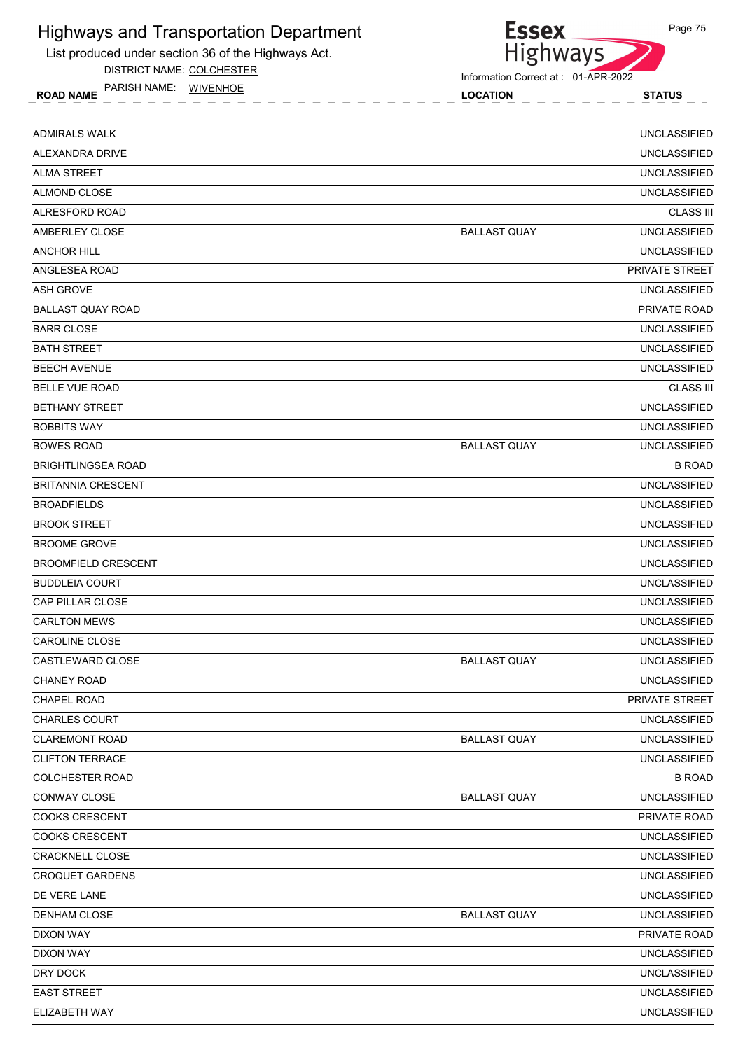# Highways and Transportation Department

List produced under section 36 of the Highways Act.

DISTRICT NAME: COLCHESTER

PARISH NAME: WIVENHOE

Information Correct at : 01-APR-2022

| ROAD NAME | LOCATION | STATUS |
|---|---|---|
| ADMIRALS WALK | | UNCLASSIFIED |
| ALEXANDRA DRIVE | | UNCLASSIFIED |
| ALMA STREET | | UNCLASSIFIED |
| ALMOND CLOSE | | UNCLASSIFIED |
| ALRESFORD ROAD | | CLASS III |
| AMBERLEY CLOSE | BALLAST QUAY | UNCLASSIFIED |
| ANCHOR HILL | | UNCLASSIFIED |
| ANGLESEA ROAD | | PRIVATE STREET |
| ASH GROVE | | UNCLASSIFIED |
| BALLAST QUAY ROAD | | PRIVATE ROAD |
| BARR CLOSE | | UNCLASSIFIED |
| BATH STREET | | UNCLASSIFIED |
| BEECH AVENUE | | UNCLASSIFIED |
| BELLE VUE ROAD | | CLASS III |
| BETHANY STREET | | UNCLASSIFIED |
| BOBBITS WAY | | UNCLASSIFIED |
| BOWES ROAD | BALLAST QUAY | UNCLASSIFIED |
| BRIGHTLINGSEA ROAD | | B ROAD |
| BRITANNIA CRESCENT | | UNCLASSIFIED |
| BROADFIELDS | | UNCLASSIFIED |
| BROOK STREET | | UNCLASSIFIED |
| BROOME GROVE | | UNCLASSIFIED |
| BROOMFIELD CRESCENT | | UNCLASSIFIED |
| BUDDLEIA COURT | | UNCLASSIFIED |
| CAP PILLAR CLOSE | | UNCLASSIFIED |
| CARLTON MEWS | | UNCLASSIFIED |
| CAROLINE CLOSE | | UNCLASSIFIED |
| CASTLEWARD CLOSE | BALLAST QUAY | UNCLASSIFIED |
| CHANEY ROAD | | UNCLASSIFIED |
| CHAPEL ROAD | | PRIVATE STREET |
| CHARLES COURT | | UNCLASSIFIED |
| CLAREMONT ROAD | BALLAST QUAY | UNCLASSIFIED |
| CLIFTON TERRACE | | UNCLASSIFIED |
| COLCHESTER ROAD | | B ROAD |
| CONWAY CLOSE | BALLAST QUAY | UNCLASSIFIED |
| COOKS CRESCENT | | PRIVATE ROAD |
| COOKS CRESCENT | | UNCLASSIFIED |
| CRACKNELL CLOSE | | UNCLASSIFIED |
| CROQUET GARDENS | | UNCLASSIFIED |
| DE VERE LANE | | UNCLASSIFIED |
| DENHAM CLOSE | BALLAST QUAY | UNCLASSIFIED |
| DIXON WAY | | PRIVATE ROAD |
| DIXON WAY | | UNCLASSIFIED |
| DRY DOCK | | UNCLASSIFIED |
| EAST STREET | | UNCLASSIFIED |
| ELIZABETH WAY | | UNCLASSIFIED |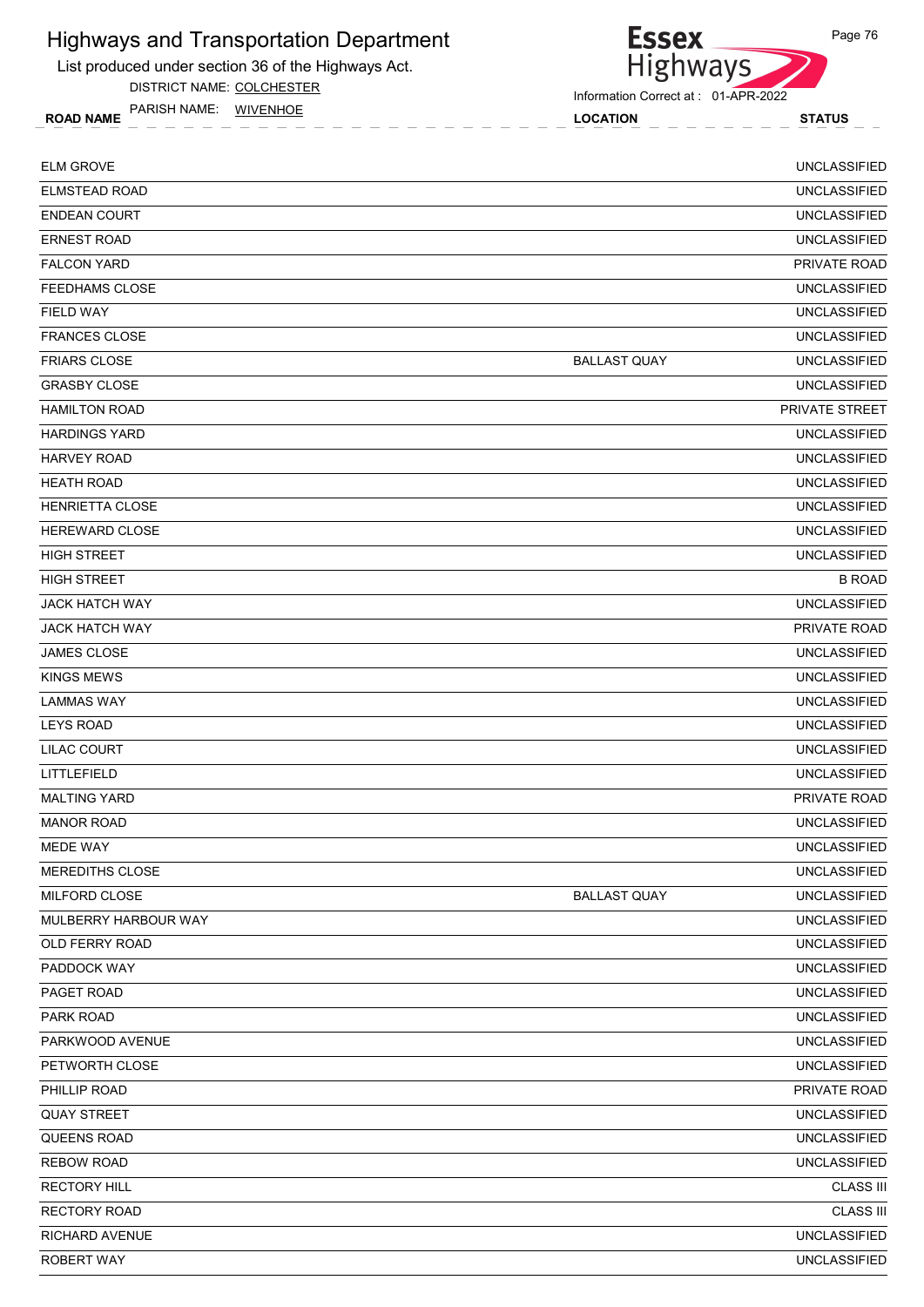# Highways and Transportation Department

List produced under section 36 of the Highways Act.

DISTRICT NAME: COLCHESTER

PARISH NAME: WIVENHOE

Information Correct at : 01-APR-2022

| ROAD NAME | LOCATION | STATUS |
|---|---|---|
| ELM GROVE | | UNCLASSIFIED |
| ELMSTEAD ROAD | | UNCLASSIFIED |
| ENDEAN COURT | | UNCLASSIFIED |
| ERNEST ROAD | | UNCLASSIFIED |
| FALCON YARD | | PRIVATE ROAD |
| FEEDHAMS CLOSE | | UNCLASSIFIED |
| FIELD WAY | | UNCLASSIFIED |
| FRANCES CLOSE | | UNCLASSIFIED |
| FRIARS CLOSE | BALLAST QUAY | UNCLASSIFIED |
| GRASBY CLOSE | | UNCLASSIFIED |
| HAMILTON ROAD | | PRIVATE STREET |
| HARDINGS YARD | | UNCLASSIFIED |
| HARVEY ROAD | | UNCLASSIFIED |
| HEATH ROAD | | UNCLASSIFIED |
| HENRIETTA CLOSE | | UNCLASSIFIED |
| HEREWARD CLOSE | | UNCLASSIFIED |
| HIGH STREET | | UNCLASSIFIED |
| HIGH STREET | | B ROAD |
| JACK HATCH WAY | | UNCLASSIFIED |
| JACK HATCH WAY | | PRIVATE ROAD |
| JAMES CLOSE | | UNCLASSIFIED |
| KINGS MEWS | | UNCLASSIFIED |
| LAMMAS WAY | | UNCLASSIFIED |
| LEYS ROAD | | UNCLASSIFIED |
| LILAC COURT | | UNCLASSIFIED |
| LITTLEFIELD | | UNCLASSIFIED |
| MALTING YARD | | PRIVATE ROAD |
| MANOR ROAD | | UNCLASSIFIED |
| MEDE WAY | | UNCLASSIFIED |
| MEREDITHS CLOSE | | UNCLASSIFIED |
| MILFORD CLOSE | BALLAST QUAY | UNCLASSIFIED |
| MULBERRY HARBOUR WAY | | UNCLASSIFIED |
| OLD FERRY ROAD | | UNCLASSIFIED |
| PADDOCK WAY | | UNCLASSIFIED |
| PAGET ROAD | | UNCLASSIFIED |
| PARK ROAD | | UNCLASSIFIED |
| PARKWOOD AVENUE | | UNCLASSIFIED |
| PETWORTH CLOSE | | UNCLASSIFIED |
| PHILLIP ROAD | | PRIVATE ROAD |
| QUAY STREET | | UNCLASSIFIED |
| QUEENS ROAD | | UNCLASSIFIED |
| REBOW ROAD | | UNCLASSIFIED |
| RECTORY HILL | | CLASS III |
| RECTORY ROAD | | CLASS III |
| RICHARD AVENUE | | UNCLASSIFIED |
| ROBERT WAY | | UNCLASSIFIED |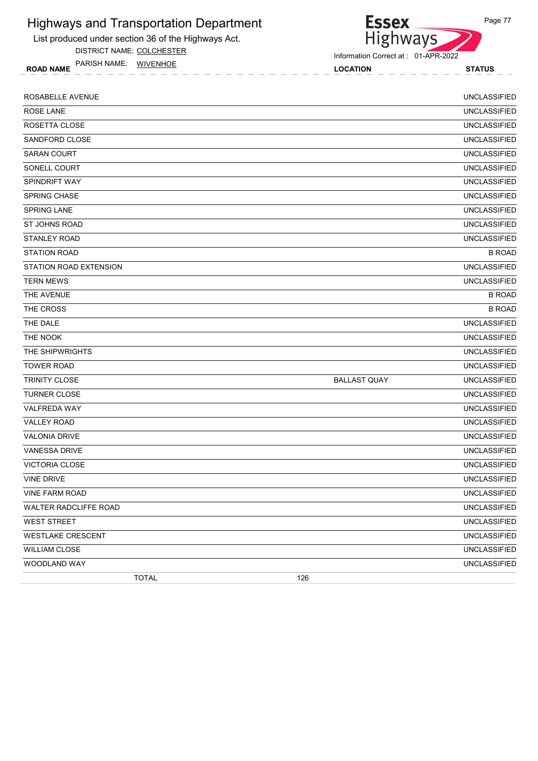# Highways and Transportation Department

List produced under section 36 of the Highways Act.

DISTRICT NAME: COLCHESTER

PARISH NAME: WIVENHOE

Information Correct at : 01-APR-2022

| ROAD NAME | LOCATION | STATUS |
|---|---|---|
| ROSABELLE AVENUE | | UNCLASSIFIED |
| ROSE LANE | | UNCLASSIFIED |
| ROSETTA CLOSE | | UNCLASSIFIED |
| SANDFORD CLOSE | | UNCLASSIFIED |
| SARAN COURT | | UNCLASSIFIED |
| SONELL COURT | | UNCLASSIFIED |
| SPINDRIFT WAY | | UNCLASSIFIED |
| SPRING CHASE | | UNCLASSIFIED |
| SPRING LANE | | UNCLASSIFIED |
| ST JOHNS ROAD | | UNCLASSIFIED |
| STANLEY ROAD | | UNCLASSIFIED |
| STATION ROAD | | B ROAD |
| STATION ROAD EXTENSION | | UNCLASSIFIED |
| TERN MEWS | | UNCLASSIFIED |
| THE AVENUE | | B ROAD |
| THE CROSS | | B ROAD |
| THE DALE | | UNCLASSIFIED |
| THE NOOK | | UNCLASSIFIED |
| THE SHIPWRIGHTS | | UNCLASSIFIED |
| TOWER ROAD | | UNCLASSIFIED |
| TRINITY CLOSE | BALLAST QUAY | UNCLASSIFIED |
| TURNER CLOSE | | UNCLASSIFIED |
| VALFREDA WAY | | UNCLASSIFIED |
| VALLEY ROAD | | UNCLASSIFIED |
| VALONIA DRIVE | | UNCLASSIFIED |
| VANESSA DRIVE | | UNCLASSIFIED |
| VICTORIA CLOSE | | UNCLASSIFIED |
| VINE DRIVE | | UNCLASSIFIED |
| VINE FARM ROAD | | UNCLASSIFIED |
| WALTER RADCLIFFE ROAD | | UNCLASSIFIED |
| WEST STREET | | UNCLASSIFIED |
| WESTLAKE CRESCENT | | UNCLASSIFIED |
| WILLIAM CLOSE | | UNCLASSIFIED |
| WOODLAND WAY | | UNCLASSIFIED |
| TOTAL | 126 | |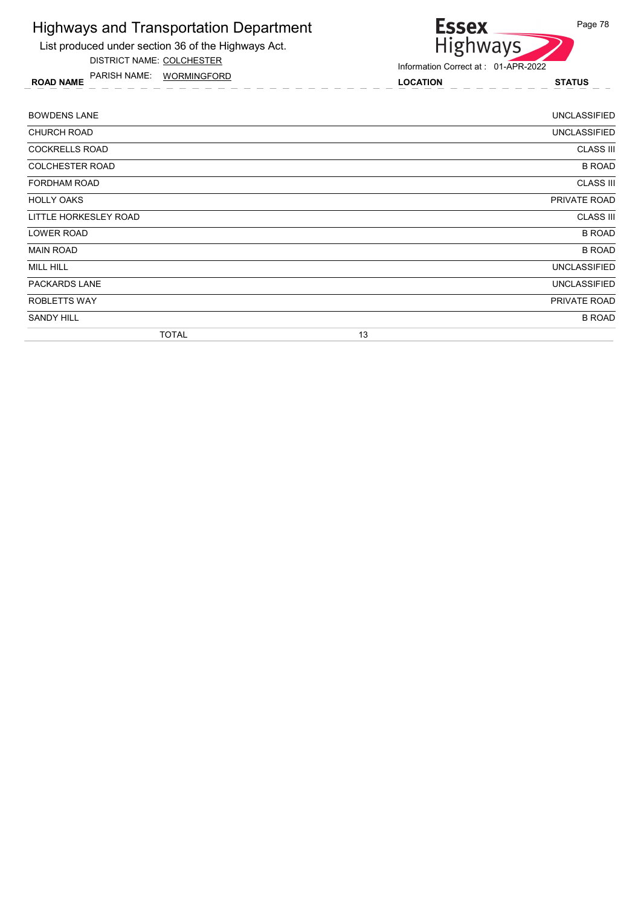# Highways and Transportation Department

List produced under section 36 of the Highways Act.

DISTRICT NAME: COLCHESTER

PARISH NAME: WORMINGFORD

Information Correct at : 01-APR-2022

| ROAD NAME | LOCATION | STATUS |
|---|---|---|
| BOWDENS LANE | | UNCLASSIFIED |
| CHURCH ROAD | | UNCLASSIFIED |
| COCKRELLS ROAD | | CLASS III |
| COLCHESTER ROAD | | B ROAD |
| FORDHAM ROAD | | CLASS III |
| HOLLY OAKS | | PRIVATE ROAD |
| LITTLE HORKESLEY ROAD | | CLASS III |
| LOWER ROAD | | B ROAD |
| MAIN ROAD | | B ROAD |
| MILL HILL | | UNCLASSIFIED |
| PACKARDS LANE | | UNCLASSIFIED |
| ROBLETTS WAY | | PRIVATE ROAD |
| SANDY HILL | | B ROAD |
| TOTAL | 13 | |